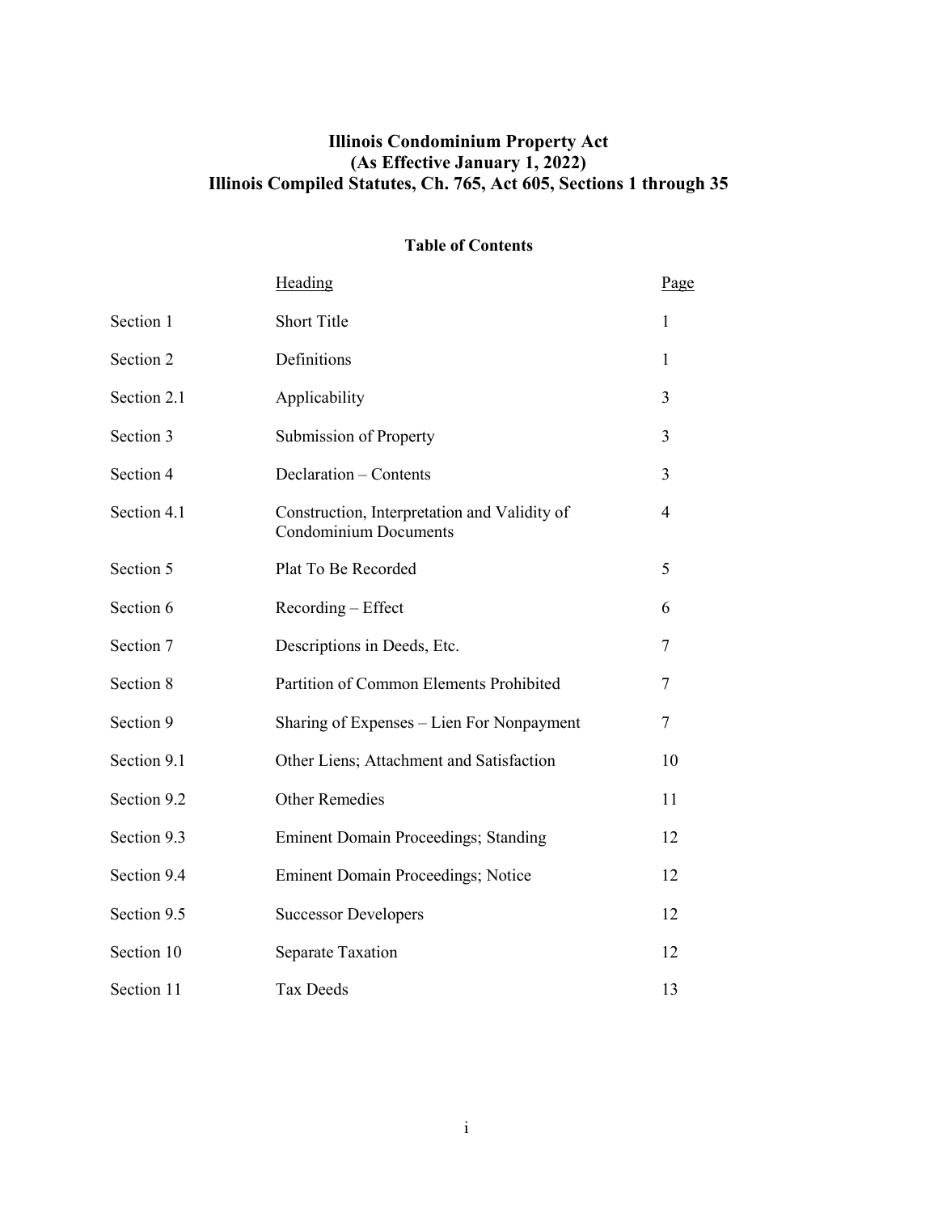# Illinois Condominium Property Act
## (As Effective January 1, 2022)
## Illinois Compiled Statutes, Ch. 765, Act 605, Sections 1 through 35

### Table of Contents

| | Heading | Page |
|---|---|---|
| Section 1 | Short Title | 1 |
| Section 2 | Definitions | 1 |
| Section 2.1 | Applicability | 3 |
| Section 3 | Submission of Property | 3 |
| Section 4 | Declaration – Contents | 3 |
| Section 4.1 | Construction, Interpretation and Validity of Condominium Documents | 4 |
| Section 5 | Plat To Be Recorded | 5 |
| Section 6 | Recording – Effect | 6 |
| Section 7 | Descriptions in Deeds, Etc. | 7 |
| Section 8 | Partition of Common Elements Prohibited | 7 |
| Section 9 | Sharing of Expenses – Lien For Nonpayment | 7 |
| Section 9.1 | Other Liens; Attachment and Satisfaction | 10 |
| Section 9.2 | Other Remedies | 11 |
| Section 9.3 | Eminent Domain Proceedings; Standing | 12 |
| Section 9.4 | Eminent Domain Proceedings; Notice | 12 |
| Section 9.5 | Successor Developers | 12 |
| Section 10 | Separate Taxation | 12 |
| Section 11 | Tax Deeds | 13 |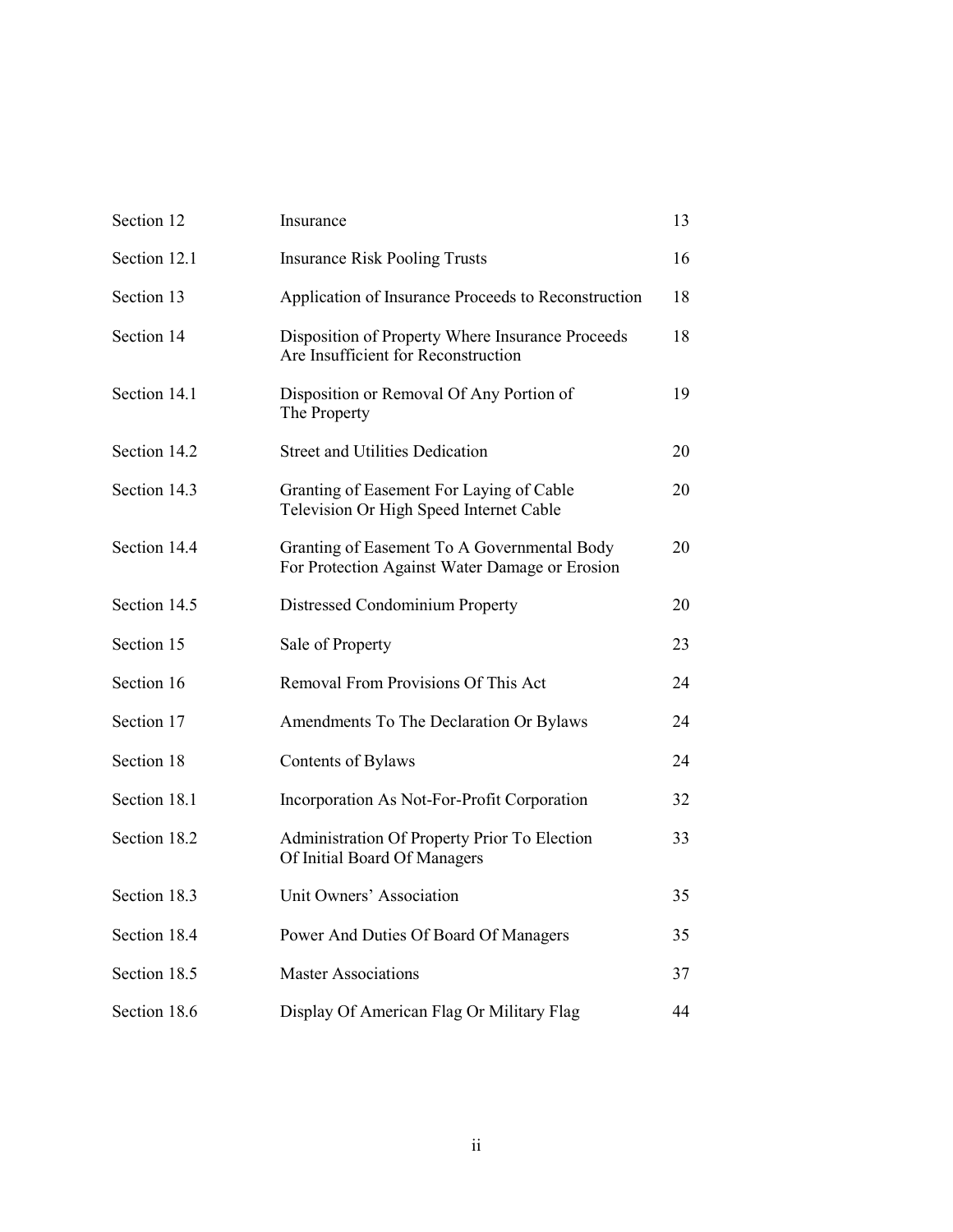| | | |
|---|---|---|
| Section 12 | Insurance | 13 |
| Section 12.1 | Insurance Risk Pooling Trusts | 16 |
| Section 13 | Application of Insurance Proceeds to Reconstruction | 18 |
| Section 14 | Disposition of Property Where Insurance Proceeds Are Insufficient for Reconstruction | 18 |
| Section 14.1 | Disposition or Removal Of Any Portion of The Property | 19 |
| Section 14.2 | Street and Utilities Dedication | 20 |
| Section 14.3 | Granting of Easement For Laying of Cable Television Or High Speed Internet Cable | 20 |
| Section 14.4 | Granting of Easement To A Governmental Body For Protection Against Water Damage or Erosion | 20 |
| Section 14.5 | Distressed Condominium Property | 20 |
| Section 15 | Sale of Property | 23 |
| Section 16 | Removal From Provisions Of This Act | 24 |
| Section 17 | Amendments To The Declaration Or Bylaws | 24 |
| Section 18 | Contents of Bylaws | 24 |
| Section 18.1 | Incorporation As Not-For-Profit Corporation | 32 |
| Section 18.2 | Administration Of Property Prior To Election Of Initial Board Of Managers | 33 |
| Section 18.3 | Unit Owners' Association | 35 |
| Section 18.4 | Power And Duties Of Board Of Managers | 35 |
| Section 18.5 | Master Associations | 37 |
| Section 18.6 | Display Of American Flag Or Military Flag | 44 |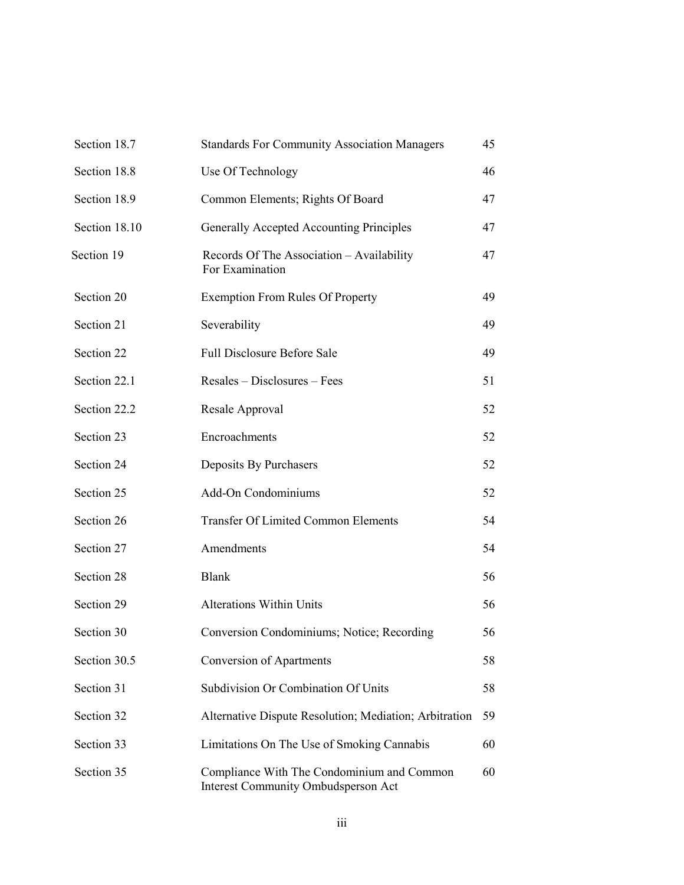| | | |
|---|---|---|
| Section 18.7 | Standards For Community Association Managers | 45 |
| Section 18.8 | Use Of Technology | 46 |
| Section 18.9 | Common Elements; Rights Of Board | 47 |
| Section 18.10 | Generally Accepted Accounting Principles | 47 |
| Section 19 | Records Of The Association – Availability For Examination | 47 |
| Section 20 | Exemption From Rules Of Property | 49 |
| Section 21 | Severability | 49 |
| Section 22 | Full Disclosure Before Sale | 49 |
| Section 22.1 | Resales – Disclosures – Fees | 51 |
| Section 22.2 | Resale Approval | 52 |
| Section 23 | Encroachments | 52 |
| Section 24 | Deposits By Purchasers | 52 |
| Section 25 | Add-On Condominiums | 52 |
| Section 26 | Transfer Of Limited Common Elements | 54 |
| Section 27 | Amendments | 54 |
| Section 28 | Blank | 56 |
| Section 29 | Alterations Within Units | 56 |
| Section 30 | Conversion Condominiums; Notice; Recording | 56 |
| Section 30.5 | Conversion of Apartments | 58 |
| Section 31 | Subdivision Or Combination Of Units | 58 |
| Section 32 | Alternative Dispute Resolution; Mediation; Arbitration | 59 |
| Section 33 | Limitations On The Use of Smoking Cannabis | 60 |
| Section 35 | Compliance With The Condominium and Common Interest Community Ombudsperson Act | 60 |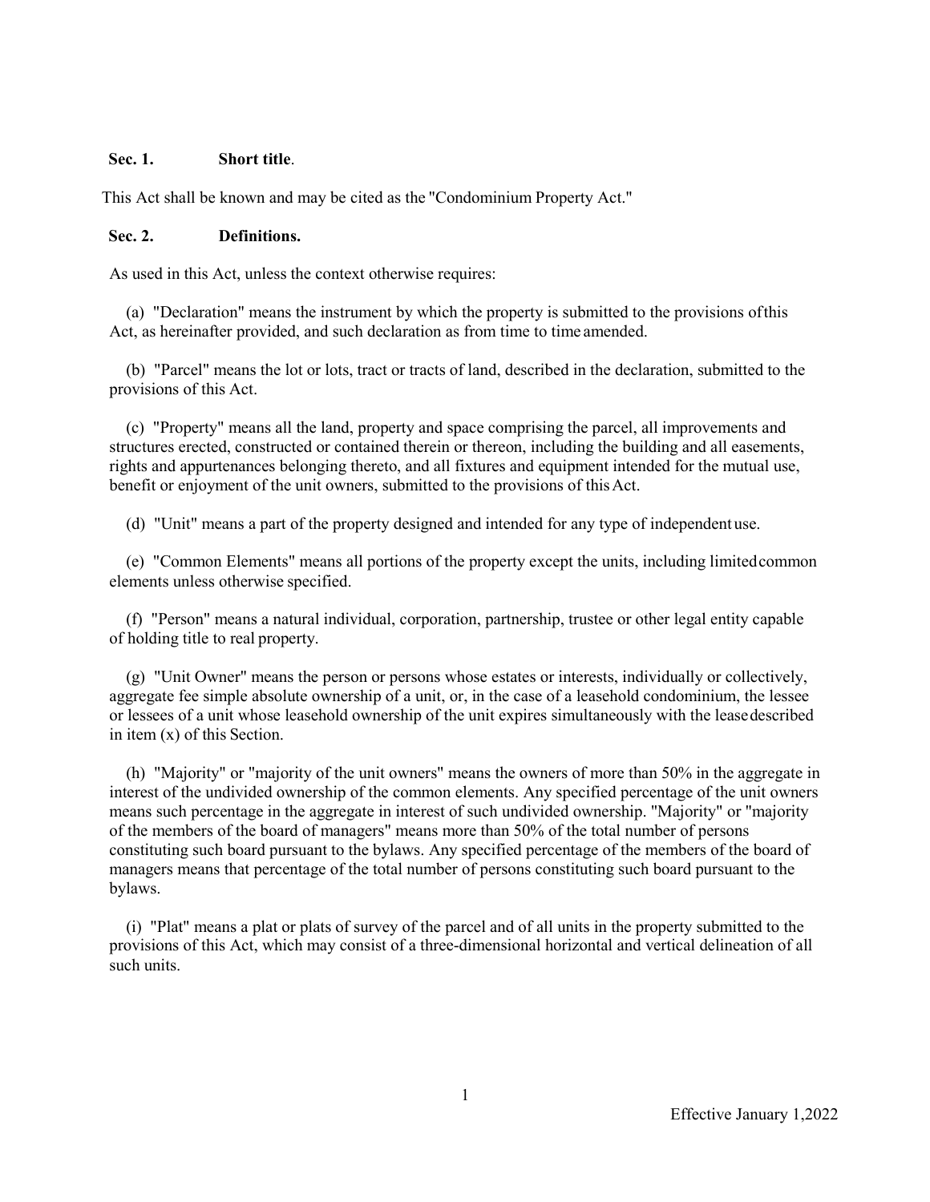**Sec. 1. Short title**.

This Act shall be known and may be cited as the "Condominium Property Act."

**Sec. 2. Definitions.**

As used in this Act, unless the context otherwise requires:

(a) "Declaration" means the instrument by which the property is submitted to the provisions of this Act, as hereinafter provided, and such declaration as from time to time amended.

(b) "Parcel" means the lot or lots, tract or tracts of land, described in the declaration, submitted to the provisions of this Act.

(c) "Property" means all the land, property and space comprising the parcel, all improvements and structures erected, constructed or contained therein or thereon, including the building and all easements, rights and appurtenances belonging thereto, and all fixtures and equipment intended for the mutual use, benefit or enjoyment of the unit owners, submitted to the provisions of this Act.

(d) "Unit" means a part of the property designed and intended for any type of independent use.

(e) "Common Elements" means all portions of the property except the units, including limited common elements unless otherwise specified.

(f) "Person" means a natural individual, corporation, partnership, trustee or other legal entity capable of holding title to real property.

(g) "Unit Owner" means the person or persons whose estates or interests, individually or collectively, aggregate fee simple absolute ownership of a unit, or, in the case of a leasehold condominium, the lessee or lessees of a unit whose leasehold ownership of the unit expires simultaneously with the lease described in item (x) of this Section.

(h) "Majority" or "majority of the unit owners" means the owners of more than 50% in the aggregate in interest of the undivided ownership of the common elements. Any specified percentage of the unit owners means such percentage in the aggregate in interest of such undivided ownership. "Majority" or "majority of the members of the board of managers" means more than 50% of the total number of persons constituting such board pursuant to the bylaws. Any specified percentage of the members of the board of managers means that percentage of the total number of persons constituting such board pursuant to the bylaws.

(i) "Plat" means a plat or plats of survey of the parcel and of all units in the property submitted to the provisions of this Act, which may consist of a three-dimensional horizontal and vertical delineation of all such units.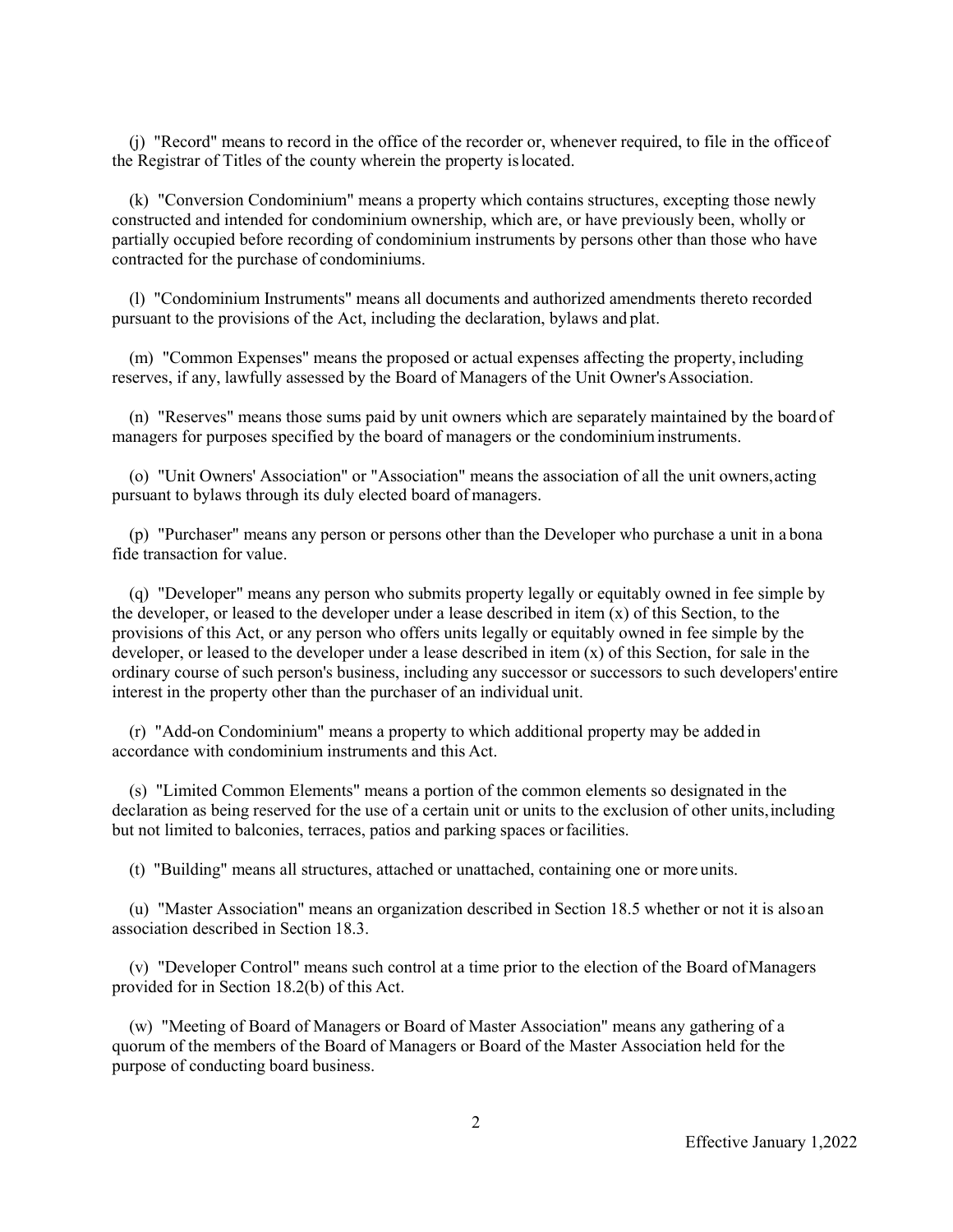(j) "Record" means to record in the office of the recorder or, whenever required, to file in the office of the Registrar of Titles of the county wherein the property is located.

(k) "Conversion Condominium" means a property which contains structures, excepting those newly constructed and intended for condominium ownership, which are, or have previously been, wholly or partially occupied before recording of condominium instruments by persons other than those who have contracted for the purchase of condominiums.

(l) "Condominium Instruments" means all documents and authorized amendments thereto recorded pursuant to the provisions of the Act, including the declaration, bylaws and plat.

(m) "Common Expenses" means the proposed or actual expenses affecting the property, including reserves, if any, lawfully assessed by the Board of Managers of the Unit Owner's Association.

(n) "Reserves" means those sums paid by unit owners which are separately maintained by the board of managers for purposes specified by the board of managers or the condominium instruments.

(o) "Unit Owners' Association" or "Association" means the association of all the unit owners, acting pursuant to bylaws through its duly elected board of managers.

(p) "Purchaser" means any person or persons other than the Developer who purchase a unit in a bona fide transaction for value.

(q) "Developer" means any person who submits property legally or equitably owned in fee simple by the developer, or leased to the developer under a lease described in item (x) of this Section, to the provisions of this Act, or any person who offers units legally or equitably owned in fee simple by the developer, or leased to the developer under a lease described in item (x) of this Section, for sale in the ordinary course of such person's business, including any successor or successors to such developers' entire interest in the property other than the purchaser of an individual unit.

(r) "Add-on Condominium" means a property to which additional property may be added in accordance with condominium instruments and this Act.

(s) "Limited Common Elements" means a portion of the common elements so designated in the declaration as being reserved for the use of a certain unit or units to the exclusion of other units, including but not limited to balconies, terraces, patios and parking spaces or facilities.

(t) "Building" means all structures, attached or unattached, containing one or more units.

(u) "Master Association" means an organization described in Section 18.5 whether or not it is also an association described in Section 18.3.

(v) "Developer Control" means such control at a time prior to the election of the Board of Managers provided for in Section 18.2(b) of this Act.

(w) "Meeting of Board of Managers or Board of Master Association" means any gathering of a quorum of the members of the Board of Managers or Board of the Master Association held for the purpose of conducting board business.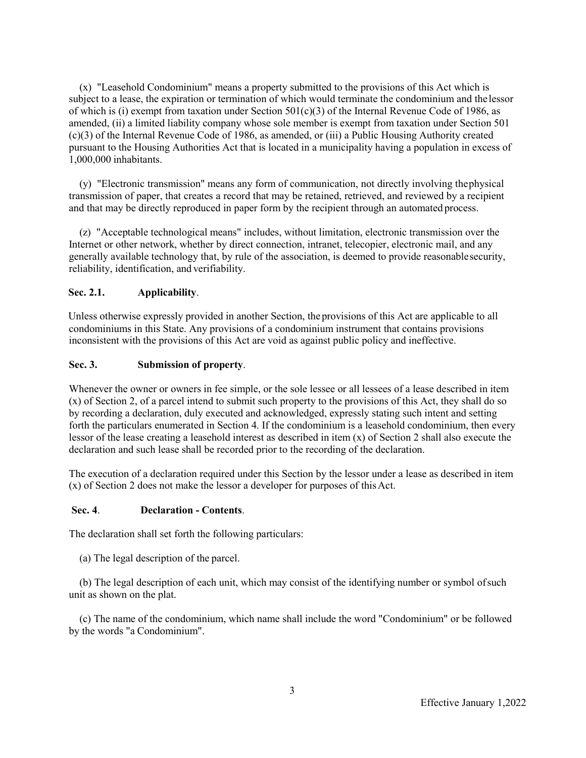(x) "Leasehold Condominium" means a property submitted to the provisions of this Act which is subject to a lease, the expiration or termination of which would terminate the condominium and the lessor of which is (i) exempt from taxation under Section 501(c)(3) of the Internal Revenue Code of 1986, as amended, (ii) a limited liability company whose sole member is exempt from taxation under Section 501 (c)(3) of the Internal Revenue Code of 1986, as amended, or (iii) a Public Housing Authority created pursuant to the Housing Authorities Act that is located in a municipality having a population in excess of 1,000,000 inhabitants.

(y) "Electronic transmission" means any form of communication, not directly involving the physical transmission of paper, that creates a record that may be retained, retrieved, and reviewed by a recipient and that may be directly reproduced in paper form by the recipient through an automated process.

(z) "Acceptable technological means" includes, without limitation, electronic transmission over the Internet or other network, whether by direct connection, intranet, telecopier, electronic mail, and any generally available technology that, by rule of the association, is deemed to provide reasonable security, reliability, identification, and verifiability.

**Sec. 2.1. Applicability**.

Unless otherwise expressly provided in another Section, the provisions of this Act are applicable to all condominiums in this State. Any provisions of a condominium instrument that contains provisions inconsistent with the provisions of this Act are void as against public policy and ineffective.

**Sec. 3. Submission of property**.

Whenever the owner or owners in fee simple, or the sole lessee or all lessees of a lease described in item (x) of Section 2, of a parcel intend to submit such property to the provisions of this Act, they shall do so by recording a declaration, duly executed and acknowledged, expressly stating such intent and setting forth the particulars enumerated in Section 4. If the condominium is a leasehold condominium, then every lessor of the lease creating a leasehold interest as described in item (x) of Section 2 shall also execute the declaration and such lease shall be recorded prior to the recording of the declaration.

The execution of a declaration required under this Section by the lessor under a lease as described in item (x) of Section 2 does not make the lessor a developer for purposes of this Act.

**Sec. 4. Declaration - Contents**.

The declaration shall set forth the following particulars:

(a) The legal description of the parcel.

(b) The legal description of each unit, which may consist of the identifying number or symbol of such unit as shown on the plat.

(c) The name of the condominium, which name shall include the word "Condominium" or be followed by the words "a Condominium".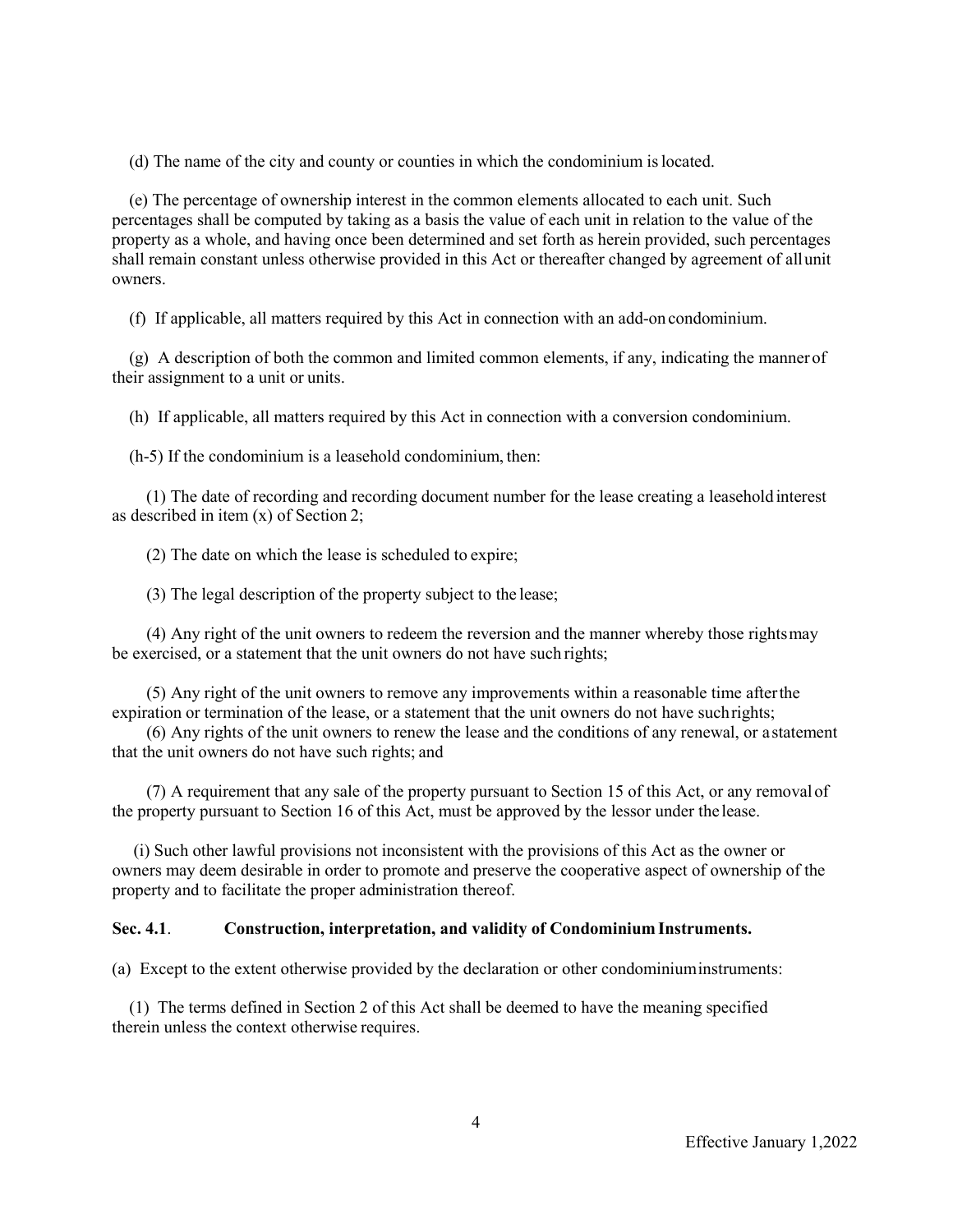(d) The name of the city and county or counties in which the condominium is located.

(e) The percentage of ownership interest in the common elements allocated to each unit. Such percentages shall be computed by taking as a basis the value of each unit in relation to the value of the property as a whole, and having once been determined and set forth as herein provided, such percentages shall remain constant unless otherwise provided in this Act or thereafter changed by agreement of all unit owners.

(f) If applicable, all matters required by this Act in connection with an add-on condominium.

(g) A description of both the common and limited common elements, if any, indicating the manner of their assignment to a unit or units.

(h) If applicable, all matters required by this Act in connection with a conversion condominium.

(h-5) If the condominium is a leasehold condominium, then:

(1) The date of recording and recording document number for the lease creating a leasehold interest as described in item (x) of Section 2;

(2) The date on which the lease is scheduled to expire;

(3) The legal description of the property subject to the lease;

(4) Any right of the unit owners to redeem the reversion and the manner whereby those rights may be exercised, or a statement that the unit owners do not have such rights;

(5) Any right of the unit owners to remove any improvements within a reasonable time after the expiration or termination of the lease, or a statement that the unit owners do not have such rights;

(6) Any rights of the unit owners to renew the lease and the conditions of any renewal, or a statement that the unit owners do not have such rights; and

(7) A requirement that any sale of the property pursuant to Section 15 of this Act, or any removal of the property pursuant to Section 16 of this Act, must be approved by the lessor under the lease.

(i) Such other lawful provisions not inconsistent with the provisions of this Act as the owner or owners may deem desirable in order to promote and preserve the cooperative aspect of ownership of the property and to facilitate the proper administration thereof.

**Sec. 4.1**. **Construction, interpretation, and validity of Condominium Instruments.**

(a) Except to the extent otherwise provided by the declaration or other condominium instruments:

(1) The terms defined in Section 2 of this Act shall be deemed to have the meaning specified therein unless the context otherwise requires.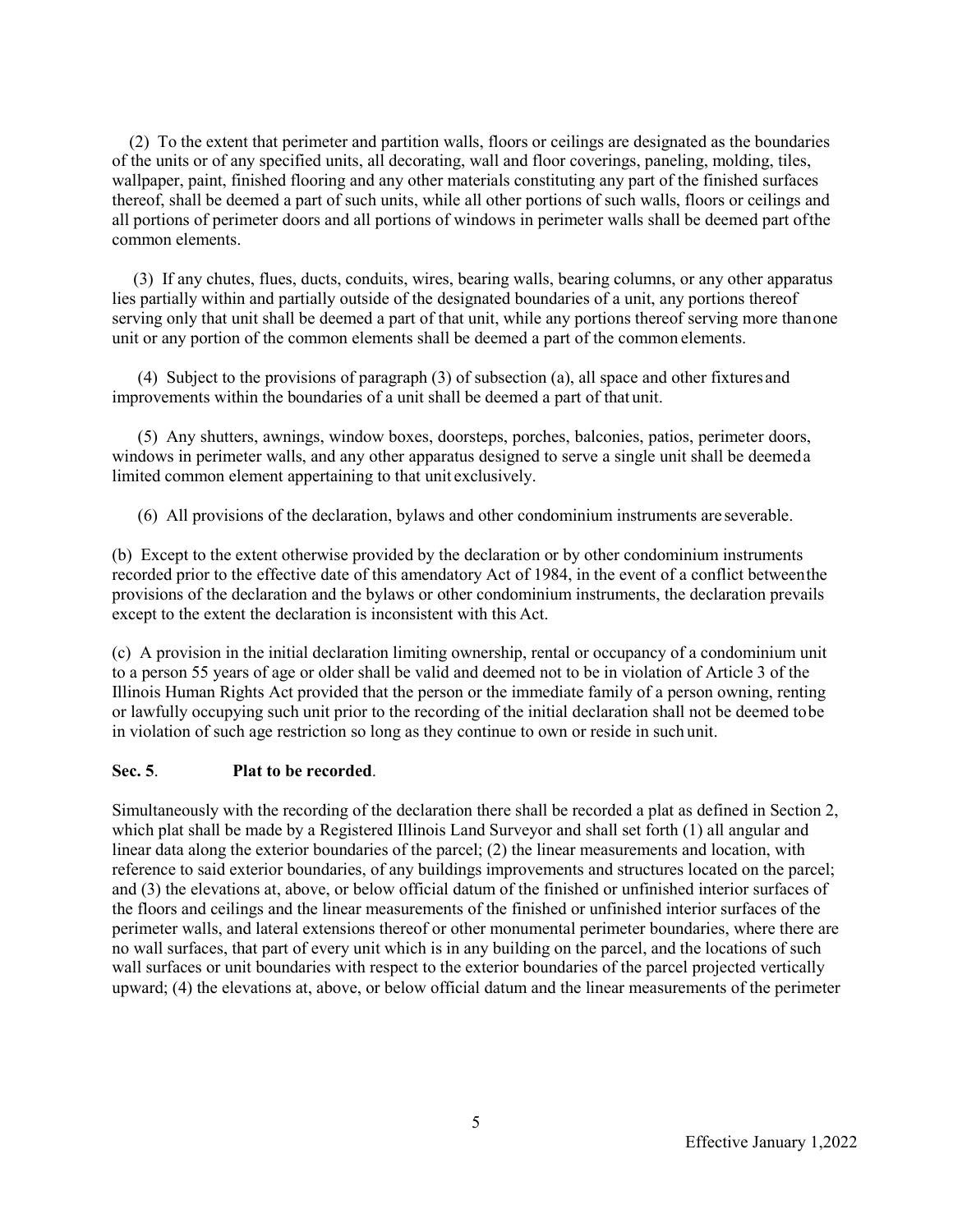(2) To the extent that perimeter and partition walls, floors or ceilings are designated as the boundaries of the units or of any specified units, all decorating, wall and floor coverings, paneling, molding, tiles, wallpaper, paint, finished flooring and any other materials constituting any part of the finished surfaces thereof, shall be deemed a part of such units, while all other portions of such walls, floors or ceilings and all portions of perimeter doors and all portions of windows in perimeter walls shall be deemed part of the common elements.

(3) If any chutes, flues, ducts, conduits, wires, bearing walls, bearing columns, or any other apparatus lies partially within and partially outside of the designated boundaries of a unit, any portions thereof serving only that unit shall be deemed a part of that unit, while any portions thereof serving more than one unit or any portion of the common elements shall be deemed a part of the common elements.

(4) Subject to the provisions of paragraph (3) of subsection (a), all space and other fixtures and improvements within the boundaries of a unit shall be deemed a part of that unit.

(5) Any shutters, awnings, window boxes, doorsteps, porches, balconies, patios, perimeter doors, windows in perimeter walls, and any other apparatus designed to serve a single unit shall be deemed a limited common element appertaining to that unit exclusively.

(6) All provisions of the declaration, bylaws and other condominium instruments are severable.

(b) Except to the extent otherwise provided by the declaration or by other condominium instruments recorded prior to the effective date of this amendatory Act of 1984, in the event of a conflict between the provisions of the declaration and the bylaws or other condominium instruments, the declaration prevails except to the extent the declaration is inconsistent with this Act.

(c) A provision in the initial declaration limiting ownership, rental or occupancy of a condominium unit to a person 55 years of age or older shall be valid and deemed not to be in violation of Article 3 of the Illinois Human Rights Act provided that the person or the immediate family of a person owning, renting or lawfully occupying such unit prior to the recording of the initial declaration shall not be deemed to be in violation of such age restriction so long as they continue to own or reside in such unit.

**Sec. 5**. **Plat to be recorded**.

Simultaneously with the recording of the declaration there shall be recorded a plat as defined in Section 2, which plat shall be made by a Registered Illinois Land Surveyor and shall set forth (1) all angular and linear data along the exterior boundaries of the parcel; (2) the linear measurements and location, with reference to said exterior boundaries, of any buildings improvements and structures located on the parcel; and (3) the elevations at, above, or below official datum of the finished or unfinished interior surfaces of the floors and ceilings and the linear measurements of the finished or unfinished interior surfaces of the perimeter walls, and lateral extensions thereof or other monumental perimeter boundaries, where there are no wall surfaces, that part of every unit which is in any building on the parcel, and the locations of such wall surfaces or unit boundaries with respect to the exterior boundaries of the parcel projected vertically upward; (4) the elevations at, above, or below official datum and the linear measurements of the perimeter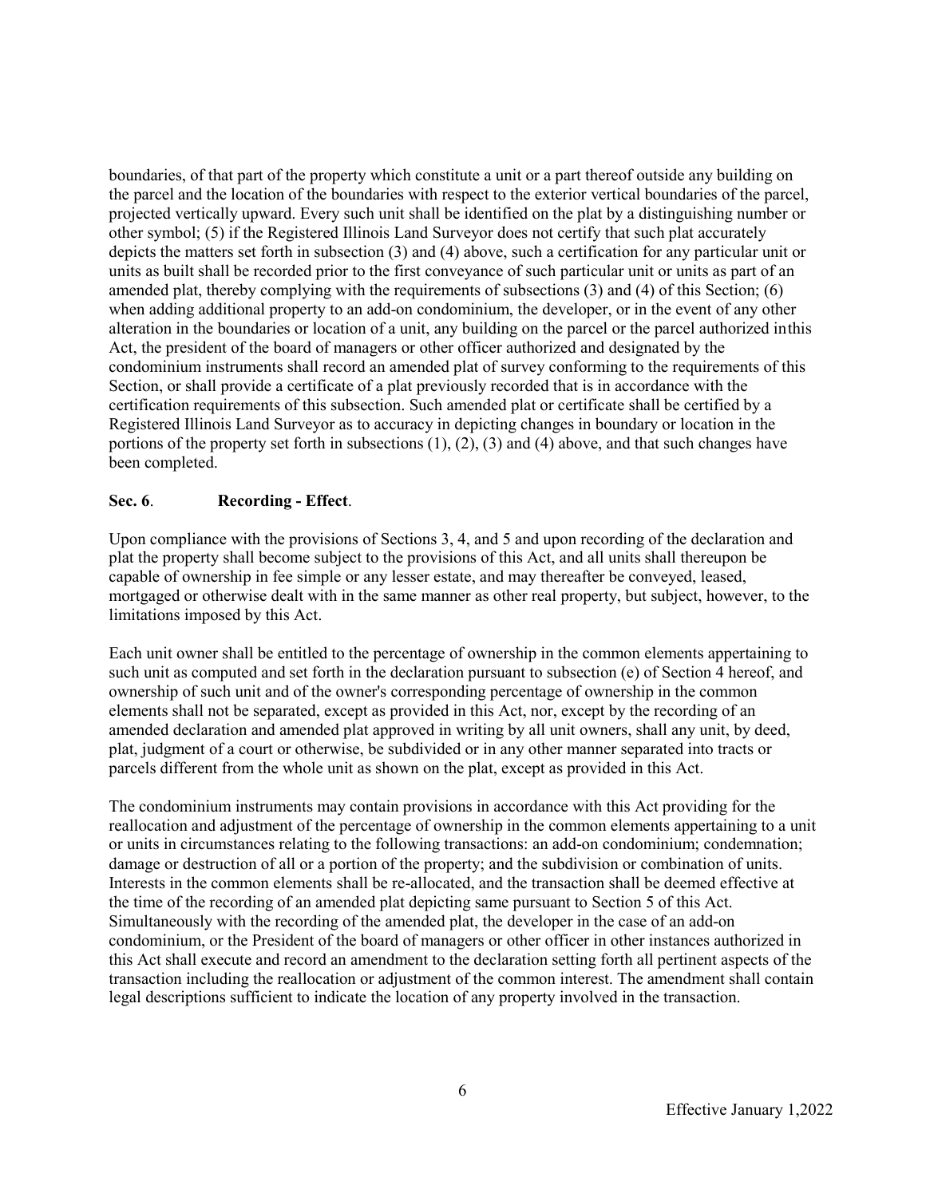boundaries, of that part of the property which constitute a unit or a part thereof outside any building on the parcel and the location of the boundaries with respect to the exterior vertical boundaries of the parcel, projected vertically upward. Every such unit shall be identified on the plat by a distinguishing number or other symbol; (5) if the Registered Illinois Land Surveyor does not certify that such plat accurately depicts the matters set forth in subsection (3) and (4) above, such a certification for any particular unit or units as built shall be recorded prior to the first conveyance of such particular unit or units as part of an amended plat, thereby complying with the requirements of subsections (3) and (4) of this Section; (6) when adding additional property to an add-on condominium, the developer, or in the event of any other alteration in the boundaries or location of a unit, any building on the parcel or the parcel authorized inthis Act, the president of the board of managers or other officer authorized and designated by the condominium instruments shall record an amended plat of survey conforming to the requirements of this Section, or shall provide a certificate of a plat previously recorded that is in accordance with the certification requirements of this subsection. Such amended plat or certificate shall be certified by a Registered Illinois Land Surveyor as to accuracy in depicting changes in boundary or location in the portions of the property set forth in subsections (1), (2), (3) and (4) above, and that such changes have been completed.

### Sec. 6. Recording - Effect.

Upon compliance with the provisions of Sections 3, 4, and 5 and upon recording of the declaration and plat the property shall become subject to the provisions of this Act, and all units shall thereupon be capable of ownership in fee simple or any lesser estate, and may thereafter be conveyed, leased, mortgaged or otherwise dealt with in the same manner as other real property, but subject, however, to the limitations imposed by this Act.

Each unit owner shall be entitled to the percentage of ownership in the common elements appertaining to such unit as computed and set forth in the declaration pursuant to subsection (e) of Section 4 hereof, and ownership of such unit and of the owner's corresponding percentage of ownership in the common elements shall not be separated, except as provided in this Act, nor, except by the recording of an amended declaration and amended plat approved in writing by all unit owners, shall any unit, by deed, plat, judgment of a court or otherwise, be subdivided or in any other manner separated into tracts or parcels different from the whole unit as shown on the plat, except as provided in this Act.

The condominium instruments may contain provisions in accordance with this Act providing for the reallocation and adjustment of the percentage of ownership in the common elements appertaining to a unit or units in circumstances relating to the following transactions: an add-on condominium; condemnation; damage or destruction of all or a portion of the property; and the subdivision or combination of units. Interests in the common elements shall be re-allocated, and the transaction shall be deemed effective at the time of the recording of an amended plat depicting same pursuant to Section 5 of this Act. Simultaneously with the recording of the amended plat, the developer in the case of an add-on condominium, or the President of the board of managers or other officer in other instances authorized in this Act shall execute and record an amendment to the declaration setting forth all pertinent aspects of the transaction including the reallocation or adjustment of the common interest. The amendment shall contain legal descriptions sufficient to indicate the location of any property involved in the transaction.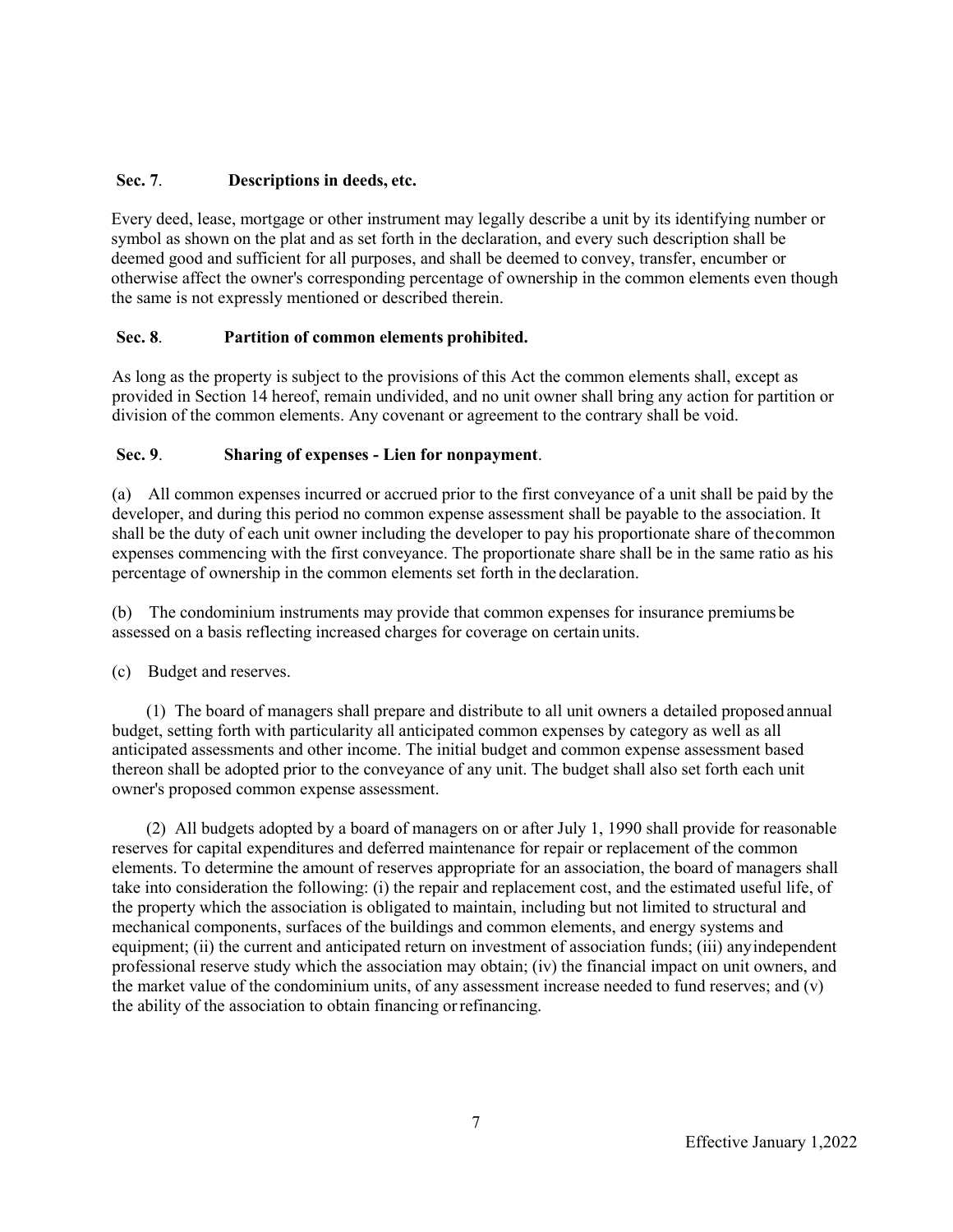**Sec. 7**. **Descriptions in deeds, etc.**

Every deed, lease, mortgage or other instrument may legally describe a unit by its identifying number or symbol as shown on the plat and as set forth in the declaration, and every such description shall be deemed good and sufficient for all purposes, and shall be deemed to convey, transfer, encumber or otherwise affect the owner's corresponding percentage of ownership in the common elements even though the same is not expressly mentioned or described therein.

**Sec. 8**. **Partition of common elements prohibited.**

As long as the property is subject to the provisions of this Act the common elements shall, except as provided in Section 14 hereof, remain undivided, and no unit owner shall bring any action for partition or division of the common elements. Any covenant or agreement to the contrary shall be void.

**Sec. 9**. **Sharing of expenses - Lien for nonpayment**.

(a) All common expenses incurred or accrued prior to the first conveyance of a unit shall be paid by the developer, and during this period no common expense assessment shall be payable to the association. It shall be the duty of each unit owner including the developer to pay his proportionate share of the common expenses commencing with the first conveyance. The proportionate share shall be in the same ratio as his percentage of ownership in the common elements set forth in the declaration.

(b) The condominium instruments may provide that common expenses for insurance premiums be assessed on a basis reflecting increased charges for coverage on certain units.

(c) Budget and reserves.

(1) The board of managers shall prepare and distribute to all unit owners a detailed proposed annual budget, setting forth with particularity all anticipated common expenses by category as well as all anticipated assessments and other income. The initial budget and common expense assessment based thereon shall be adopted prior to the conveyance of any unit. The budget shall also set forth each unit owner's proposed common expense assessment.

(2) All budgets adopted by a board of managers on or after July 1, 1990 shall provide for reasonable reserves for capital expenditures and deferred maintenance for repair or replacement of the common elements. To determine the amount of reserves appropriate for an association, the board of managers shall take into consideration the following: (i) the repair and replacement cost, and the estimated useful life, of the property which the association is obligated to maintain, including but not limited to structural and mechanical components, surfaces of the buildings and common elements, and energy systems and equipment; (ii) the current and anticipated return on investment of association funds; (iii) any independent professional reserve study which the association may obtain; (iv) the financial impact on unit owners, and the market value of the condominium units, of any assessment increase needed to fund reserves; and (v) the ability of the association to obtain financing or refinancing.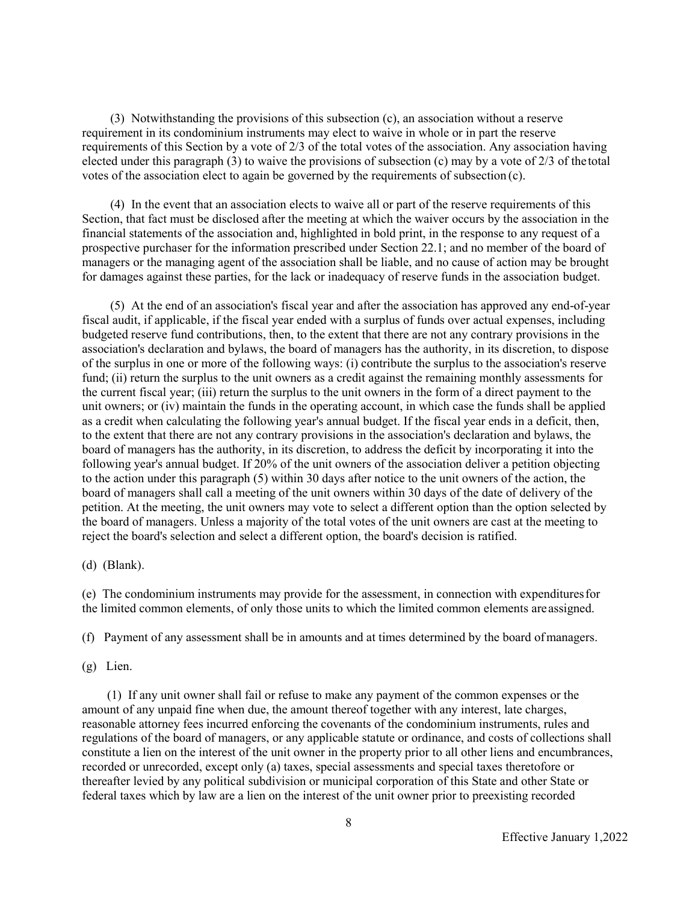(3) Notwithstanding the provisions of this subsection (c), an association without a reserve requirement in its condominium instruments may elect to waive in whole or in part the reserve requirements of this Section by a vote of 2/3 of the total votes of the association. Any association having elected under this paragraph (3) to waive the provisions of subsection (c) may by a vote of 2/3 of the total votes of the association elect to again be governed by the requirements of subsection (c).

(4) In the event that an association elects to waive all or part of the reserve requirements of this Section, that fact must be disclosed after the meeting at which the waiver occurs by the association in the financial statements of the association and, highlighted in bold print, in the response to any request of a prospective purchaser for the information prescribed under Section 22.1; and no member of the board of managers or the managing agent of the association shall be liable, and no cause of action may be brought for damages against these parties, for the lack or inadequacy of reserve funds in the association budget.

(5) At the end of an association's fiscal year and after the association has approved any end-of-year fiscal audit, if applicable, if the fiscal year ended with a surplus of funds over actual expenses, including budgeted reserve fund contributions, then, to the extent that there are not any contrary provisions in the association's declaration and bylaws, the board of managers has the authority, in its discretion, to dispose of the surplus in one or more of the following ways: (i) contribute the surplus to the association's reserve fund; (ii) return the surplus to the unit owners as a credit against the remaining monthly assessments for the current fiscal year; (iii) return the surplus to the unit owners in the form of a direct payment to the unit owners; or (iv) maintain the funds in the operating account, in which case the funds shall be applied as a credit when calculating the following year's annual budget. If the fiscal year ends in a deficit, then, to the extent that there are not any contrary provisions in the association's declaration and bylaws, the board of managers has the authority, in its discretion, to address the deficit by incorporating it into the following year's annual budget. If 20% of the unit owners of the association deliver a petition objecting to the action under this paragraph (5) within 30 days after notice to the unit owners of the action, the board of managers shall call a meeting of the unit owners within 30 days of the date of delivery of the petition. At the meeting, the unit owners may vote to select a different option than the option selected by the board of managers. Unless a majority of the total votes of the unit owners are cast at the meeting to reject the board's selection and select a different option, the board's decision is ratified.

(d) (Blank).

(e) The condominium instruments may provide for the assessment, in connection with expenditures for the limited common elements, of only those units to which the limited common elements are assigned.

(f) Payment of any assessment shall be in amounts and at times determined by the board of managers.

(g) Lien.

(1) If any unit owner shall fail or refuse to make any payment of the common expenses or the amount of any unpaid fine when due, the amount thereof together with any interest, late charges, reasonable attorney fees incurred enforcing the covenants of the condominium instruments, rules and regulations of the board of managers, or any applicable statute or ordinance, and costs of collections shall constitute a lien on the interest of the unit owner in the property prior to all other liens and encumbrances, recorded or unrecorded, except only (a) taxes, special assessments and special taxes theretofore or thereafter levied by any political subdivision or municipal corporation of this State and other State or federal taxes which by law are a lien on the interest of the unit owner prior to preexisting recorded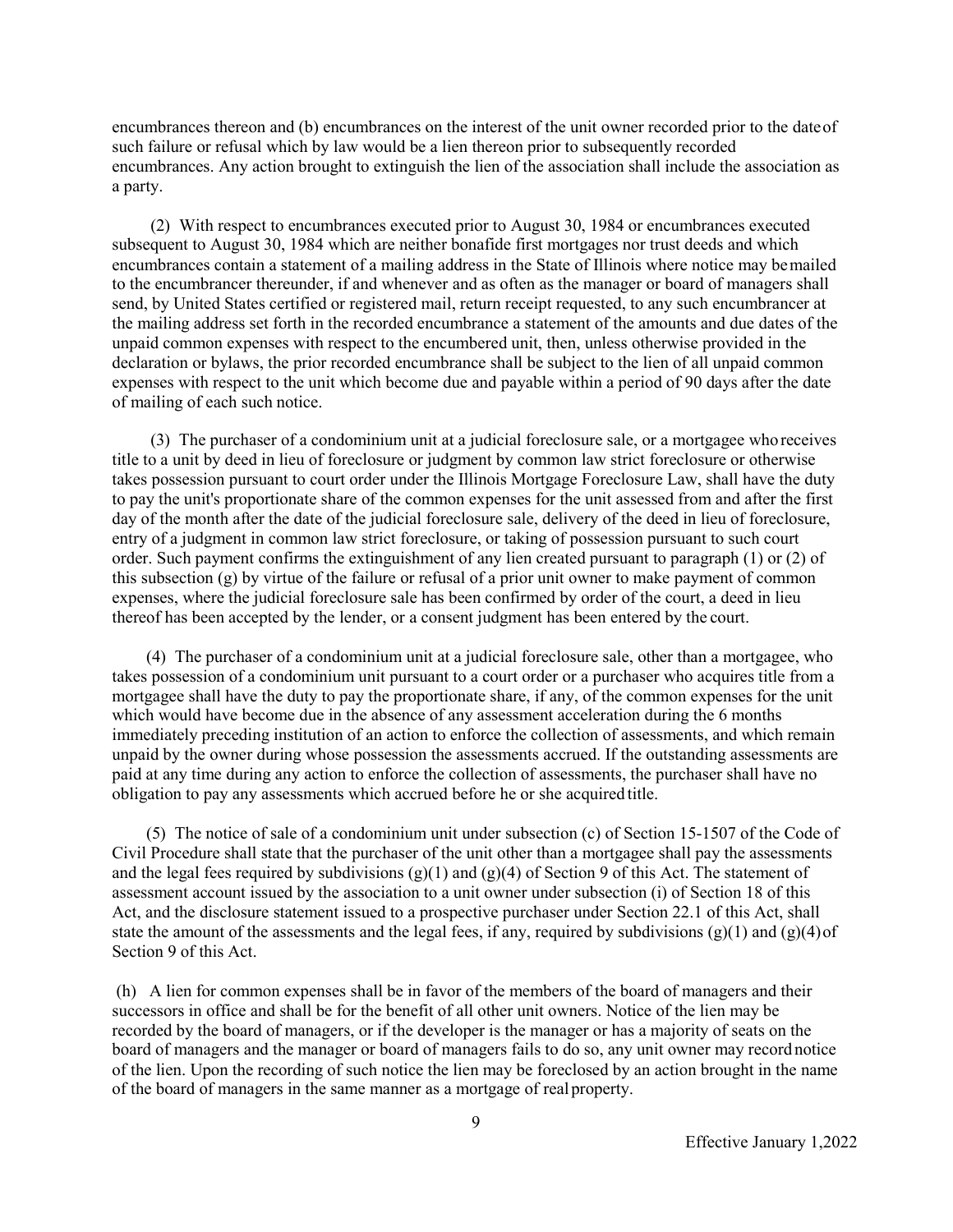encumbrances thereon and (b) encumbrances on the interest of the unit owner recorded prior to the date of such failure or refusal which by law would be a lien thereon prior to subsequently recorded encumbrances. Any action brought to extinguish the lien of the association shall include the association as a party.

(2) With respect to encumbrances executed prior to August 30, 1984 or encumbrances executed subsequent to August 30, 1984 which are neither bonafide first mortgages nor trust deeds and which encumbrances contain a statement of a mailing address in the State of Illinois where notice may be mailed to the encumbrancer thereunder, if and whenever and as often as the manager or board of managers shall send, by United States certified or registered mail, return receipt requested, to any such encumbrancer at the mailing address set forth in the recorded encumbrance a statement of the amounts and due dates of the unpaid common expenses with respect to the encumbered unit, then, unless otherwise provided in the declaration or bylaws, the prior recorded encumbrance shall be subject to the lien of all unpaid common expenses with respect to the unit which become due and payable within a period of 90 days after the date of mailing of each such notice.

(3) The purchaser of a condominium unit at a judicial foreclosure sale, or a mortgagee who receives title to a unit by deed in lieu of foreclosure or judgment by common law strict foreclosure or otherwise takes possession pursuant to court order under the Illinois Mortgage Foreclosure Law, shall have the duty to pay the unit's proportionate share of the common expenses for the unit assessed from and after the first day of the month after the date of the judicial foreclosure sale, delivery of the deed in lieu of foreclosure, entry of a judgment in common law strict foreclosure, or taking of possession pursuant to such court order. Such payment confirms the extinguishment of any lien created pursuant to paragraph (1) or (2) of this subsection (g) by virtue of the failure or refusal of a prior unit owner to make payment of common expenses, where the judicial foreclosure sale has been confirmed by order of the court, a deed in lieu thereof has been accepted by the lender, or a consent judgment has been entered by the court.

(4) The purchaser of a condominium unit at a judicial foreclosure sale, other than a mortgagee, who takes possession of a condominium unit pursuant to a court order or a purchaser who acquires title from a mortgagee shall have the duty to pay the proportionate share, if any, of the common expenses for the unit which would have become due in the absence of any assessment acceleration during the 6 months immediately preceding institution of an action to enforce the collection of assessments, and which remain unpaid by the owner during whose possession the assessments accrued. If the outstanding assessments are paid at any time during any action to enforce the collection of assessments, the purchaser shall have no obligation to pay any assessments which accrued before he or she acquired title.

(5) The notice of sale of a condominium unit under subsection (c) of Section 15-1507 of the Code of Civil Procedure shall state that the purchaser of the unit other than a mortgagee shall pay the assessments and the legal fees required by subdivisions (g)(1) and (g)(4) of Section 9 of this Act. The statement of assessment account issued by the association to a unit owner under subsection (i) of Section 18 of this Act, and the disclosure statement issued to a prospective purchaser under Section 22.1 of this Act, shall state the amount of the assessments and the legal fees, if any, required by subdivisions (g)(1) and (g)(4) of Section 9 of this Act.

(h) A lien for common expenses shall be in favor of the members of the board of managers and their successors in office and shall be for the benefit of all other unit owners. Notice of the lien may be recorded by the board of managers, or if the developer is the manager or has a majority of seats on the board of managers and the manager or board of managers fails to do so, any unit owner may record notice of the lien. Upon the recording of such notice the lien may be foreclosed by an action brought in the name of the board of managers in the same manner as a mortgage of real property.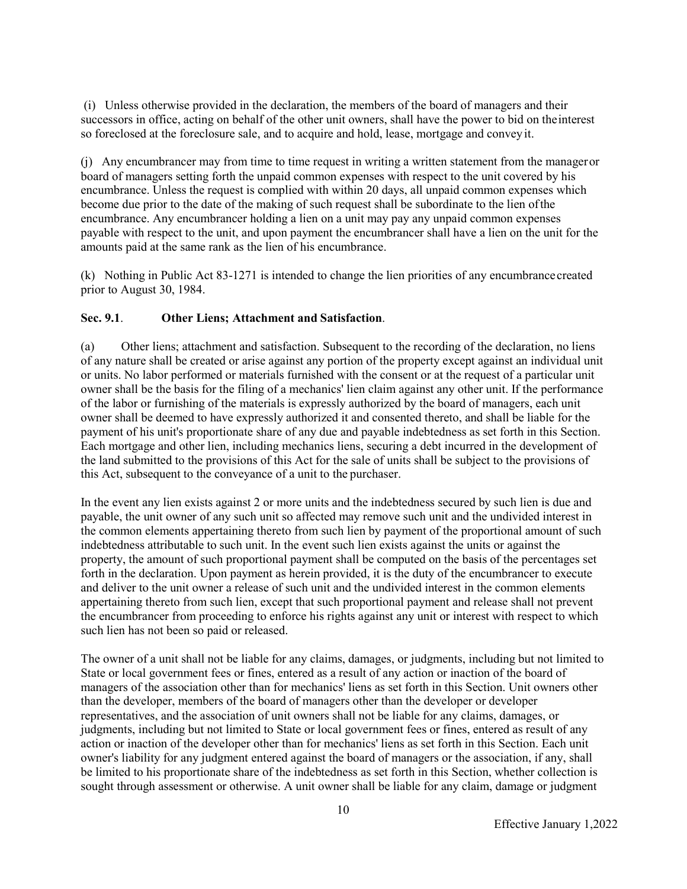(i) Unless otherwise provided in the declaration, the members of the board of managers and their successors in office, acting on behalf of the other unit owners, shall have the power to bid on the interest so foreclosed at the foreclosure sale, and to acquire and hold, lease, mortgage and convey it.

(j) Any encumbrancer may from time to time request in writing a written statement from the manager or board of managers setting forth the unpaid common expenses with respect to the unit covered by his encumbrance. Unless the request is complied with within 20 days, all unpaid common expenses which become due prior to the date of the making of such request shall be subordinate to the lien of the encumbrance. Any encumbrancer holding a lien on a unit may pay any unpaid common expenses payable with respect to the unit, and upon payment the encumbrancer shall have a lien on the unit for the amounts paid at the same rank as the lien of his encumbrance.

(k) Nothing in Public Act 83-1271 is intended to change the lien priorities of any encumbrance created prior to August 30, 1984.

**Sec. 9.1**. **Other Liens; Attachment and Satisfaction**.

(a) Other liens; attachment and satisfaction. Subsequent to the recording of the declaration, no liens of any nature shall be created or arise against any portion of the property except against an individual unit or units. No labor performed or materials furnished with the consent or at the request of a particular unit owner shall be the basis for the filing of a mechanics' lien claim against any other unit. If the performance of the labor or furnishing of the materials is expressly authorized by the board of managers, each unit owner shall be deemed to have expressly authorized it and consented thereto, and shall be liable for the payment of his unit's proportionate share of any due and payable indebtedness as set forth in this Section. Each mortgage and other lien, including mechanics liens, securing a debt incurred in the development of the land submitted to the provisions of this Act for the sale of units shall be subject to the provisions of this Act, subsequent to the conveyance of a unit to the purchaser.

In the event any lien exists against 2 or more units and the indebtedness secured by such lien is due and payable, the unit owner of any such unit so affected may remove such unit and the undivided interest in the common elements appertaining thereto from such lien by payment of the proportional amount of such indebtedness attributable to such unit. In the event such lien exists against the units or against the property, the amount of such proportional payment shall be computed on the basis of the percentages set forth in the declaration. Upon payment as herein provided, it is the duty of the encumbrancer to execute and deliver to the unit owner a release of such unit and the undivided interest in the common elements appertaining thereto from such lien, except that such proportional payment and release shall not prevent the encumbrancer from proceeding to enforce his rights against any unit or interest with respect to which such lien has not been so paid or released.

The owner of a unit shall not be liable for any claims, damages, or judgments, including but not limited to State or local government fees or fines, entered as a result of any action or inaction of the board of managers of the association other than for mechanics' liens as set forth in this Section. Unit owners other than the developer, members of the board of managers other than the developer or developer representatives, and the association of unit owners shall not be liable for any claims, damages, or judgments, including but not limited to State or local government fees or fines, entered as result of any action or inaction of the developer other than for mechanics' liens as set forth in this Section. Each unit owner's liability for any judgment entered against the board of managers or the association, if any, shall be limited to his proportionate share of the indebtedness as set forth in this Section, whether collection is sought through assessment or otherwise. A unit owner shall be liable for any claim, damage or judgment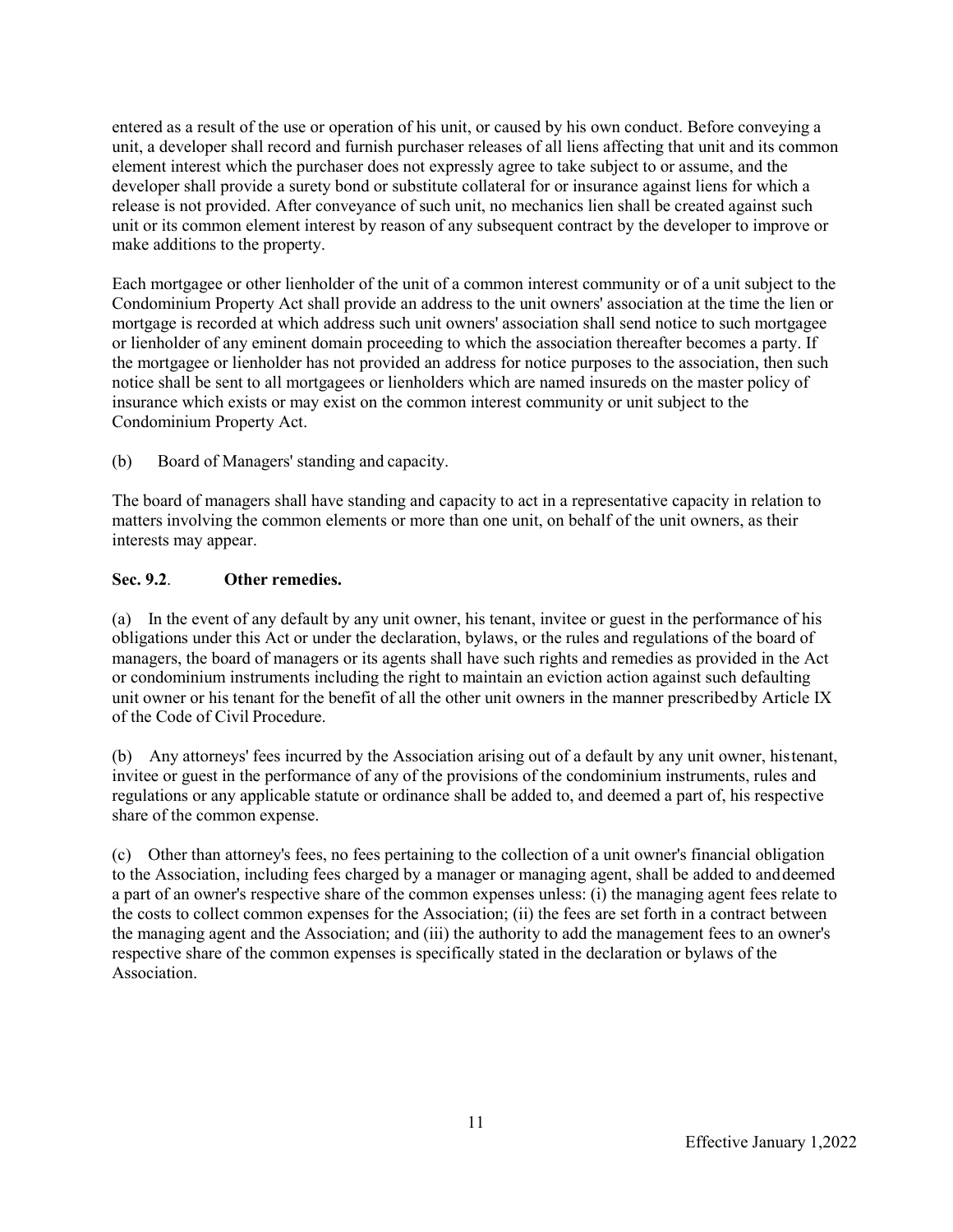entered as a result of the use or operation of his unit, or caused by his own conduct. Before conveying a unit, a developer shall record and furnish purchaser releases of all liens affecting that unit and its common element interest which the purchaser does not expressly agree to take subject to or assume, and the developer shall provide a surety bond or substitute collateral for or insurance against liens for which a release is not provided. After conveyance of such unit, no mechanics lien shall be created against such unit or its common element interest by reason of any subsequent contract by the developer to improve or make additions to the property.

Each mortgagee or other lienholder of the unit of a common interest community or of a unit subject to the Condominium Property Act shall provide an address to the unit owners' association at the time the lien or mortgage is recorded at which address such unit owners' association shall send notice to such mortgagee or lienholder of any eminent domain proceeding to which the association thereafter becomes a party. If the mortgagee or lienholder has not provided an address for notice purposes to the association, then such notice shall be sent to all mortgagees or lienholders which are named insureds on the master policy of insurance which exists or may exist on the common interest community or unit subject to the Condominium Property Act.

(b) Board of Managers' standing and capacity.

The board of managers shall have standing and capacity to act in a representative capacity in relation to matters involving the common elements or more than one unit, on behalf of the unit owners, as their interests may appear.

**Sec. 9.2**. **Other remedies.**

(a) In the event of any default by any unit owner, his tenant, invitee or guest in the performance of his obligations under this Act or under the declaration, bylaws, or the rules and regulations of the board of managers, the board of managers or its agents shall have such rights and remedies as provided in the Act or condominium instruments including the right to maintain an eviction action against such defaulting unit owner or his tenant for the benefit of all the other unit owners in the manner prescribed by Article IX of the Code of Civil Procedure.

(b) Any attorneys' fees incurred by the Association arising out of a default by any unit owner, his tenant, invitee or guest in the performance of any of the provisions of the condominium instruments, rules and regulations or any applicable statute or ordinance shall be added to, and deemed a part of, his respective share of the common expense.

(c) Other than attorney's fees, no fees pertaining to the collection of a unit owner's financial obligation to the Association, including fees charged by a manager or managing agent, shall be added to and deemed a part of an owner's respective share of the common expenses unless: (i) the managing agent fees relate to the costs to collect common expenses for the Association; (ii) the fees are set forth in a contract between the managing agent and the Association; and (iii) the authority to add the management fees to an owner's respective share of the common expenses is specifically stated in the declaration or bylaws of the Association.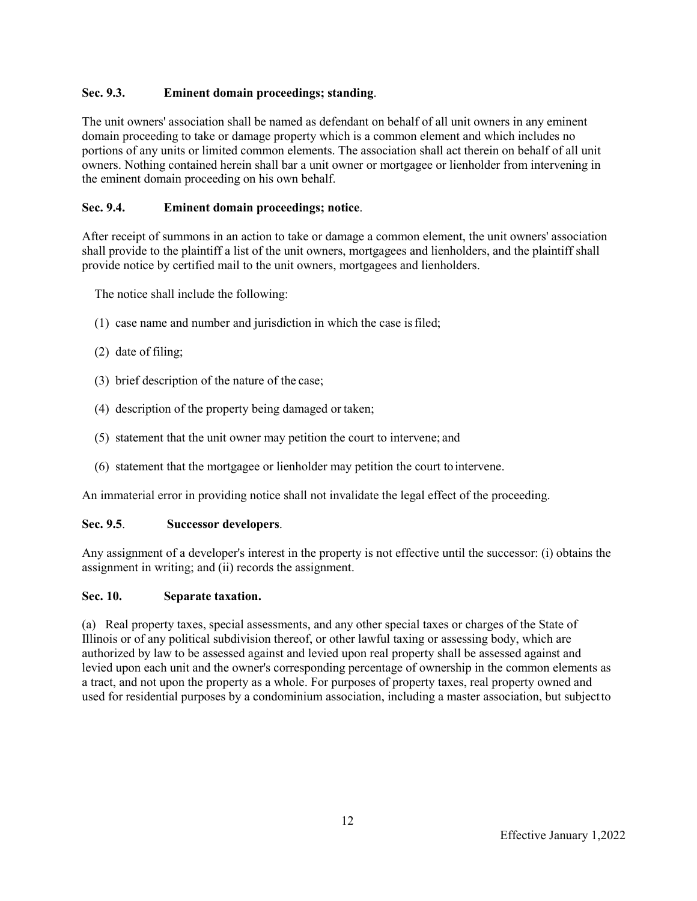**Sec. 9.3. Eminent domain proceedings; standing**.

The unit owners' association shall be named as defendant on behalf of all unit owners in any eminent domain proceeding to take or damage property which is a common element and which includes no portions of any units or limited common elements. The association shall act therein on behalf of all unit owners. Nothing contained herein shall bar a unit owner or mortgagee or lienholder from intervening in the eminent domain proceeding on his own behalf.

**Sec. 9.4. Eminent domain proceedings; notice**.

After receipt of summons in an action to take or damage a common element, the unit owners' association shall provide to the plaintiff a list of the unit owners, mortgagees and lienholders, and the plaintiff shall provide notice by certified mail to the unit owners, mortgagees and lienholders.

The notice shall include the following:

(1) case name and number and jurisdiction in which the case is filed;

(2) date of filing;

(3) brief description of the nature of the case;

(4) description of the property being damaged or taken;

(5) statement that the unit owner may petition the court to intervene; and

(6) statement that the mortgagee or lienholder may petition the court to intervene.

An immaterial error in providing notice shall not invalidate the legal effect of the proceeding.

**Sec. 9.5**. **Successor developers**.

Any assignment of a developer's interest in the property is not effective until the successor: (i) obtains the assignment in writing; and (ii) records the assignment.

**Sec. 10. Separate taxation.**

(a) Real property taxes, special assessments, and any other special taxes or charges of the State of Illinois or of any political subdivision thereof, or other lawful taxing or assessing body, which are authorized by law to be assessed against and levied upon real property shall be assessed against and levied upon each unit and the owner's corresponding percentage of ownership in the common elements as a tract, and not upon the property as a whole. For purposes of property taxes, real property owned and used for residential purposes by a condominium association, including a master association, but subject to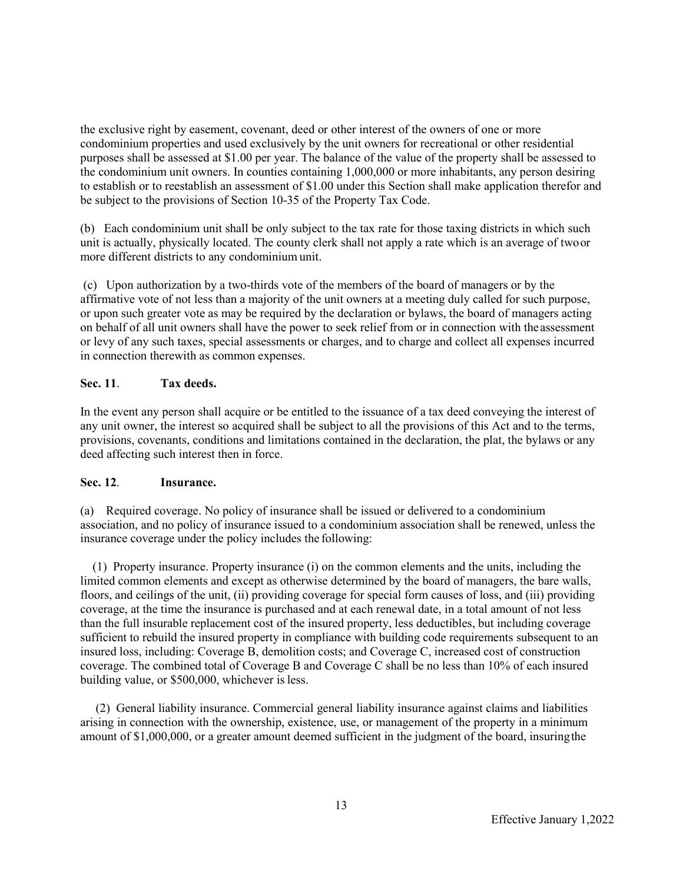the exclusive right by easement, covenant, deed or other interest of the owners of one or more condominium properties and used exclusively by the unit owners for recreational or other residential purposes shall be assessed at $1.00 per year. The balance of the value of the property shall be assessed to the condominium unit owners. In counties containing 1,000,000 or more inhabitants, any person desiring to establish or to reestablish an assessment of $1.00 under this Section shall make application therefor and be subject to the provisions of Section 10-35 of the Property Tax Code.

(b) Each condominium unit shall be only subject to the tax rate for those taxing districts in which such unit is actually, physically located. The county clerk shall not apply a rate which is an average of two or more different districts to any condominium unit.

(c) Upon authorization by a two-thirds vote of the members of the board of managers or by the affirmative vote of not less than a majority of the unit owners at a meeting duly called for such purpose, or upon such greater vote as may be required by the declaration or bylaws, the board of managers acting on behalf of all unit owners shall have the power to seek relief from or in connection with the assessment or levy of any such taxes, special assessments or charges, and to charge and collect all expenses incurred in connection therewith as common expenses.

**Sec. 11. Tax deeds.**

In the event any person shall acquire or be entitled to the issuance of a tax deed conveying the interest of any unit owner, the interest so acquired shall be subject to all the provisions of this Act and to the terms, provisions, covenants, conditions and limitations contained in the declaration, the plat, the bylaws or any deed affecting such interest then in force.

**Sec. 12. Insurance.**

(a) Required coverage. No policy of insurance shall be issued or delivered to a condominium association, and no policy of insurance issued to a condominium association shall be renewed, unless the insurance coverage under the policy includes the following:

(1) Property insurance. Property insurance (i) on the common elements and the units, including the limited common elements and except as otherwise determined by the board of managers, the bare walls, floors, and ceilings of the unit, (ii) providing coverage for special form causes of loss, and (iii) providing coverage, at the time the insurance is purchased and at each renewal date, in a total amount of not less than the full insurable replacement cost of the insured property, less deductibles, but including coverage sufficient to rebuild the insured property in compliance with building code requirements subsequent to an insured loss, including: Coverage B, demolition costs; and Coverage C, increased cost of construction coverage. The combined total of Coverage B and Coverage C shall be no less than 10% of each insured building value, or $500,000, whichever is less.

(2) General liability insurance. Commercial general liability insurance against claims and liabilities arising in connection with the ownership, existence, use, or management of the property in a minimum amount of $1,000,000, or a greater amount deemed sufficient in the judgment of the board, insuring the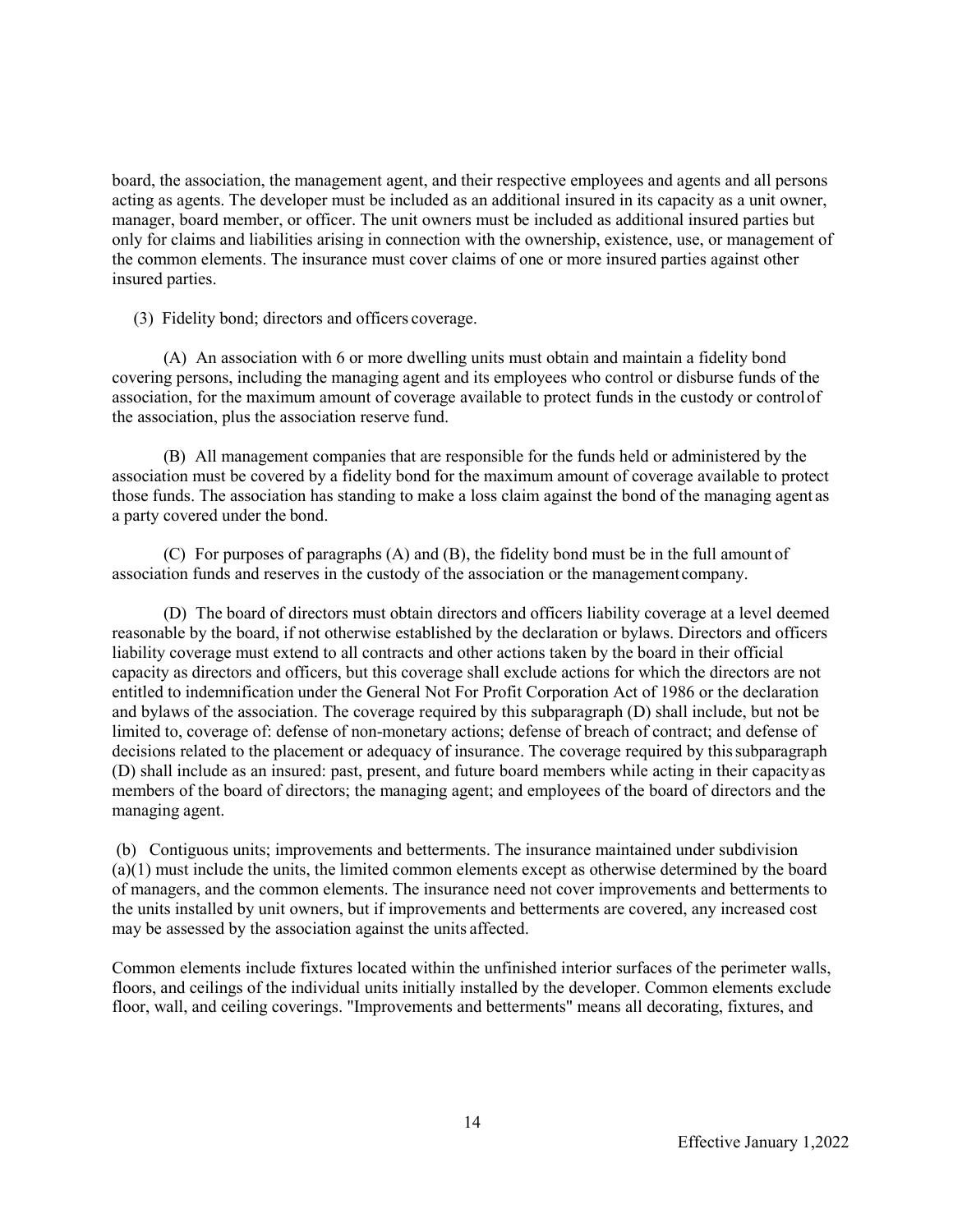board, the association, the management agent, and their respective employees and agents and all persons acting as agents. The developer must be included as an additional insured in its capacity as a unit owner, manager, board member, or officer. The unit owners must be included as additional insured parties but only for claims and liabilities arising in connection with the ownership, existence, use, or management of the common elements. The insurance must cover claims of one or more insured parties against other insured parties.

(3) Fidelity bond; directors and officers coverage.

(A) An association with 6 or more dwelling units must obtain and maintain a fidelity bond covering persons, including the managing agent and its employees who control or disburse funds of the association, for the maximum amount of coverage available to protect funds in the custody or control of the association, plus the association reserve fund.

(B) All management companies that are responsible for the funds held or administered by the association must be covered by a fidelity bond for the maximum amount of coverage available to protect those funds. The association has standing to make a loss claim against the bond of the managing agent as a party covered under the bond.

(C) For purposes of paragraphs (A) and (B), the fidelity bond must be in the full amount of association funds and reserves in the custody of the association or the management company.

(D) The board of directors must obtain directors and officers liability coverage at a level deemed reasonable by the board, if not otherwise established by the declaration or bylaws. Directors and officers liability coverage must extend to all contracts and other actions taken by the board in their official capacity as directors and officers, but this coverage shall exclude actions for which the directors are not entitled to indemnification under the General Not For Profit Corporation Act of 1986 or the declaration and bylaws of the association. The coverage required by this subparagraph (D) shall include, but not be limited to, coverage of: defense of non-monetary actions; defense of breach of contract; and defense of decisions related to the placement or adequacy of insurance. The coverage required by this subparagraph (D) shall include as an insured: past, present, and future board members while acting in their capacity as members of the board of directors; the managing agent; and employees of the board of directors and the managing agent.

(b) Contiguous units; improvements and betterments. The insurance maintained under subdivision (a)(1) must include the units, the limited common elements except as otherwise determined by the board of managers, and the common elements. The insurance need not cover improvements and betterments to the units installed by unit owners, but if improvements and betterments are covered, any increased cost may be assessed by the association against the units affected.

Common elements include fixtures located within the unfinished interior surfaces of the perimeter walls, floors, and ceilings of the individual units initially installed by the developer. Common elements exclude floor, wall, and ceiling coverings. "Improvements and betterments" means all decorating, fixtures, and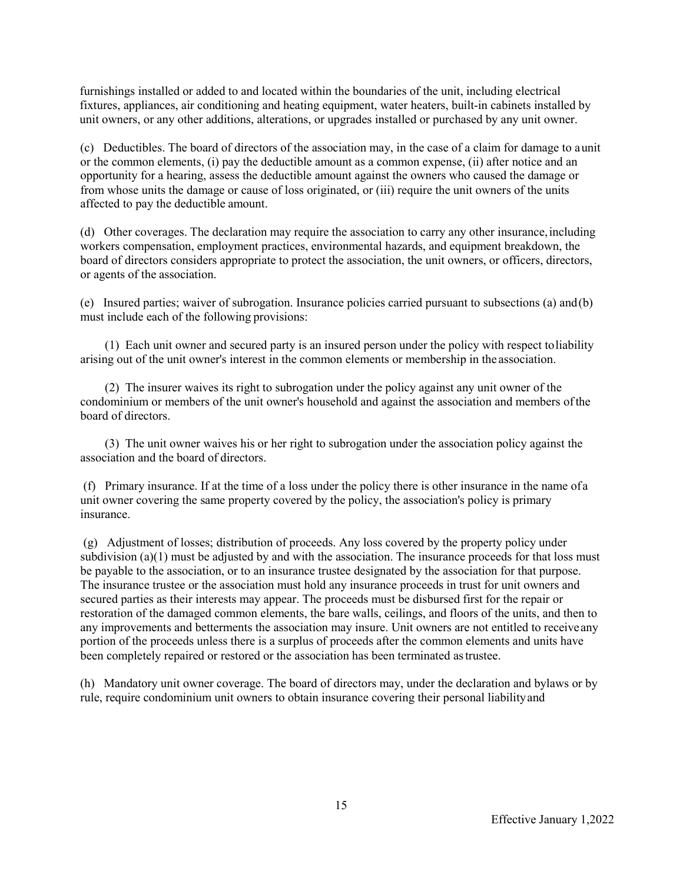furnishings installed or added to and located within the boundaries of the unit, including electrical fixtures, appliances, air conditioning and heating equipment, water heaters, built-in cabinets installed by unit owners, or any other additions, alterations, or upgrades installed or purchased by any unit owner.

(c) Deductibles. The board of directors of the association may, in the case of a claim for damage to a unit or the common elements, (i) pay the deductible amount as a common expense, (ii) after notice and an opportunity for a hearing, assess the deductible amount against the owners who caused the damage or from whose units the damage or cause of loss originated, or (iii) require the unit owners of the units affected to pay the deductible amount.

(d) Other coverages. The declaration may require the association to carry any other insurance, including workers compensation, employment practices, environmental hazards, and equipment breakdown, the board of directors considers appropriate to protect the association, the unit owners, or officers, directors, or agents of the association.

(e) Insured parties; waiver of subrogation. Insurance policies carried pursuant to subsections (a) and (b) must include each of the following provisions:

(1) Each unit owner and secured party is an insured person under the policy with respect to liability arising out of the unit owner's interest in the common elements or membership in the association.

(2) The insurer waives its right to subrogation under the policy against any unit owner of the condominium or members of the unit owner's household and against the association and members of the board of directors.

(3) The unit owner waives his or her right to subrogation under the association policy against the association and the board of directors.

(f) Primary insurance. If at the time of a loss under the policy there is other insurance in the name of a unit owner covering the same property covered by the policy, the association's policy is primary insurance.

(g) Adjustment of losses; distribution of proceeds. Any loss covered by the property policy under subdivision (a)(1) must be adjusted by and with the association. The insurance proceeds for that loss must be payable to the association, or to an insurance trustee designated by the association for that purpose. The insurance trustee or the association must hold any insurance proceeds in trust for unit owners and secured parties as their interests may appear. The proceeds must be disbursed first for the repair or restoration of the damaged common elements, the bare walls, ceilings, and floors of the units, and then to any improvements and betterments the association may insure. Unit owners are not entitled to receive any portion of the proceeds unless there is a surplus of proceeds after the common elements and units have been completely repaired or restored or the association has been terminated as trustee.

(h) Mandatory unit owner coverage. The board of directors may, under the declaration and bylaws or by rule, require condominium unit owners to obtain insurance covering their personal liability and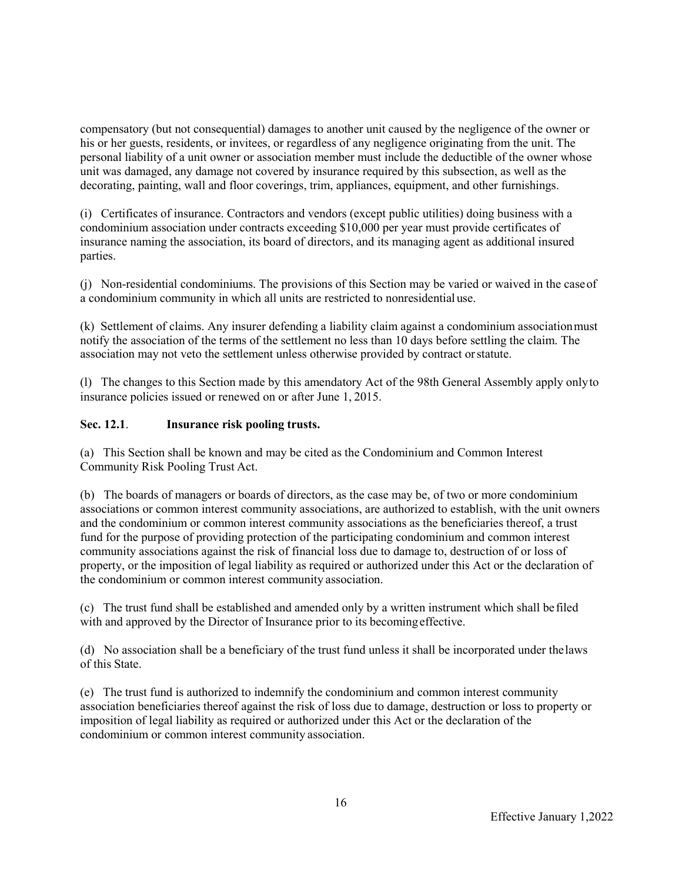compensatory (but not consequential) damages to another unit caused by the negligence of the owner or his or her guests, residents, or invitees, or regardless of any negligence originating from the unit. The personal liability of a unit owner or association member must include the deductible of the owner whose unit was damaged, any damage not covered by insurance required by this subsection, as well as the decorating, painting, wall and floor coverings, trim, appliances, equipment, and other furnishings.

(i) Certificates of insurance. Contractors and vendors (except public utilities) doing business with a condominium association under contracts exceeding $10,000 per year must provide certificates of insurance naming the association, its board of directors, and its managing agent as additional insured parties.

(j) Non-residential condominiums. The provisions of this Section may be varied or waived in the case of a condominium community in which all units are restricted to nonresidential use.

(k) Settlement of claims. Any insurer defending a liability claim against a condominium association must notify the association of the terms of the settlement no less than 10 days before settling the claim. The association may not veto the settlement unless otherwise provided by contract or statute.

(l) The changes to this Section made by this amendatory Act of the 98th General Assembly apply only to insurance policies issued or renewed on or after June 1, 2015.

**Sec. 12.1**. **Insurance risk pooling trusts.**

(a) This Section shall be known and may be cited as the Condominium and Common Interest Community Risk Pooling Trust Act.

(b) The boards of managers or boards of directors, as the case may be, of two or more condominium associations or common interest community associations, are authorized to establish, with the unit owners and the condominium or common interest community associations as the beneficiaries thereof, a trust fund for the purpose of providing protection of the participating condominium and common interest community associations against the risk of financial loss due to damage to, destruction of or loss of property, or the imposition of legal liability as required or authorized under this Act or the declaration of the condominium or common interest community association.

(c) The trust fund shall be established and amended only by a written instrument which shall be filed with and approved by the Director of Insurance prior to its becoming effective.

(d) No association shall be a beneficiary of the trust fund unless it shall be incorporated under the laws of this State.

(e) The trust fund is authorized to indemnify the condominium and common interest community association beneficiaries thereof against the risk of loss due to damage, destruction or loss to property or imposition of legal liability as required or authorized under this Act or the declaration of the condominium or common interest community association.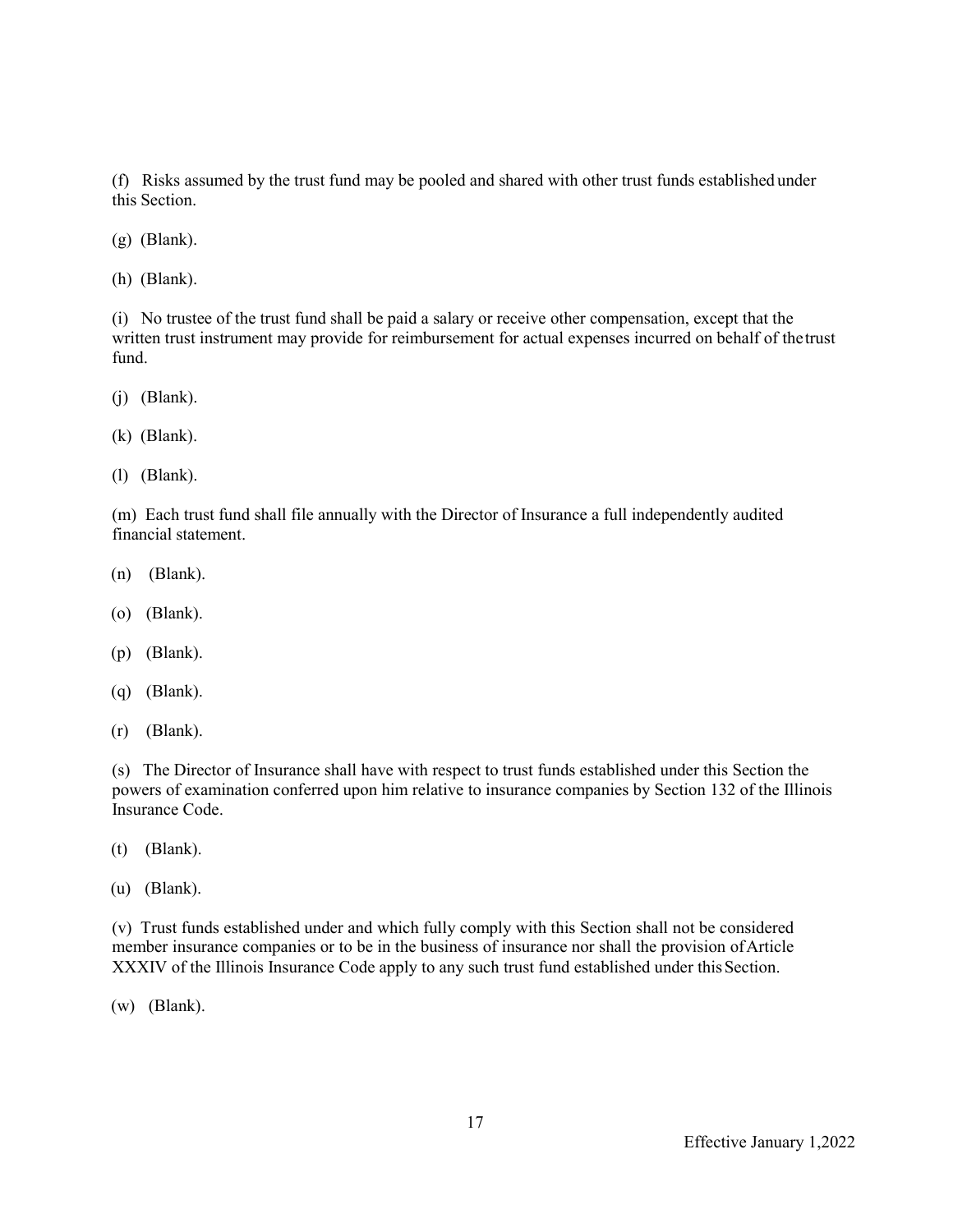(f) Risks assumed by the trust fund may be pooled and shared with other trust funds established under this Section.

(g) (Blank).

(h) (Blank).

(i) No trustee of the trust fund shall be paid a salary or receive other compensation, except that the written trust instrument may provide for reimbursement for actual expenses incurred on behalf of the trust fund.

(j) (Blank).

(k) (Blank).

(l) (Blank).

(m) Each trust fund shall file annually with the Director of Insurance a full independently audited financial statement.

(n) (Blank).

(o) (Blank).

(p) (Blank).

(q) (Blank).

(r) (Blank).

(s) The Director of Insurance shall have with respect to trust funds established under this Section the powers of examination conferred upon him relative to insurance companies by Section 132 of the Illinois Insurance Code.

(t) (Blank).

(u) (Blank).

(v) Trust funds established under and which fully comply with this Section shall not be considered member insurance companies or to be in the business of insurance nor shall the provision of Article XXXIV of the Illinois Insurance Code apply to any such trust fund established under this Section.

(w) (Blank).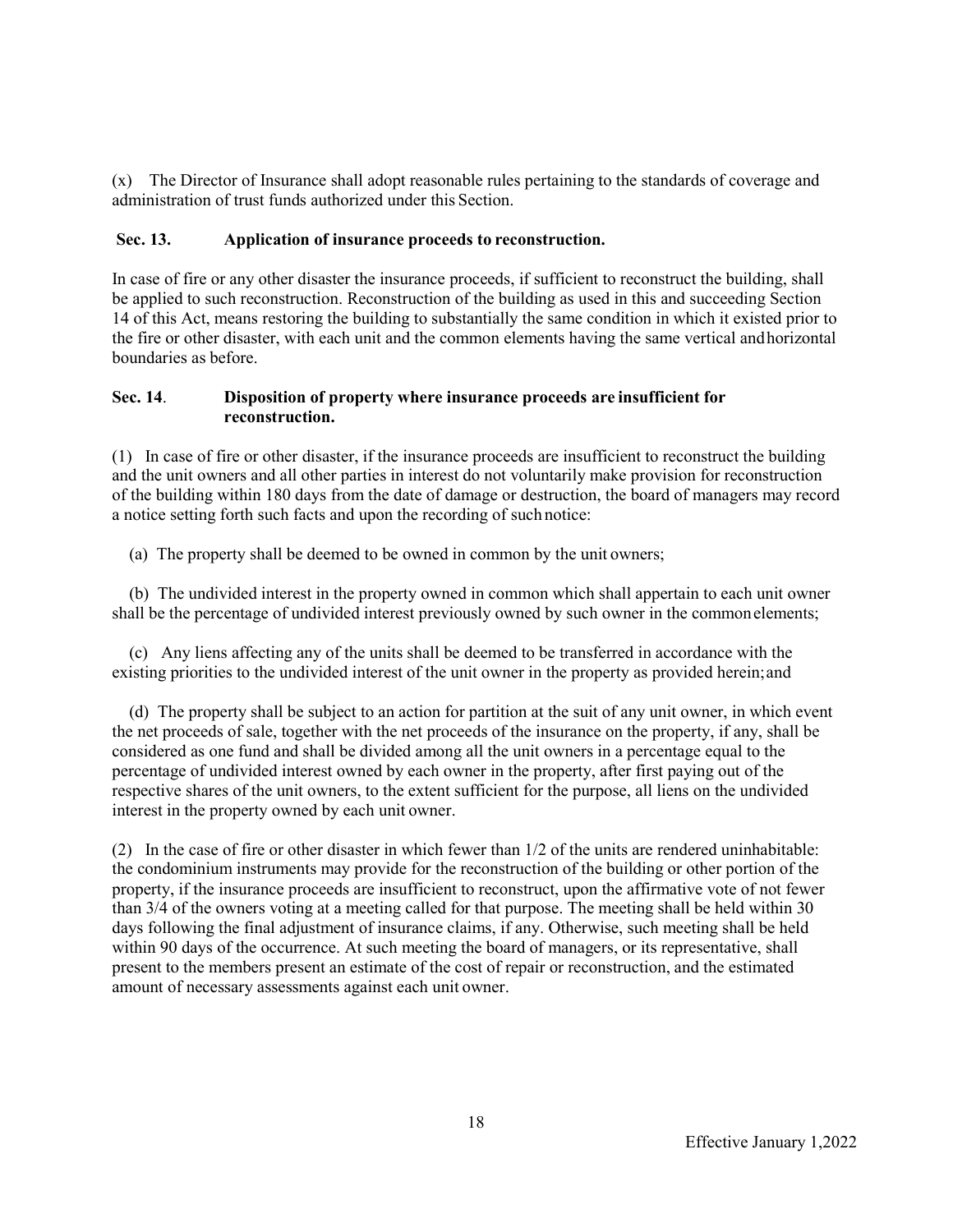(x) The Director of Insurance shall adopt reasonable rules pertaining to the standards of coverage and administration of trust funds authorized under this Section.

**Sec. 13. Application of insurance proceeds to reconstruction.**

In case of fire or any other disaster the insurance proceeds, if sufficient to reconstruct the building, shall be applied to such reconstruction. Reconstruction of the building as used in this and succeeding Section 14 of this Act, means restoring the building to substantially the same condition in which it existed prior to the fire or other disaster, with each unit and the common elements having the same vertical and horizontal boundaries as before.

**Sec. 14. Disposition of property where insurance proceeds are insufficient for reconstruction.**

(1) In case of fire or other disaster, if the insurance proceeds are insufficient to reconstruct the building and the unit owners and all other parties in interest do not voluntarily make provision for reconstruction of the building within 180 days from the date of damage or destruction, the board of managers may record a notice setting forth such facts and upon the recording of such notice:

(a) The property shall be deemed to be owned in common by the unit owners;

(b) The undivided interest in the property owned in common which shall appertain to each unit owner shall be the percentage of undivided interest previously owned by such owner in the common elements;

(c) Any liens affecting any of the units shall be deemed to be transferred in accordance with the existing priorities to the undivided interest of the unit owner in the property as provided herein; and

(d) The property shall be subject to an action for partition at the suit of any unit owner, in which event the net proceeds of sale, together with the net proceeds of the insurance on the property, if any, shall be considered as one fund and shall be divided among all the unit owners in a percentage equal to the percentage of undivided interest owned by each owner in the property, after first paying out of the respective shares of the unit owners, to the extent sufficient for the purpose, all liens on the undivided interest in the property owned by each unit owner.

(2) In the case of fire or other disaster in which fewer than 1/2 of the units are rendered uninhabitable: the condominium instruments may provide for the reconstruction of the building or other portion of the property, if the insurance proceeds are insufficient to reconstruct, upon the affirmative vote of not fewer than 3/4 of the owners voting at a meeting called for that purpose. The meeting shall be held within 30 days following the final adjustment of insurance claims, if any. Otherwise, such meeting shall be held within 90 days of the occurrence. At such meeting the board of managers, or its representative, shall present to the members present an estimate of the cost of repair or reconstruction, and the estimated amount of necessary assessments against each unit owner.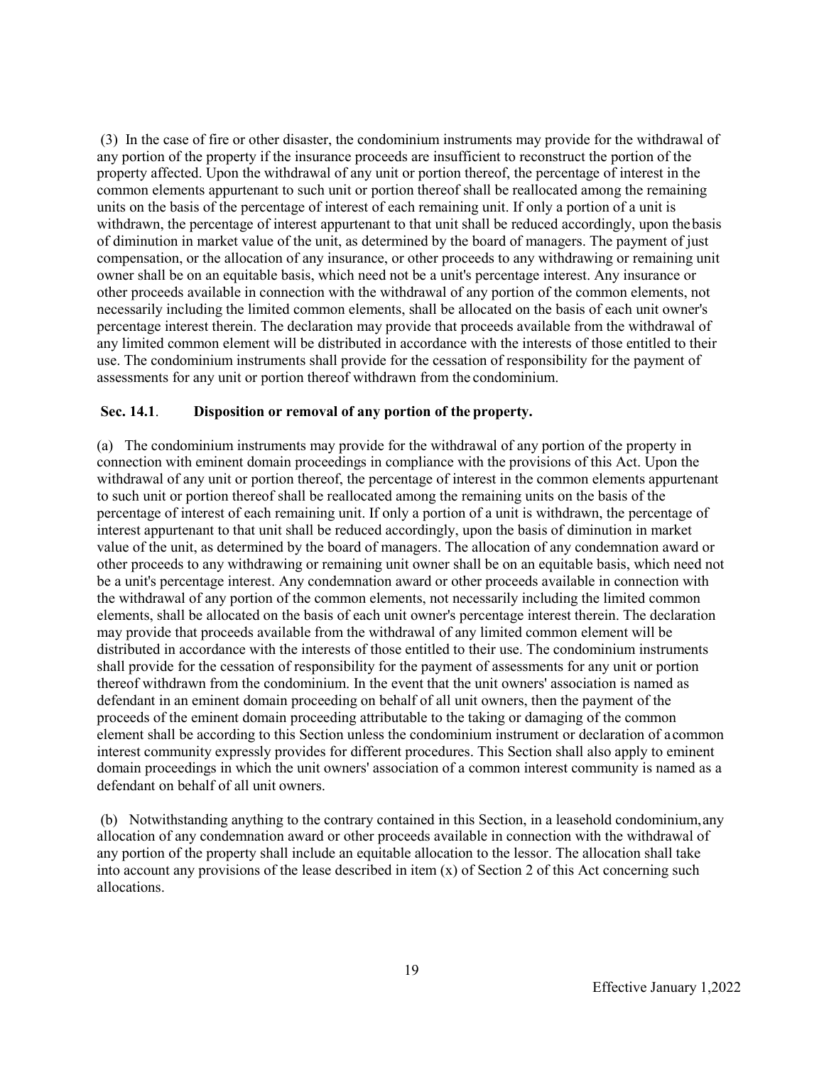(3) In the case of fire or other disaster, the condominium instruments may provide for the withdrawal of any portion of the property if the insurance proceeds are insufficient to reconstruct the portion of the property affected. Upon the withdrawal of any unit or portion thereof, the percentage of interest in the common elements appurtenant to such unit or portion thereof shall be reallocated among the remaining units on the basis of the percentage of interest of each remaining unit. If only a portion of a unit is withdrawn, the percentage of interest appurtenant to that unit shall be reduced accordingly, upon the basis of diminution in market value of the unit, as determined by the board of managers. The payment of just compensation, or the allocation of any insurance, or other proceeds to any withdrawing or remaining unit owner shall be on an equitable basis, which need not be a unit's percentage interest. Any insurance or other proceeds available in connection with the withdrawal of any portion of the common elements, not necessarily including the limited common elements, shall be allocated on the basis of each unit owner's percentage interest therein. The declaration may provide that proceeds available from the withdrawal of any limited common element will be distributed in accordance with the interests of those entitled to their use. The condominium instruments shall provide for the cessation of responsibility for the payment of assessments for any unit or portion thereof withdrawn from the condominium.

**Sec. 14.1**. **Disposition or removal of any portion of the property.**

(a) The condominium instruments may provide for the withdrawal of any portion of the property in connection with eminent domain proceedings in compliance with the provisions of this Act. Upon the withdrawal of any unit or portion thereof, the percentage of interest in the common elements appurtenant to such unit or portion thereof shall be reallocated among the remaining units on the basis of the percentage of interest of each remaining unit. If only a portion of a unit is withdrawn, the percentage of interest appurtenant to that unit shall be reduced accordingly, upon the basis of diminution in market value of the unit, as determined by the board of managers. The allocation of any condemnation award or other proceeds to any withdrawing or remaining unit owner shall be on an equitable basis, which need not be a unit's percentage interest. Any condemnation award or other proceeds available in connection with the withdrawal of any portion of the common elements, not necessarily including the limited common elements, shall be allocated on the basis of each unit owner's percentage interest therein. The declaration may provide that proceeds available from the withdrawal of any limited common element will be distributed in accordance with the interests of those entitled to their use. The condominium instruments shall provide for the cessation of responsibility for the payment of assessments for any unit or portion thereof withdrawn from the condominium. In the event that the unit owners' association is named as defendant in an eminent domain proceeding on behalf of all unit owners, then the payment of the proceeds of the eminent domain proceeding attributable to the taking or damaging of the common element shall be according to this Section unless the condominium instrument or declaration of a common interest community expressly provides for different procedures. This Section shall also apply to eminent domain proceedings in which the unit owners' association of a common interest community is named as a defendant on behalf of all unit owners.

(b) Notwithstanding anything to the contrary contained in this Section, in a leasehold condominium, any allocation of any condemnation award or other proceeds available in connection with the withdrawal of any portion of the property shall include an equitable allocation to the lessor. The allocation shall take into account any provisions of the lease described in item (x) of Section 2 of this Act concerning such allocations.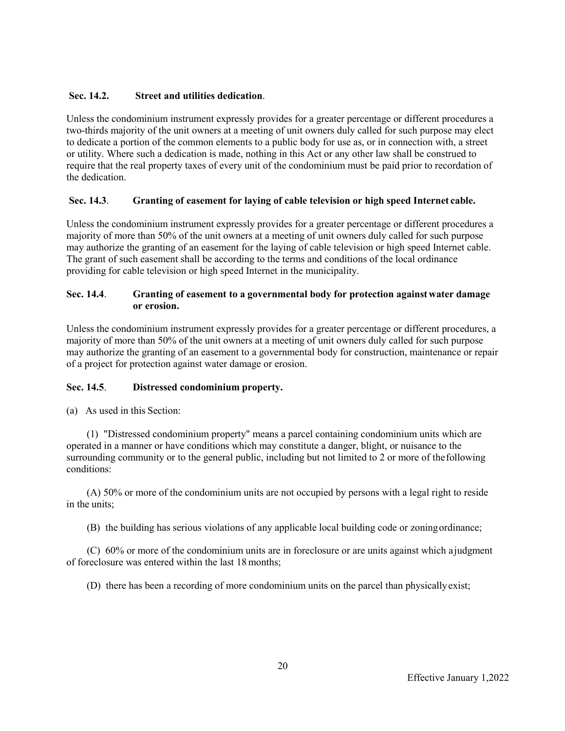**Sec. 14.2. Street and utilities dedication**.

Unless the condominium instrument expressly provides for a greater percentage or different procedures a two-thirds majority of the unit owners at a meeting of unit owners duly called for such purpose may elect to dedicate a portion of the common elements to a public body for use as, or in connection with, a street or utility. Where such a dedication is made, nothing in this Act or any other law shall be construed to require that the real property taxes of every unit of the condominium must be paid prior to recordation of the dedication.

**Sec. 14.3**. **Granting of easement for laying of cable television or high speed Internet cable.**

Unless the condominium instrument expressly provides for a greater percentage or different procedures a majority of more than 50% of the unit owners at a meeting of unit owners duly called for such purpose may authorize the granting of an easement for the laying of cable television or high speed Internet cable. The grant of such easement shall be according to the terms and conditions of the local ordinance providing for cable television or high speed Internet in the municipality.

**Sec. 14.4**. **Granting of easement to a governmental body for protection against water damage or erosion.**

Unless the condominium instrument expressly provides for a greater percentage or different procedures, a majority of more than 50% of the unit owners at a meeting of unit owners duly called for such purpose may authorize the granting of an easement to a governmental body for construction, maintenance or repair of a project for protection against water damage or erosion.

**Sec. 14.5**. **Distressed condominium property.**

(a) As used in this Section:

(1) "Distressed condominium property" means a parcel containing condominium units which are operated in a manner or have conditions which may constitute a danger, blight, or nuisance to the surrounding community or to the general public, including but not limited to 2 or more of the following conditions:

(A) 50% or more of the condominium units are not occupied by persons with a legal right to reside in the units;

(B) the building has serious violations of any applicable local building code or zoning ordinance;

(C) 60% or more of the condominium units are in foreclosure or are units against which a judgment of foreclosure was entered within the last 18 months;

(D) there has been a recording of more condominium units on the parcel than physically exist;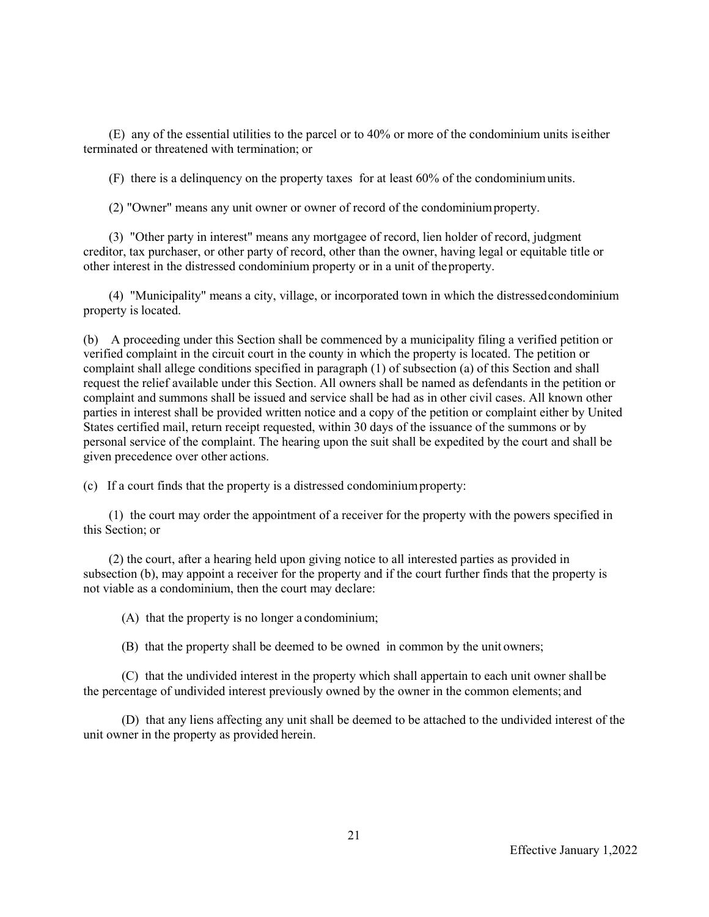(E) any of the essential utilities to the parcel or to 40% or more of the condominium units is either terminated or threatened with termination; or

(F) there is a delinquency on the property taxes for at least 60% of the condominium units.

(2) "Owner" means any unit owner or owner of record of the condominium property.

(3) "Other party in interest" means any mortgagee of record, lien holder of record, judgment creditor, tax purchaser, or other party of record, other than the owner, having legal or equitable title or other interest in the distressed condominium property or in a unit of the property.

(4) "Municipality" means a city, village, or incorporated town in which the distressed condominium property is located.

(b) A proceeding under this Section shall be commenced by a municipality filing a verified petition or verified complaint in the circuit court in the county in which the property is located. The petition or complaint shall allege conditions specified in paragraph (1) of subsection (a) of this Section and shall request the relief available under this Section. All owners shall be named as defendants in the petition or complaint and summons shall be issued and service shall be had as in other civil cases. All known other parties in interest shall be provided written notice and a copy of the petition or complaint either by United States certified mail, return receipt requested, within 30 days of the issuance of the summons or by personal service of the complaint. The hearing upon the suit shall be expedited by the court and shall be given precedence over other actions.

(c) If a court finds that the property is a distressed condominium property:

(1) the court may order the appointment of a receiver for the property with the powers specified in this Section; or

(2) the court, after a hearing held upon giving notice to all interested parties as provided in subsection (b), may appoint a receiver for the property and if the court further finds that the property is not viable as a condominium, then the court may declare:

(A) that the property is no longer a condominium;

(B) that the property shall be deemed to be owned in common by the unit owners;

(C) that the undivided interest in the property which shall appertain to each unit owner shall be the percentage of undivided interest previously owned by the owner in the common elements; and

(D) that any liens affecting any unit shall be deemed to be attached to the undivided interest of the unit owner in the property as provided herein.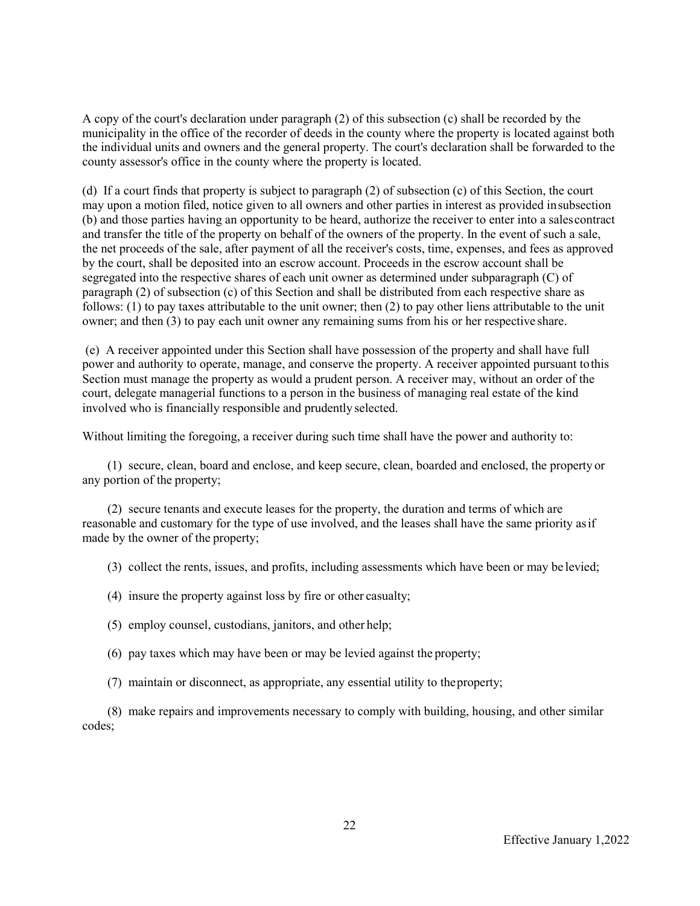A copy of the court's declaration under paragraph (2) of this subsection (c) shall be recorded by the municipality in the office of the recorder of deeds in the county where the property is located against both the individual units and owners and the general property. The court's declaration shall be forwarded to the county assessor's office in the county where the property is located.

(d) If a court finds that property is subject to paragraph (2) of subsection (c) of this Section, the court may upon a motion filed, notice given to all owners and other parties in interest as provided in subsection (b) and those parties having an opportunity to be heard, authorize the receiver to enter into a sales contract and transfer the title of the property on behalf of the owners of the property. In the event of such a sale, the net proceeds of the sale, after payment of all the receiver's costs, time, expenses, and fees as approved by the court, shall be deposited into an escrow account. Proceeds in the escrow account shall be segregated into the respective shares of each unit owner as determined under subparagraph (C) of paragraph (2) of subsection (c) of this Section and shall be distributed from each respective share as follows: (1) to pay taxes attributable to the unit owner; then (2) to pay other liens attributable to the unit owner; and then (3) to pay each unit owner any remaining sums from his or her respective share.

(e) A receiver appointed under this Section shall have possession of the property and shall have full power and authority to operate, manage, and conserve the property. A receiver appointed pursuant to this Section must manage the property as would a prudent person. A receiver may, without an order of the court, delegate managerial functions to a person in the business of managing real estate of the kind involved who is financially responsible and prudently selected.

Without limiting the foregoing, a receiver during such time shall have the power and authority to:

(1) secure, clean, board and enclose, and keep secure, clean, boarded and enclosed, the property or any portion of the property;

(2) secure tenants and execute leases for the property, the duration and terms of which are reasonable and customary for the type of use involved, and the leases shall have the same priority as if made by the owner of the property;

(3) collect the rents, issues, and profits, including assessments which have been or may be levied;

(4) insure the property against loss by fire or other casualty;

(5) employ counsel, custodians, janitors, and other help;

(6) pay taxes which may have been or may be levied against the property;

(7) maintain or disconnect, as appropriate, any essential utility to the property;

(8) make repairs and improvements necessary to comply with building, housing, and other similar codes;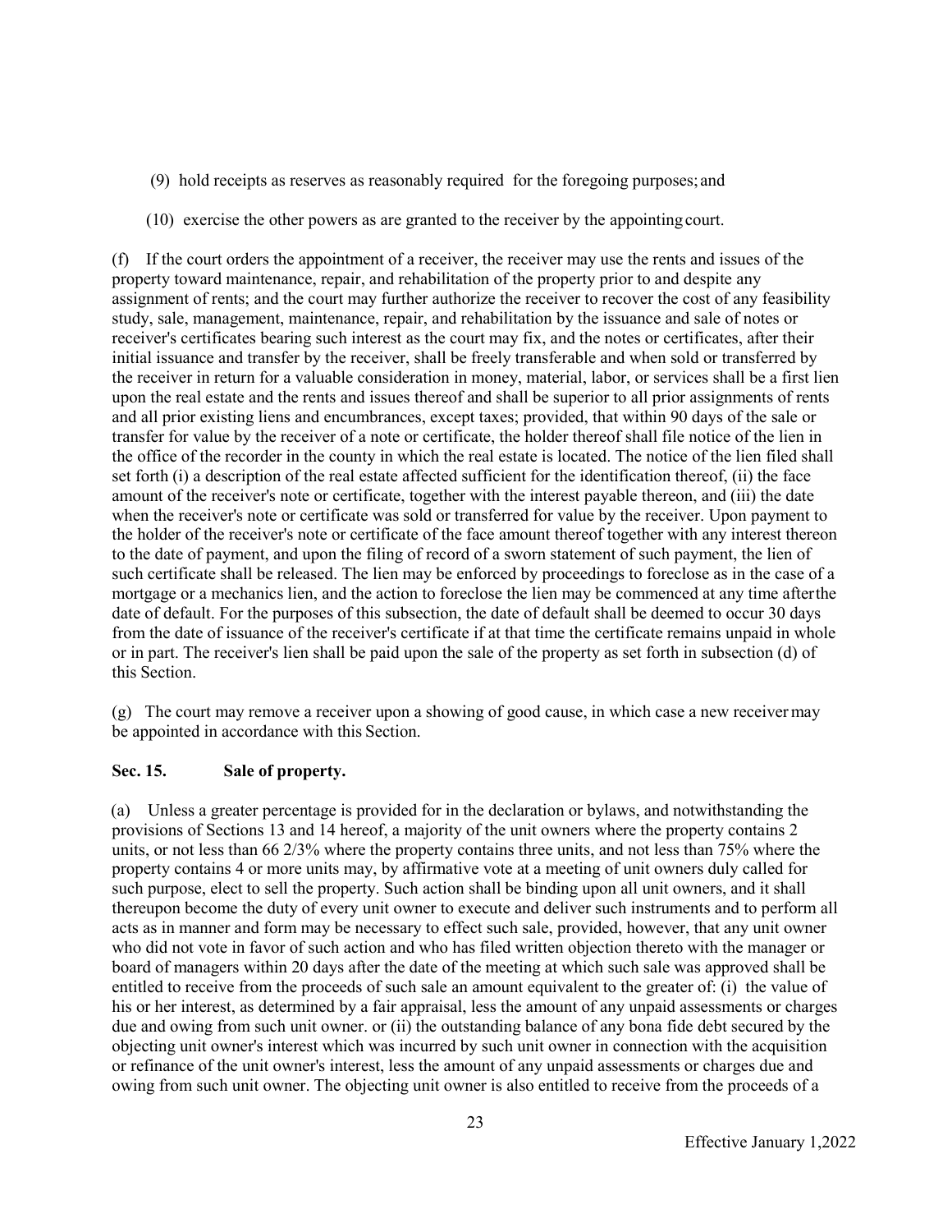(9) hold receipts as reserves as reasonably required for the foregoing purposes; and

(10) exercise the other powers as are granted to the receiver by the appointing court.

(f) If the court orders the appointment of a receiver, the receiver may use the rents and issues of the property toward maintenance, repair, and rehabilitation of the property prior to and despite any assignment of rents; and the court may further authorize the receiver to recover the cost of any feasibility study, sale, management, maintenance, repair, and rehabilitation by the issuance and sale of notes or receiver's certificates bearing such interest as the court may fix, and the notes or certificates, after their initial issuance and transfer by the receiver, shall be freely transferable and when sold or transferred by the receiver in return for a valuable consideration in money, material, labor, or services shall be a first lien upon the real estate and the rents and issues thereof and shall be superior to all prior assignments of rents and all prior existing liens and encumbrances, except taxes; provided, that within 90 days of the sale or transfer for value by the receiver of a note or certificate, the holder thereof shall file notice of the lien in the office of the recorder in the county in which the real estate is located. The notice of the lien filed shall set forth (i) a description of the real estate affected sufficient for the identification thereof, (ii) the face amount of the receiver's note or certificate, together with the interest payable thereon, and (iii) the date when the receiver's note or certificate was sold or transferred for value by the receiver. Upon payment to the holder of the receiver's note or certificate of the face amount thereof together with any interest thereon to the date of payment, and upon the filing of record of a sworn statement of such payment, the lien of such certificate shall be released. The lien may be enforced by proceedings to foreclose as in the case of a mortgage or a mechanics lien, and the action to foreclose the lien may be commenced at any time after the date of default. For the purposes of this subsection, the date of default shall be deemed to occur 30 days from the date of issuance of the receiver's certificate if at that time the certificate remains unpaid in whole or in part. The receiver's lien shall be paid upon the sale of the property as set forth in subsection (d) of this Section.

(g) The court may remove a receiver upon a showing of good cause, in which case a new receiver may be appointed in accordance with this Section.

### Sec. 15. Sale of property.

(a) Unless a greater percentage is provided for in the declaration or bylaws, and notwithstanding the provisions of Sections 13 and 14 hereof, a majority of the unit owners where the property contains 2 units, or not less than 66 2/3% where the property contains three units, and not less than 75% where the property contains 4 or more units may, by affirmative vote at a meeting of unit owners duly called for such purpose, elect to sell the property. Such action shall be binding upon all unit owners, and it shall thereupon become the duty of every unit owner to execute and deliver such instruments and to perform all acts as in manner and form may be necessary to effect such sale, provided, however, that any unit owner who did not vote in favor of such action and who has filed written objection thereto with the manager or board of managers within 20 days after the date of the meeting at which such sale was approved shall be entitled to receive from the proceeds of such sale an amount equivalent to the greater of: (i) the value of his or her interest, as determined by a fair appraisal, less the amount of any unpaid assessments or charges due and owing from such unit owner. or (ii) the outstanding balance of any bona fide debt secured by the objecting unit owner's interest which was incurred by such unit owner in connection with the acquisition or refinance of the unit owner's interest, less the amount of any unpaid assessments or charges due and owing from such unit owner. The objecting unit owner is also entitled to receive from the proceeds of a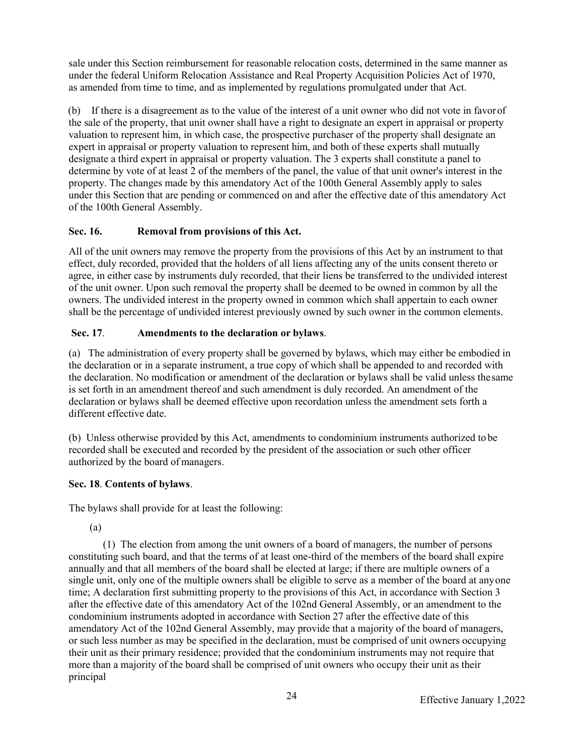sale under this Section reimbursement for reasonable relocation costs, determined in the same manner as under the federal Uniform Relocation Assistance and Real Property Acquisition Policies Act of 1970, as amended from time to time, and as implemented by regulations promulgated under that Act.

(b) If there is a disagreement as to the value of the interest of a unit owner who did not vote in favor of the sale of the property, that unit owner shall have a right to designate an expert in appraisal or property valuation to represent him, in which case, the prospective purchaser of the property shall designate an expert in appraisal or property valuation to represent him, and both of these experts shall mutually designate a third expert in appraisal or property valuation. The 3 experts shall constitute a panel to determine by vote of at least 2 of the members of the panel, the value of that unit owner's interest in the property. The changes made by this amendatory Act of the 100th General Assembly apply to sales under this Section that are pending or commenced on and after the effective date of this amendatory Act of the 100th General Assembly.

**Sec. 16. Removal from provisions of this Act.**

All of the unit owners may remove the property from the provisions of this Act by an instrument to that effect, duly recorded, provided that the holders of all liens affecting any of the units consent thereto or agree, in either case by instruments duly recorded, that their liens be transferred to the undivided interest of the unit owner. Upon such removal the property shall be deemed to be owned in common by all the owners. The undivided interest in the property owned in common which shall appertain to each owner shall be the percentage of undivided interest previously owned by such owner in the common elements.

**Sec. 17. Amendments to the declaration or bylaws.**

(a) The administration of every property shall be governed by bylaws, which may either be embodied in the declaration or in a separate instrument, a true copy of which shall be appended to and recorded with the declaration. No modification or amendment of the declaration or bylaws shall be valid unless the same is set forth in an amendment thereof and such amendment is duly recorded. An amendment of the declaration or bylaws shall be deemed effective upon recordation unless the amendment sets forth a different effective date.

(b) Unless otherwise provided by this Act, amendments to condominium instruments authorized to be recorded shall be executed and recorded by the president of the association or such other officer authorized by the board of managers.

**Sec. 18. Contents of bylaws.**

The bylaws shall provide for at least the following:

(a)

(1) The election from among the unit owners of a board of managers, the number of persons constituting such board, and that the terms of at least one-third of the members of the board shall expire annually and that all members of the board shall be elected at large; if there are multiple owners of a single unit, only one of the multiple owners shall be eligible to serve as a member of the board at any one time; A declaration first submitting property to the provisions of this Act, in accordance with Section 3 after the effective date of this amendatory Act of the 102nd General Assembly, or an amendment to the condominium instruments adopted in accordance with Section 27 after the effective date of this amendatory Act of the 102nd General Assembly, may provide that a majority of the board of managers, or such less number as may be specified in the declaration, must be comprised of unit owners occupying their unit as their primary residence; provided that the condominium instruments may not require that more than a majority of the board shall be comprised of unit owners who occupy their unit as their principal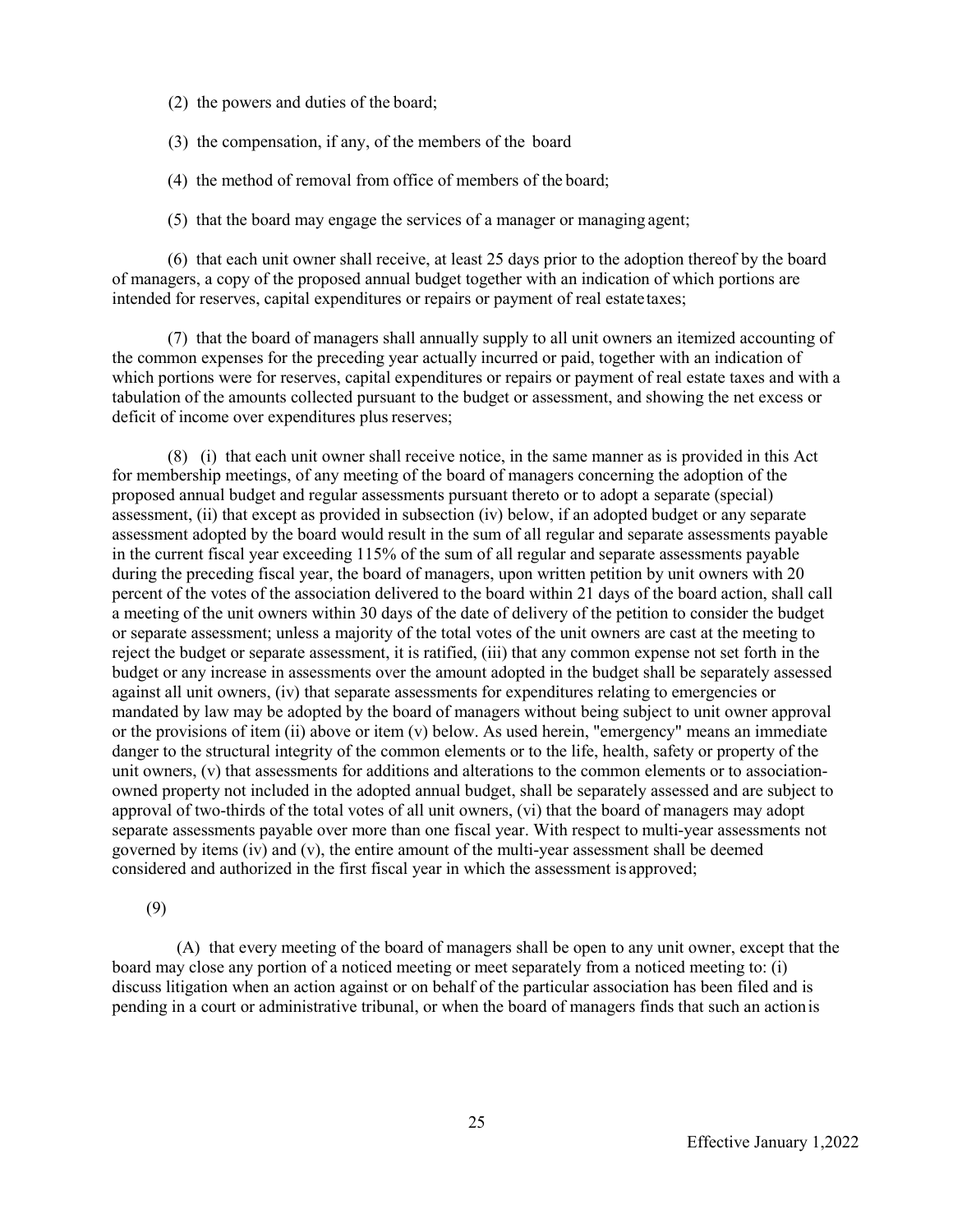(2) the powers and duties of the board;

(3) the compensation, if any, of the members of the board

(4) the method of removal from office of members of the board;

(5) that the board may engage the services of a manager or managing agent;

(6) that each unit owner shall receive, at least 25 days prior to the adoption thereof by the board of managers, a copy of the proposed annual budget together with an indication of which portions are intended for reserves, capital expenditures or repairs or payment of real estate taxes;

(7) that the board of managers shall annually supply to all unit owners an itemized accounting of the common expenses for the preceding year actually incurred or paid, together with an indication of which portions were for reserves, capital expenditures or repairs or payment of real estate taxes and with a tabulation of the amounts collected pursuant to the budget or assessment, and showing the net excess or deficit of income over expenditures plus reserves;

(8) (i) that each unit owner shall receive notice, in the same manner as is provided in this Act for membership meetings, of any meeting of the board of managers concerning the adoption of the proposed annual budget and regular assessments pursuant thereto or to adopt a separate (special) assessment, (ii) that except as provided in subsection (iv) below, if an adopted budget or any separate assessment adopted by the board would result in the sum of all regular and separate assessments payable in the current fiscal year exceeding 115% of the sum of all regular and separate assessments payable during the preceding fiscal year, the board of managers, upon written petition by unit owners with 20 percent of the votes of the association delivered to the board within 21 days of the board action, shall call a meeting of the unit owners within 30 days of the date of delivery of the petition to consider the budget or separate assessment; unless a majority of the total votes of the unit owners are cast at the meeting to reject the budget or separate assessment, it is ratified, (iii) that any common expense not set forth in the budget or any increase in assessments over the amount adopted in the budget shall be separately assessed against all unit owners, (iv) that separate assessments for expenditures relating to emergencies or mandated by law may be adopted by the board of managers without being subject to unit owner approval or the provisions of item (ii) above or item (v) below. As used herein, "emergency" means an immediate danger to the structural integrity of the common elements or to the life, health, safety or property of the unit owners, (v) that assessments for additions and alterations to the common elements or to association-owned property not included in the adopted annual budget, shall be separately assessed and are subject to approval of two-thirds of the total votes of all unit owners, (vi) that the board of managers may adopt separate assessments payable over more than one fiscal year. With respect to multi-year assessments not governed by items (iv) and (v), the entire amount of the multi-year assessment shall be deemed considered and authorized in the first fiscal year in which the assessment is approved;

(9)

(A) that every meeting of the board of managers shall be open to any unit owner, except that the board may close any portion of a noticed meeting or meet separately from a noticed meeting to: (i) discuss litigation when an action against or on behalf of the particular association has been filed and is pending in a court or administrative tribunal, or when the board of managers finds that such an action is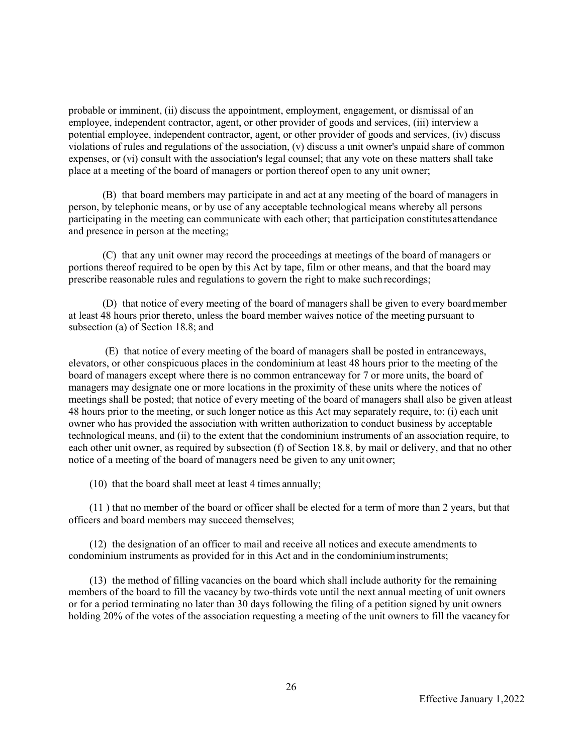probable or imminent, (ii) discuss the appointment, employment, engagement, or dismissal of an employee, independent contractor, agent, or other provider of goods and services, (iii) interview a potential employee, independent contractor, agent, or other provider of goods and services, (iv) discuss violations of rules and regulations of the association, (v) discuss a unit owner's unpaid share of common expenses, or (vi) consult with the association's legal counsel; that any vote on these matters shall take place at a meeting of the board of managers or portion thereof open to any unit owner;

(B) that board members may participate in and act at any meeting of the board of managers in person, by telephonic means, or by use of any acceptable technological means whereby all persons participating in the meeting can communicate with each other; that participation constitutes attendance and presence in person at the meeting;

(C) that any unit owner may record the proceedings at meetings of the board of managers or portions thereof required to be open by this Act by tape, film or other means, and that the board may prescribe reasonable rules and regulations to govern the right to make such recordings;

(D) that notice of every meeting of the board of managers shall be given to every board member at least 48 hours prior thereto, unless the board member waives notice of the meeting pursuant to subsection (a) of Section 18.8; and

(E) that notice of every meeting of the board of managers shall be posted in entranceways, elevators, or other conspicuous places in the condominium at least 48 hours prior to the meeting of the board of managers except where there is no common entranceway for 7 or more units, the board of managers may designate one or more locations in the proximity of these units where the notices of meetings shall be posted; that notice of every meeting of the board of managers shall also be given at least 48 hours prior to the meeting, or such longer notice as this Act may separately require, to: (i) each unit owner who has provided the association with written authorization to conduct business by acceptable technological means, and (ii) to the extent that the condominium instruments of an association require, to each other unit owner, as required by subsection (f) of Section 18.8, by mail or delivery, and that no other notice of a meeting of the board of managers need be given to any unit owner;

(10) that the board shall meet at least 4 times annually;

(11) that no member of the board or officer shall be elected for a term of more than 2 years, but that officers and board members may succeed themselves;

(12) the designation of an officer to mail and receive all notices and execute amendments to condominium instruments as provided for in this Act and in the condominium instruments;

(13) the method of filling vacancies on the board which shall include authority for the remaining members of the board to fill the vacancy by two-thirds vote until the next annual meeting of unit owners or for a period terminating no later than 30 days following the filing of a petition signed by unit owners holding 20% of the votes of the association requesting a meeting of the unit owners to fill the vacancy for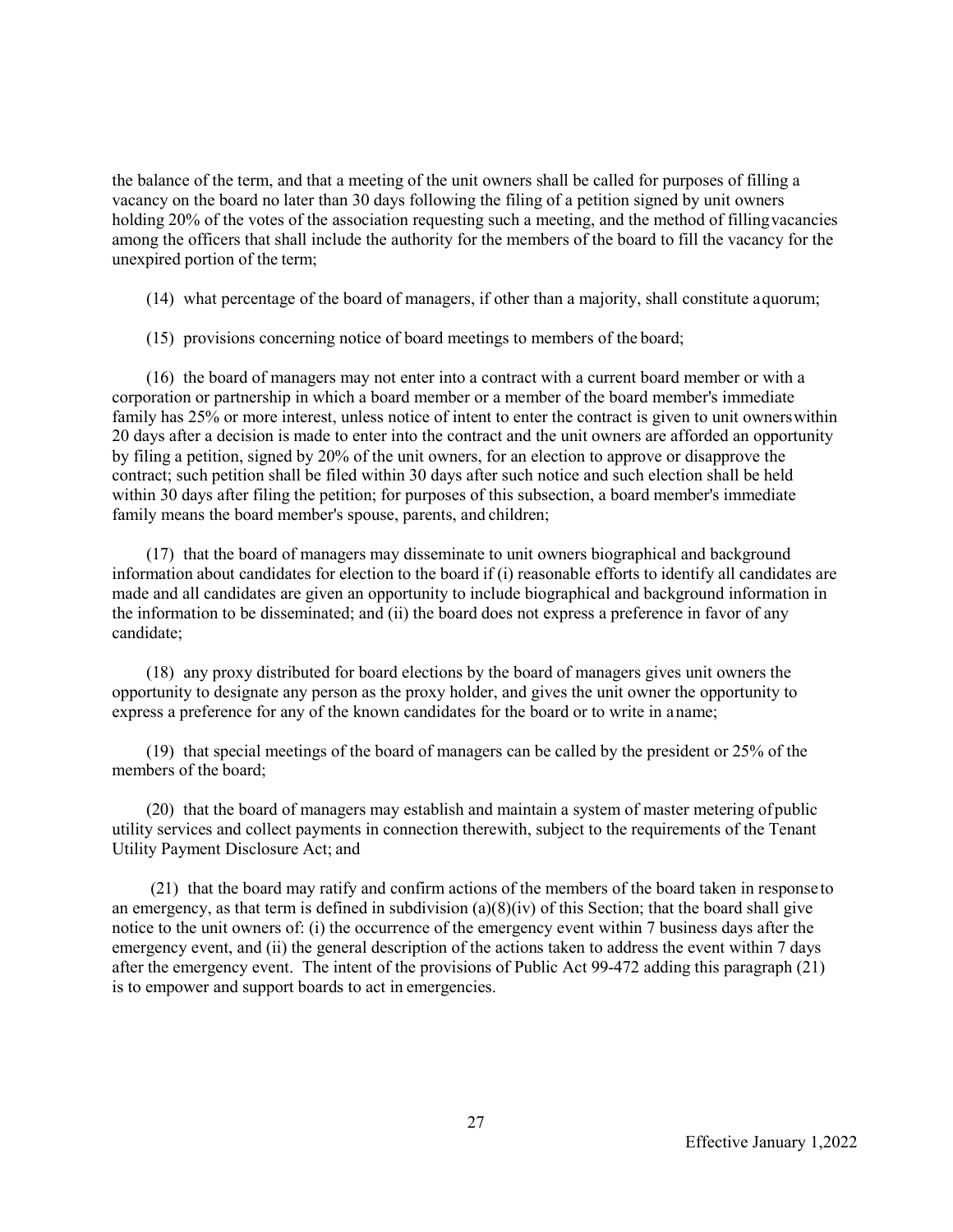the balance of the term, and that a meeting of the unit owners shall be called for purposes of filling a vacancy on the board no later than 30 days following the filing of a petition signed by unit owners holding 20% of the votes of the association requesting such a meeting, and the method of filling vacancies among the officers that shall include the authority for the members of the board to fill the vacancy for the unexpired portion of the term;

(14) what percentage of the board of managers, if other than a majority, shall constitute a quorum;

(15) provisions concerning notice of board meetings to members of the board;

(16) the board of managers may not enter into a contract with a current board member or with a corporation or partnership in which a board member or a member of the board member's immediate family has 25% or more interest, unless notice of intent to enter the contract is given to unit owners within 20 days after a decision is made to enter into the contract and the unit owners are afforded an opportunity by filing a petition, signed by 20% of the unit owners, for an election to approve or disapprove the contract; such petition shall be filed within 30 days after such notice and such election shall be held within 30 days after filing the petition; for purposes of this subsection, a board member's immediate family means the board member's spouse, parents, and children;

(17) that the board of managers may disseminate to unit owners biographical and background information about candidates for election to the board if (i) reasonable efforts to identify all candidates are made and all candidates are given an opportunity to include biographical and background information in the information to be disseminated; and (ii) the board does not express a preference in favor of any candidate;

(18) any proxy distributed for board elections by the board of managers gives unit owners the opportunity to designate any person as the proxy holder, and gives the unit owner the opportunity to express a preference for any of the known candidates for the board or to write in a name;

(19) that special meetings of the board of managers can be called by the president or 25% of the members of the board;

(20) that the board of managers may establish and maintain a system of master metering of public utility services and collect payments in connection therewith, subject to the requirements of the Tenant Utility Payment Disclosure Act; and

(21) that the board may ratify and confirm actions of the members of the board taken in response to an emergency, as that term is defined in subdivision (a)(8)(iv) of this Section; that the board shall give notice to the unit owners of: (i) the occurrence of the emergency event within 7 business days after the emergency event, and (ii) the general description of the actions taken to address the event within 7 days after the emergency event. The intent of the provisions of Public Act 99-472 adding this paragraph (21) is to empower and support boards to act in emergencies.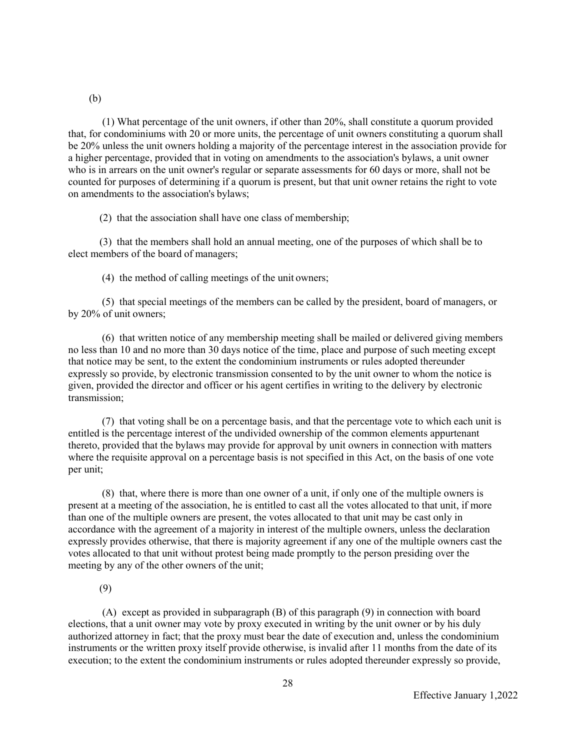(b)

(1) What percentage of the unit owners, if other than 20%, shall constitute a quorum provided that, for condominiums with 20 or more units, the percentage of unit owners constituting a quorum shall be 20% unless the unit owners holding a majority of the percentage interest in the association provide for a higher percentage, provided that in voting on amendments to the association's bylaws, a unit owner who is in arrears on the unit owner's regular or separate assessments for 60 days or more, shall not be counted for purposes of determining if a quorum is present, but that unit owner retains the right to vote on amendments to the association's bylaws;

(2) that the association shall have one class of membership;

(3) that the members shall hold an annual meeting, one of the purposes of which shall be to elect members of the board of managers;

(4) the method of calling meetings of the unit owners;

(5) that special meetings of the members can be called by the president, board of managers, or by 20% of unit owners;

(6) that written notice of any membership meeting shall be mailed or delivered giving members no less than 10 and no more than 30 days notice of the time, place and purpose of such meeting except that notice may be sent, to the extent the condominium instruments or rules adopted thereunder expressly so provide, by electronic transmission consented to by the unit owner to whom the notice is given, provided the director and officer or his agent certifies in writing to the delivery by electronic transmission;

(7) that voting shall be on a percentage basis, and that the percentage vote to which each unit is entitled is the percentage interest of the undivided ownership of the common elements appurtenant thereto, provided that the bylaws may provide for approval by unit owners in connection with matters where the requisite approval on a percentage basis is not specified in this Act, on the basis of one vote per unit;

(8) that, where there is more than one owner of a unit, if only one of the multiple owners is present at a meeting of the association, he is entitled to cast all the votes allocated to that unit, if more than one of the multiple owners are present, the votes allocated to that unit may be cast only in accordance with the agreement of a majority in interest of the multiple owners, unless the declaration expressly provides otherwise, that there is majority agreement if any one of the multiple owners cast the votes allocated to that unit without protest being made promptly to the person presiding over the meeting by any of the other owners of the unit;

(9)

(A) except as provided in subparagraph (B) of this paragraph (9) in connection with board elections, that a unit owner may vote by proxy executed in writing by the unit owner or by his duly authorized attorney in fact; that the proxy must bear the date of execution and, unless the condominium instruments or the written proxy itself provide otherwise, is invalid after 11 months from the date of its execution; to the extent the condominium instruments or rules adopted thereunder expressly so provide,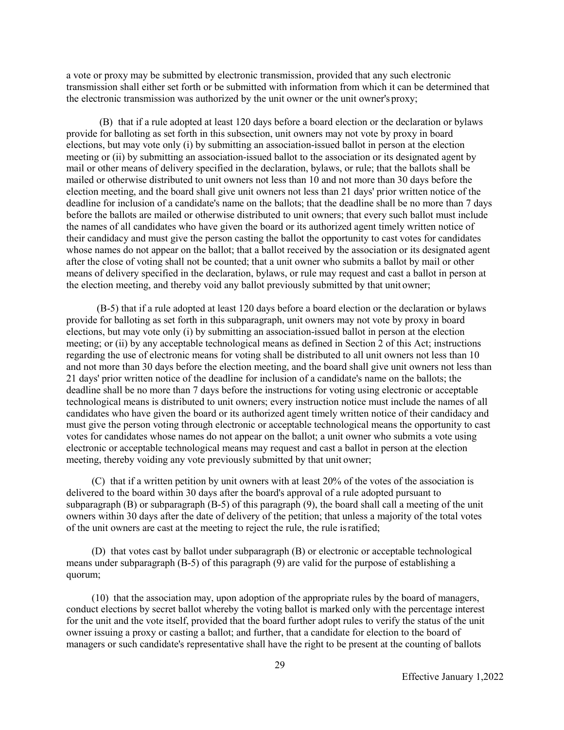a vote or proxy may be submitted by electronic transmission, provided that any such electronic transmission shall either set forth or be submitted with information from which it can be determined that the electronic transmission was authorized by the unit owner or the unit owner's proxy;

(B) that if a rule adopted at least 120 days before a board election or the declaration or bylaws provide for balloting as set forth in this subsection, unit owners may not vote by proxy in board elections, but may vote only (i) by submitting an association-issued ballot in person at the election meeting or (ii) by submitting an association-issued ballot to the association or its designated agent by mail or other means of delivery specified in the declaration, bylaws, or rule; that the ballots shall be mailed or otherwise distributed to unit owners not less than 10 and not more than 30 days before the election meeting, and the board shall give unit owners not less than 21 days' prior written notice of the deadline for inclusion of a candidate's name on the ballots; that the deadline shall be no more than 7 days before the ballots are mailed or otherwise distributed to unit owners; that every such ballot must include the names of all candidates who have given the board or its authorized agent timely written notice of their candidacy and must give the person casting the ballot the opportunity to cast votes for candidates whose names do not appear on the ballot; that a ballot received by the association or its designated agent after the close of voting shall not be counted; that a unit owner who submits a ballot by mail or other means of delivery specified in the declaration, bylaws, or rule may request and cast a ballot in person at the election meeting, and thereby void any ballot previously submitted by that unit owner;

(B-5) that if a rule adopted at least 120 days before a board election or the declaration or bylaws provide for balloting as set forth in this subparagraph, unit owners may not vote by proxy in board elections, but may vote only (i) by submitting an association-issued ballot in person at the election meeting; or (ii) by any acceptable technological means as defined in Section 2 of this Act; instructions regarding the use of electronic means for voting shall be distributed to all unit owners not less than 10 and not more than 30 days before the election meeting, and the board shall give unit owners not less than 21 days' prior written notice of the deadline for inclusion of a candidate's name on the ballots; the deadline shall be no more than 7 days before the instructions for voting using electronic or acceptable technological means is distributed to unit owners; every instruction notice must include the names of all candidates who have given the board or its authorized agent timely written notice of their candidacy and must give the person voting through electronic or acceptable technological means the opportunity to cast votes for candidates whose names do not appear on the ballot; a unit owner who submits a vote using electronic or acceptable technological means may request and cast a ballot in person at the election meeting, thereby voiding any vote previously submitted by that unit owner;

(C) that if a written petition by unit owners with at least 20% of the votes of the association is delivered to the board within 30 days after the board's approval of a rule adopted pursuant to subparagraph (B) or subparagraph (B-5) of this paragraph (9), the board shall call a meeting of the unit owners within 30 days after the date of delivery of the petition; that unless a majority of the total votes of the unit owners are cast at the meeting to reject the rule, the rule is ratified;

(D) that votes cast by ballot under subparagraph (B) or electronic or acceptable technological means under subparagraph (B-5) of this paragraph (9) are valid for the purpose of establishing a quorum;

(10) that the association may, upon adoption of the appropriate rules by the board of managers, conduct elections by secret ballot whereby the voting ballot is marked only with the percentage interest for the unit and the vote itself, provided that the board further adopt rules to verify the status of the unit owner issuing a proxy or casting a ballot; and further, that a candidate for election to the board of managers or such candidate's representative shall have the right to be present at the counting of ballots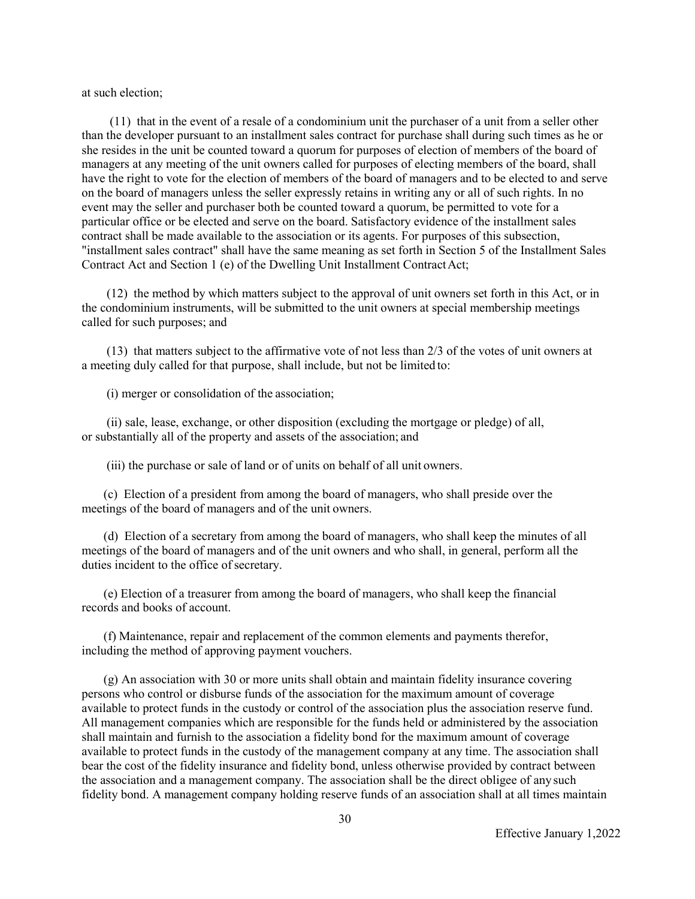at such election;

(11) that in the event of a resale of a condominium unit the purchaser of a unit from a seller other than the developer pursuant to an installment sales contract for purchase shall during such times as he or she resides in the unit be counted toward a quorum for purposes of election of members of the board of managers at any meeting of the unit owners called for purposes of electing members of the board, shall have the right to vote for the election of members of the board of managers and to be elected to and serve on the board of managers unless the seller expressly retains in writing any or all of such rights. In no event may the seller and purchaser both be counted toward a quorum, be permitted to vote for a particular office or be elected and serve on the board. Satisfactory evidence of the installment sales contract shall be made available to the association or its agents. For purposes of this subsection, "installment sales contract" shall have the same meaning as set forth in Section 5 of the Installment Sales Contract Act and Section 1 (e) of the Dwelling Unit Installment Contract Act;

(12) the method by which matters subject to the approval of unit owners set forth in this Act, or in the condominium instruments, will be submitted to the unit owners at special membership meetings called for such purposes; and

(13) that matters subject to the affirmative vote of not less than 2/3 of the votes of unit owners at a meeting duly called for that purpose, shall include, but not be limited to:

(i) merger or consolidation of the association;

(ii) sale, lease, exchange, or other disposition (excluding the mortgage or pledge) of all, or substantially all of the property and assets of the association; and

(iii) the purchase or sale of land or of units on behalf of all unit owners.

(c) Election of a president from among the board of managers, who shall preside over the meetings of the board of managers and of the unit owners.

(d) Election of a secretary from among the board of managers, who shall keep the minutes of all meetings of the board of managers and of the unit owners and who shall, in general, perform all the duties incident to the office of secretary.

(e) Election of a treasurer from among the board of managers, who shall keep the financial records and books of account.

(f) Maintenance, repair and replacement of the common elements and payments therefor, including the method of approving payment vouchers.

(g) An association with 30 or more units shall obtain and maintain fidelity insurance covering persons who control or disburse funds of the association for the maximum amount of coverage available to protect funds in the custody or control of the association plus the association reserve fund. All management companies which are responsible for the funds held or administered by the association shall maintain and furnish to the association a fidelity bond for the maximum amount of coverage available to protect funds in the custody of the management company at any time. The association shall bear the cost of the fidelity insurance and fidelity bond, unless otherwise provided by contract between the association and a management company. The association shall be the direct obligee of any such fidelity bond. A management company holding reserve funds of an association shall at all times maintain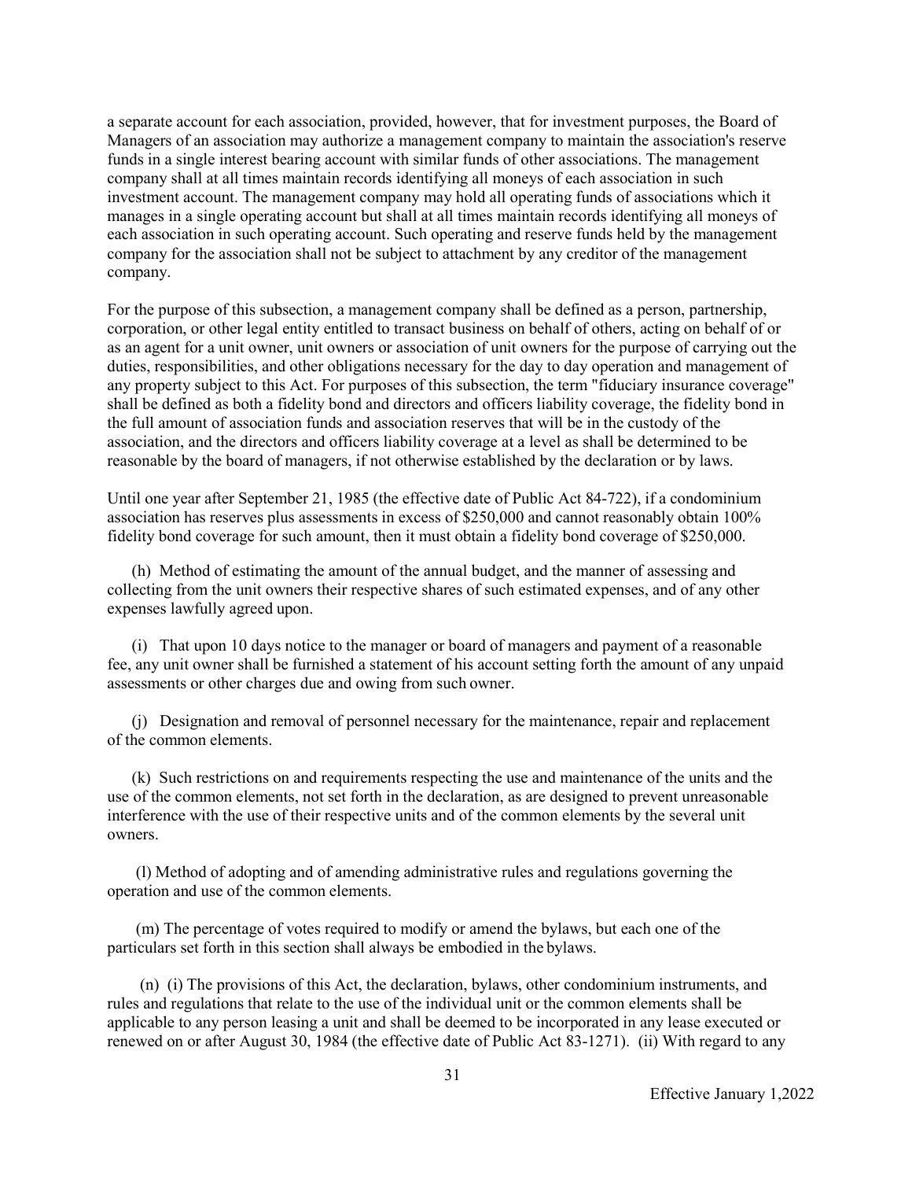a separate account for each association, provided, however, that for investment purposes, the Board of Managers of an association may authorize a management company to maintain the association's reserve funds in a single interest bearing account with similar funds of other associations. The management company shall at all times maintain records identifying all moneys of each association in such investment account. The management company may hold all operating funds of associations which it manages in a single operating account but shall at all times maintain records identifying all moneys of each association in such operating account. Such operating and reserve funds held by the management company for the association shall not be subject to attachment by any creditor of the management company.

For the purpose of this subsection, a management company shall be defined as a person, partnership, corporation, or other legal entity entitled to transact business on behalf of others, acting on behalf of or as an agent for a unit owner, unit owners or association of unit owners for the purpose of carrying out the duties, responsibilities, and other obligations necessary for the day to day operation and management of any property subject to this Act. For purposes of this subsection, the term "fiduciary insurance coverage" shall be defined as both a fidelity bond and directors and officers liability coverage, the fidelity bond in the full amount of association funds and association reserves that will be in the custody of the association, and the directors and officers liability coverage at a level as shall be determined to be reasonable by the board of managers, if not otherwise established by the declaration or by laws.

Until one year after September 21, 1985 (the effective date of Public Act 84-722), if a condominium association has reserves plus assessments in excess of $250,000 and cannot reasonably obtain 100% fidelity bond coverage for such amount, then it must obtain a fidelity bond coverage of $250,000.

(h) Method of estimating the amount of the annual budget, and the manner of assessing and collecting from the unit owners their respective shares of such estimated expenses, and of any other expenses lawfully agreed upon.

(i) That upon 10 days notice to the manager or board of managers and payment of a reasonable fee, any unit owner shall be furnished a statement of his account setting forth the amount of any unpaid assessments or other charges due and owing from such owner.

(j) Designation and removal of personnel necessary for the maintenance, repair and replacement of the common elements.

(k) Such restrictions on and requirements respecting the use and maintenance of the units and the use of the common elements, not set forth in the declaration, as are designed to prevent unreasonable interference with the use of their respective units and of the common elements by the several unit owners.

(l) Method of adopting and of amending administrative rules and regulations governing the operation and use of the common elements.

(m) The percentage of votes required to modify or amend the bylaws, but each one of the particulars set forth in this section shall always be embodied in the bylaws.

(n) (i) The provisions of this Act, the declaration, bylaws, other condominium instruments, and rules and regulations that relate to the use of the individual unit or the common elements shall be applicable to any person leasing a unit and shall be deemed to be incorporated in any lease executed or renewed on or after August 30, 1984 (the effective date of Public Act 83-1271). (ii) With regard to any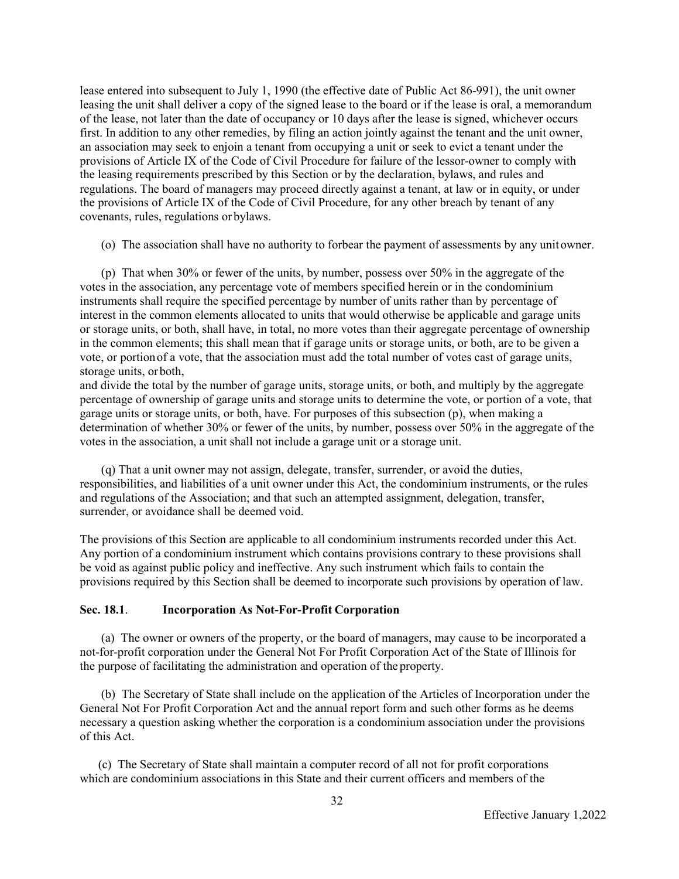lease entered into subsequent to July 1, 1990 (the effective date of Public Act 86-991), the unit owner leasing the unit shall deliver a copy of the signed lease to the board or if the lease is oral, a memorandum of the lease, not later than the date of occupancy or 10 days after the lease is signed, whichever occurs first. In addition to any other remedies, by filing an action jointly against the tenant and the unit owner, an association may seek to enjoin a tenant from occupying a unit or seek to evict a tenant under the provisions of Article IX of the Code of Civil Procedure for failure of the lessor-owner to comply with the leasing requirements prescribed by this Section or by the declaration, bylaws, and rules and regulations. The board of managers may proceed directly against a tenant, at law or in equity, or under the provisions of Article IX of the Code of Civil Procedure, for any other breach by tenant of any covenants, rules, regulations or bylaws.

(o) The association shall have no authority to forbear the payment of assessments by any unit owner.

(p) That when 30% or fewer of the units, by number, possess over 50% in the aggregate of the votes in the association, any percentage vote of members specified herein or in the condominium instruments shall require the specified percentage by number of units rather than by percentage of interest in the common elements allocated to units that would otherwise be applicable and garage units or storage units, or both, shall have, in total, no more votes than their aggregate percentage of ownership in the common elements; this shall mean that if garage units or storage units, or both, are to be given a vote, or portion of a vote, that the association must add the total number of votes cast of garage units, storage units, or both,
and divide the total by the number of garage units, storage units, or both, and multiply by the aggregate percentage of ownership of garage units and storage units to determine the vote, or portion of a vote, that garage units or storage units, or both, have. For purposes of this subsection (p), when making a determination of whether 30% or fewer of the units, by number, possess over 50% in the aggregate of the votes in the association, a unit shall not include a garage unit or a storage unit.

(q) That a unit owner may not assign, delegate, transfer, surrender, or avoid the duties, responsibilities, and liabilities of a unit owner under this Act, the condominium instruments, or the rules and regulations of the Association; and that such an attempted assignment, delegation, transfer, surrender, or avoidance shall be deemed void.

The provisions of this Section are applicable to all condominium instruments recorded under this Act. Any portion of a condominium instrument which contains provisions contrary to these provisions shall be void as against public policy and ineffective. Any such instrument which fails to contain the provisions required by this Section shall be deemed to incorporate such provisions by operation of law.

**Sec. 18.1. Incorporation As Not-For-Profit Corporation**

(a) The owner or owners of the property, or the board of managers, may cause to be incorporated a not-for-profit corporation under the General Not For Profit Corporation Act of the State of Illinois for the purpose of facilitating the administration and operation of the property.

(b) The Secretary of State shall include on the application of the Articles of Incorporation under the General Not For Profit Corporation Act and the annual report form and such other forms as he deems necessary a question asking whether the corporation is a condominium association under the provisions of this Act.

(c) The Secretary of State shall maintain a computer record of all not for profit corporations which are condominium associations in this State and their current officers and members of the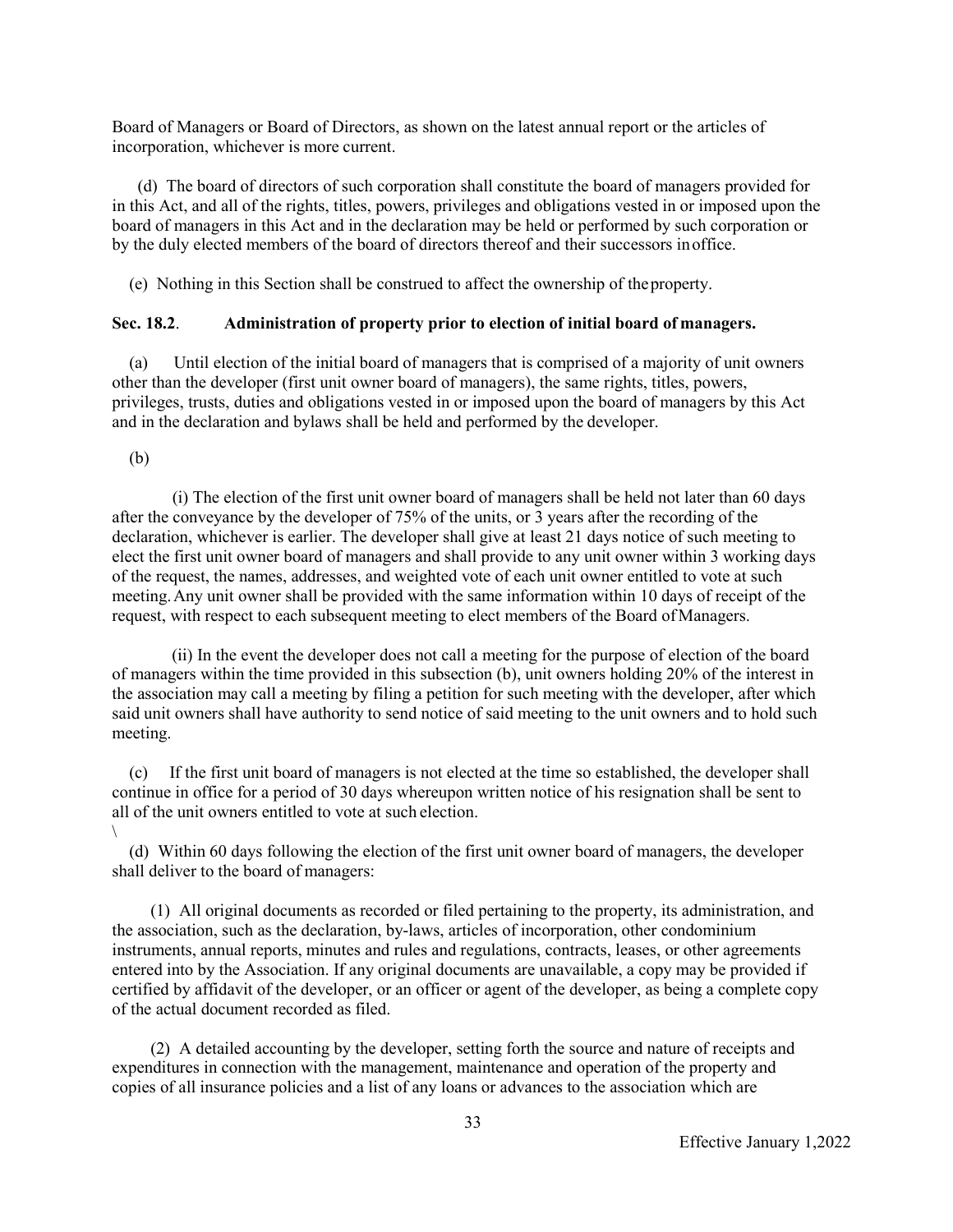Board of Managers or Board of Directors, as shown on the latest annual report or the articles of incorporation, whichever is more current.

(d) The board of directors of such corporation shall constitute the board of managers provided for in this Act, and all of the rights, titles, powers, privileges and obligations vested in or imposed upon the board of managers in this Act and in the declaration may be held or performed by such corporation or by the duly elected members of the board of directors thereof and their successors in office.

(e) Nothing in this Section shall be construed to affect the ownership of the property.

**Sec. 18.2**. **Administration of property prior to election of initial board of managers.**

(a) Until election of the initial board of managers that is comprised of a majority of unit owners other than the developer (first unit owner board of managers), the same rights, titles, powers, privileges, trusts, duties and obligations vested in or imposed upon the board of managers by this Act and in the declaration and bylaws shall be held and performed by the developer.

(b)

(i) The election of the first unit owner board of managers shall be held not later than 60 days after the conveyance by the developer of 75% of the units, or 3 years after the recording of the declaration, whichever is earlier. The developer shall give at least 21 days notice of such meeting to elect the first unit owner board of managers and shall provide to any unit owner within 3 working days of the request, the names, addresses, and weighted vote of each unit owner entitled to vote at such meeting. Any unit owner shall be provided with the same information within 10 days of receipt of the request, with respect to each subsequent meeting to elect members of the Board of Managers.

(ii) In the event the developer does not call a meeting for the purpose of election of the board of managers within the time provided in this subsection (b), unit owners holding 20% of the interest in the association may call a meeting by filing a petition for such meeting with the developer, after which said unit owners shall have authority to send notice of said meeting to the unit owners and to hold such meeting.

(c) If the first unit board of managers is not elected at the time so established, the developer shall continue in office for a period of 30 days whereupon written notice of his resignation shall be sent to all of the unit owners entitled to vote at such election.
\

(d) Within 60 days following the election of the first unit owner board of managers, the developer shall deliver to the board of managers:

(1) All original documents as recorded or filed pertaining to the property, its administration, and the association, such as the declaration, by-laws, articles of incorporation, other condominium instruments, annual reports, minutes and rules and regulations, contracts, leases, or other agreements entered into by the Association. If any original documents are unavailable, a copy may be provided if certified by affidavit of the developer, or an officer or agent of the developer, as being a complete copy of the actual document recorded as filed.

(2) A detailed accounting by the developer, setting forth the source and nature of receipts and expenditures in connection with the management, maintenance and operation of the property and copies of all insurance policies and a list of any loans or advances to the association which are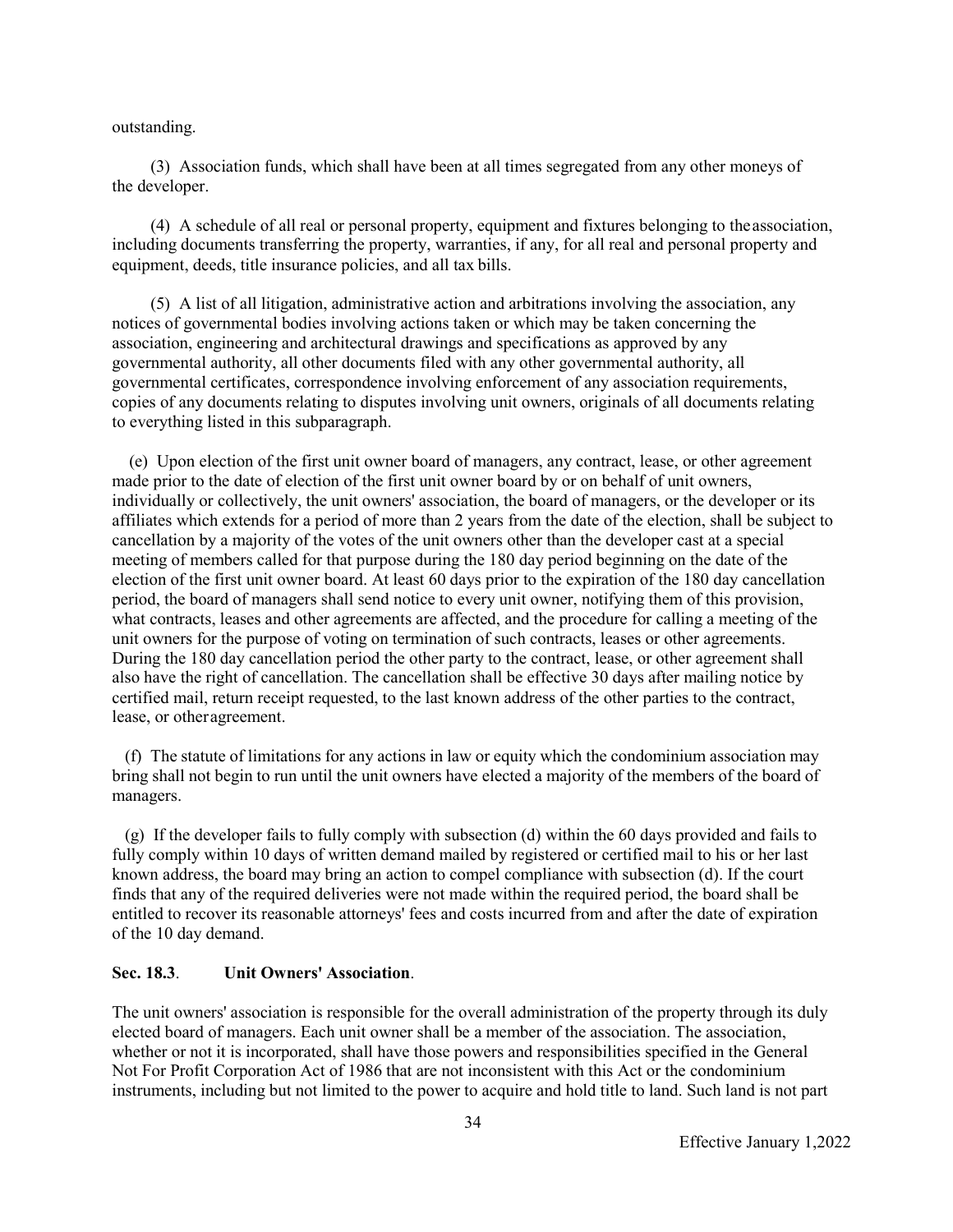outstanding.

(3) Association funds, which shall have been at all times segregated from any other moneys of the developer.

(4) A schedule of all real or personal property, equipment and fixtures belonging to the association, including documents transferring the property, warranties, if any, for all real and personal property and equipment, deeds, title insurance policies, and all tax bills.

(5) A list of all litigation, administrative action and arbitrations involving the association, any notices of governmental bodies involving actions taken or which may be taken concerning the association, engineering and architectural drawings and specifications as approved by any governmental authority, all other documents filed with any other governmental authority, all governmental certificates, correspondence involving enforcement of any association requirements, copies of any documents relating to disputes involving unit owners, originals of all documents relating to everything listed in this subparagraph.

(e) Upon election of the first unit owner board of managers, any contract, lease, or other agreement made prior to the date of election of the first unit owner board by or on behalf of unit owners, individually or collectively, the unit owners' association, the board of managers, or the developer or its affiliates which extends for a period of more than 2 years from the date of the election, shall be subject to cancellation by a majority of the votes of the unit owners other than the developer cast at a special meeting of members called for that purpose during the 180 day period beginning on the date of the election of the first unit owner board. At least 60 days prior to the expiration of the 180 day cancellation period, the board of managers shall send notice to every unit owner, notifying them of this provision, what contracts, leases and other agreements are affected, and the procedure for calling a meeting of the unit owners for the purpose of voting on termination of such contracts, leases or other agreements. During the 180 day cancellation period the other party to the contract, lease, or other agreement shall also have the right of cancellation. The cancellation shall be effective 30 days after mailing notice by certified mail, return receipt requested, to the last known address of the other parties to the contract, lease, or other agreement.

(f) The statute of limitations for any actions in law or equity which the condominium association may bring shall not begin to run until the unit owners have elected a majority of the members of the board of managers.

(g) If the developer fails to fully comply with subsection (d) within the 60 days provided and fails to fully comply within 10 days of written demand mailed by registered or certified mail to his or her last known address, the board may bring an action to compel compliance with subsection (d). If the court finds that any of the required deliveries were not made within the required period, the board shall be entitled to recover its reasonable attorneys' fees and costs incurred from and after the date of expiration of the 10 day demand.

**Sec. 18.3**. **Unit Owners' Association**.

The unit owners' association is responsible for the overall administration of the property through its duly elected board of managers. Each unit owner shall be a member of the association. The association, whether or not it is incorporated, shall have those powers and responsibilities specified in the General Not For Profit Corporation Act of 1986 that are not inconsistent with this Act or the condominium instruments, including but not limited to the power to acquire and hold title to land. Such land is not part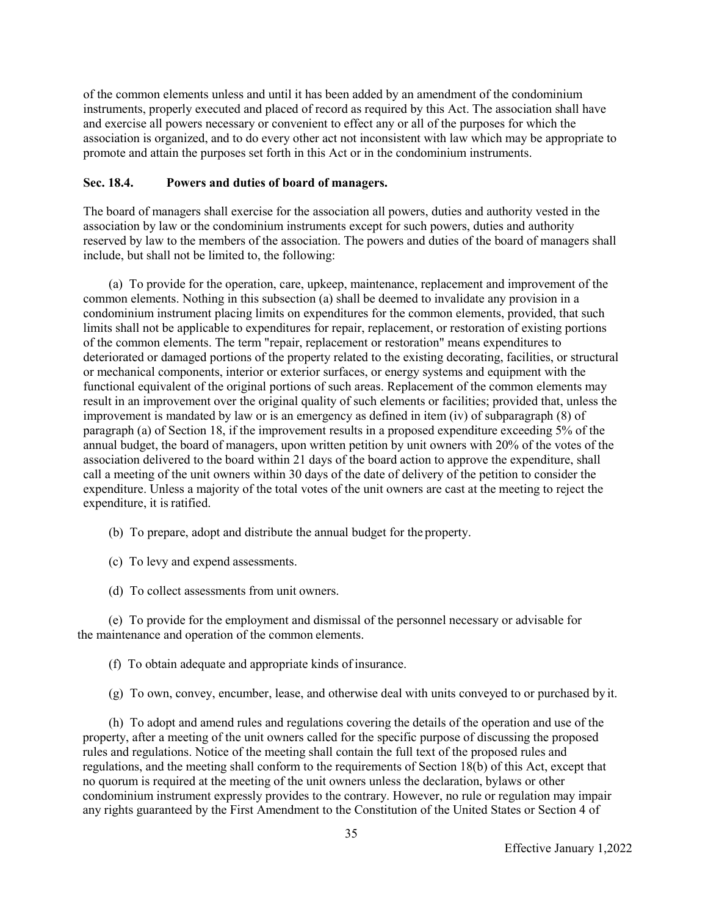of the common elements unless and until it has been added by an amendment of the condominium instruments, properly executed and placed of record as required by this Act. The association shall have and exercise all powers necessary or convenient to effect any or all of the purposes for which the association is organized, and to do every other act not inconsistent with law which may be appropriate to promote and attain the purposes set forth in this Act or in the condominium instruments.

**Sec. 18.4. Powers and duties of board of managers.**

The board of managers shall exercise for the association all powers, duties and authority vested in the association by law or the condominium instruments except for such powers, duties and authority reserved by law to the members of the association. The powers and duties of the board of managers shall include, but shall not be limited to, the following:

(a) To provide for the operation, care, upkeep, maintenance, replacement and improvement of the common elements. Nothing in this subsection (a) shall be deemed to invalidate any provision in a condominium instrument placing limits on expenditures for the common elements, provided, that such limits shall not be applicable to expenditures for repair, replacement, or restoration of existing portions of the common elements. The term "repair, replacement or restoration" means expenditures to deteriorated or damaged portions of the property related to the existing decorating, facilities, or structural or mechanical components, interior or exterior surfaces, or energy systems and equipment with the functional equivalent of the original portions of such areas. Replacement of the common elements may result in an improvement over the original quality of such elements or facilities; provided that, unless the improvement is mandated by law or is an emergency as defined in item (iv) of subparagraph (8) of paragraph (a) of Section 18, if the improvement results in a proposed expenditure exceeding 5% of the annual budget, the board of managers, upon written petition by unit owners with 20% of the votes of the association delivered to the board within 21 days of the board action to approve the expenditure, shall call a meeting of the unit owners within 30 days of the date of delivery of the petition to consider the expenditure. Unless a majority of the total votes of the unit owners are cast at the meeting to reject the expenditure, it is ratified.

(b) To prepare, adopt and distribute the annual budget for the property.

(c) To levy and expend assessments.

(d) To collect assessments from unit owners.

(e) To provide for the employment and dismissal of the personnel necessary or advisable for the maintenance and operation of the common elements.

(f) To obtain adequate and appropriate kinds of insurance.

(g) To own, convey, encumber, lease, and otherwise deal with units conveyed to or purchased by it.

(h) To adopt and amend rules and regulations covering the details of the operation and use of the property, after a meeting of the unit owners called for the specific purpose of discussing the proposed rules and regulations. Notice of the meeting shall contain the full text of the proposed rules and regulations, and the meeting shall conform to the requirements of Section 18(b) of this Act, except that no quorum is required at the meeting of the unit owners unless the declaration, bylaws or other condominium instrument expressly provides to the contrary. However, no rule or regulation may impair any rights guaranteed by the First Amendment to the Constitution of the United States or Section 4 of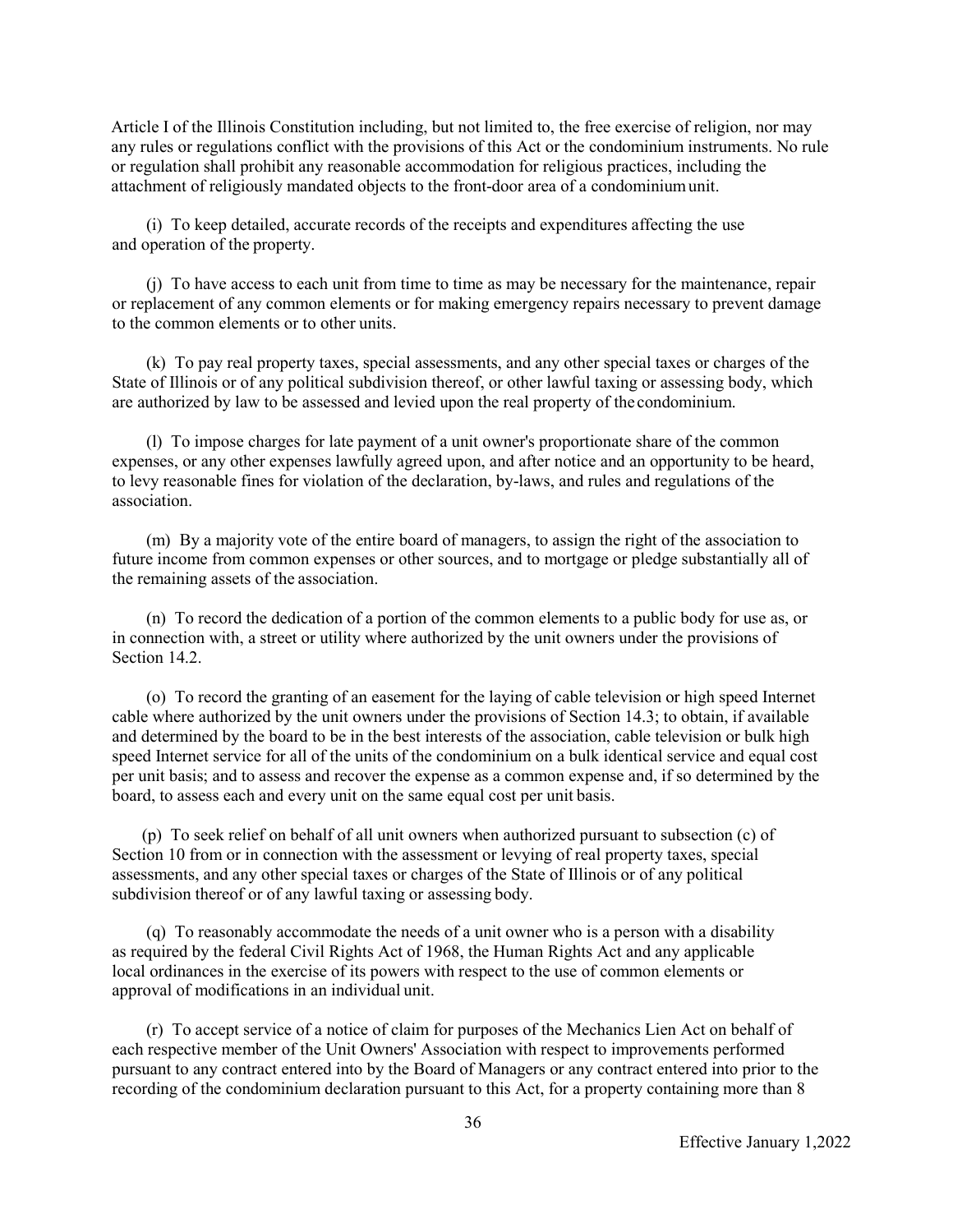Article I of the Illinois Constitution including, but not limited to, the free exercise of religion, nor may any rules or regulations conflict with the provisions of this Act or the condominium instruments. No rule or regulation shall prohibit any reasonable accommodation for religious practices, including the attachment of religiously mandated objects to the front-door area of a condominium unit.

(i) To keep detailed, accurate records of the receipts and expenditures affecting the use and operation of the property.

(j) To have access to each unit from time to time as may be necessary for the maintenance, repair or replacement of any common elements or for making emergency repairs necessary to prevent damage to the common elements or to other units.

(k) To pay real property taxes, special assessments, and any other special taxes or charges of the State of Illinois or of any political subdivision thereof, or other lawful taxing or assessing body, which are authorized by law to be assessed and levied upon the real property of the condominium.

(l) To impose charges for late payment of a unit owner's proportionate share of the common expenses, or any other expenses lawfully agreed upon, and after notice and an opportunity to be heard, to levy reasonable fines for violation of the declaration, by-laws, and rules and regulations of the association.

(m) By a majority vote of the entire board of managers, to assign the right of the association to future income from common expenses or other sources, and to mortgage or pledge substantially all of the remaining assets of the association.

(n) To record the dedication of a portion of the common elements to a public body for use as, or in connection with, a street or utility where authorized by the unit owners under the provisions of Section 14.2.

(o) To record the granting of an easement for the laying of cable television or high speed Internet cable where authorized by the unit owners under the provisions of Section 14.3; to obtain, if available and determined by the board to be in the best interests of the association, cable television or bulk high speed Internet service for all of the units of the condominium on a bulk identical service and equal cost per unit basis; and to assess and recover the expense as a common expense and, if so determined by the board, to assess each and every unit on the same equal cost per unit basis.

(p) To seek relief on behalf of all unit owners when authorized pursuant to subsection (c) of Section 10 from or in connection with the assessment or levying of real property taxes, special assessments, and any other special taxes or charges of the State of Illinois or of any political subdivision thereof or of any lawful taxing or assessing body.

(q) To reasonably accommodate the needs of a unit owner who is a person with a disability as required by the federal Civil Rights Act of 1968, the Human Rights Act and any applicable local ordinances in the exercise of its powers with respect to the use of common elements or approval of modifications in an individual unit.

(r) To accept service of a notice of claim for purposes of the Mechanics Lien Act on behalf of each respective member of the Unit Owners' Association with respect to improvements performed pursuant to any contract entered into by the Board of Managers or any contract entered into prior to the recording of the condominium declaration pursuant to this Act, for a property containing more than 8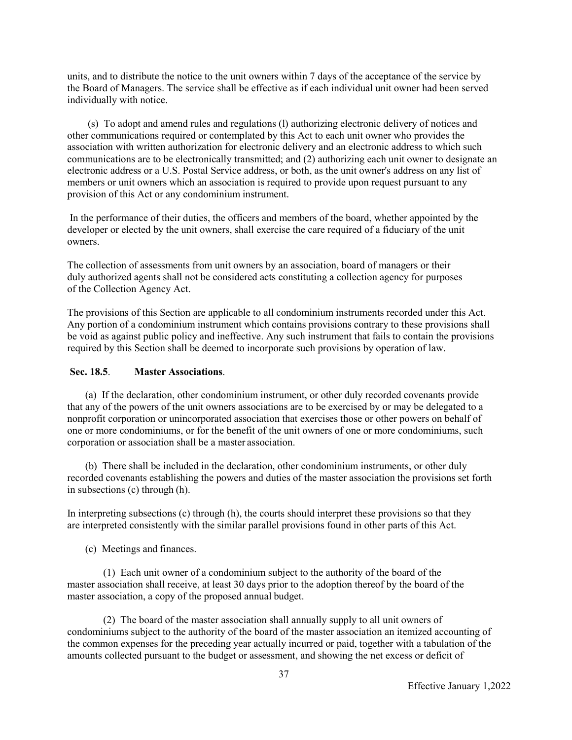units, and to distribute the notice to the unit owners within 7 days of the acceptance of the service by the Board of Managers. The service shall be effective as if each individual unit owner had been served individually with notice.

(s) To adopt and amend rules and regulations (l) authorizing electronic delivery of notices and other communications required or contemplated by this Act to each unit owner who provides the association with written authorization for electronic delivery and an electronic address to which such communications are to be electronically transmitted; and (2) authorizing each unit owner to designate an electronic address or a U.S. Postal Service address, or both, as the unit owner's address on any list of members or unit owners which an association is required to provide upon request pursuant to any provision of this Act or any condominium instrument.

In the performance of their duties, the officers and members of the board, whether appointed by the developer or elected by the unit owners, shall exercise the care required of a fiduciary of the unit owners.

The collection of assessments from unit owners by an association, board of managers or their duly authorized agents shall not be considered acts constituting a collection agency for purposes of the Collection Agency Act.

The provisions of this Section are applicable to all condominium instruments recorded under this Act. Any portion of a condominium instrument which contains provisions contrary to these provisions shall be void as against public policy and ineffective. Any such instrument that fails to contain the provisions required by this Section shall be deemed to incorporate such provisions by operation of law.

**Sec. 18.5**. **Master Associations**.

(a) If the declaration, other condominium instrument, or other duly recorded covenants provide that any of the powers of the unit owners associations are to be exercised by or may be delegated to a nonprofit corporation or unincorporated association that exercises those or other powers on behalf of one or more condominiums, or for the benefit of the unit owners of one or more condominiums, such corporation or association shall be a master association.

(b) There shall be included in the declaration, other condominium instruments, or other duly recorded covenants establishing the powers and duties of the master association the provisions set forth in subsections (c) through (h).

In interpreting subsections (c) through (h), the courts should interpret these provisions so that they are interpreted consistently with the similar parallel provisions found in other parts of this Act.

(c) Meetings and finances.

(1) Each unit owner of a condominium subject to the authority of the board of the master association shall receive, at least 30 days prior to the adoption thereof by the board of the master association, a copy of the proposed annual budget.

(2) The board of the master association shall annually supply to all unit owners of condominiums subject to the authority of the board of the master association an itemized accounting of the common expenses for the preceding year actually incurred or paid, together with a tabulation of the amounts collected pursuant to the budget or assessment, and showing the net excess or deficit of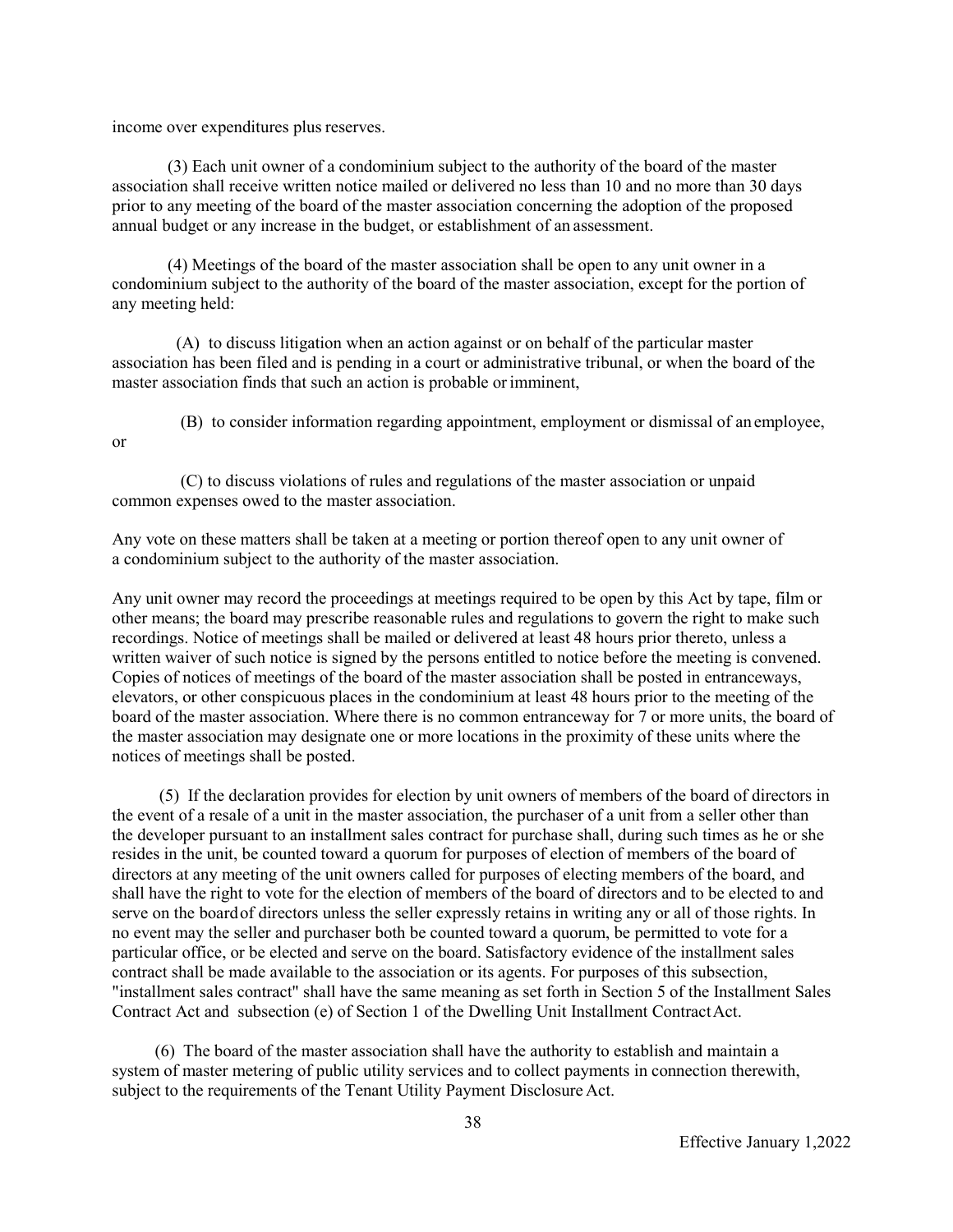income over expenditures plus reserves.

(3) Each unit owner of a condominium subject to the authority of the board of the master association shall receive written notice mailed or delivered no less than 10 and no more than 30 days prior to any meeting of the board of the master association concerning the adoption of the proposed annual budget or any increase in the budget, or establishment of an assessment.

(4) Meetings of the board of the master association shall be open to any unit owner in a condominium subject to the authority of the board of the master association, except for the portion of any meeting held:

(A) to discuss litigation when an action against or on behalf of the particular master association has been filed and is pending in a court or administrative tribunal, or when the board of the master association finds that such an action is probable or imminent,

(B) to consider information regarding appointment, employment or dismissal of an employee, or

(C) to discuss violations of rules and regulations of the master association or unpaid common expenses owed to the master association.

Any vote on these matters shall be taken at a meeting or portion thereof open to any unit owner of a condominium subject to the authority of the master association.

Any unit owner may record the proceedings at meetings required to be open by this Act by tape, film or other means; the board may prescribe reasonable rules and regulations to govern the right to make such recordings. Notice of meetings shall be mailed or delivered at least 48 hours prior thereto, unless a written waiver of such notice is signed by the persons entitled to notice before the meeting is convened. Copies of notices of meetings of the board of the master association shall be posted in entranceways, elevators, or other conspicuous places in the condominium at least 48 hours prior to the meeting of the board of the master association. Where there is no common entranceway for 7 or more units, the board of the master association may designate one or more locations in the proximity of these units where the notices of meetings shall be posted.

(5) If the declaration provides for election by unit owners of members of the board of directors in the event of a resale of a unit in the master association, the purchaser of a unit from a seller other than the developer pursuant to an installment sales contract for purchase shall, during such times as he or she resides in the unit, be counted toward a quorum for purposes of election of members of the board of directors at any meeting of the unit owners called for purposes of electing members of the board, and shall have the right to vote for the election of members of the board of directors and to be elected to and serve on the board of directors unless the seller expressly retains in writing any or all of those rights. In no event may the seller and purchaser both be counted toward a quorum, be permitted to vote for a particular office, or be elected and serve on the board. Satisfactory evidence of the installment sales contract shall be made available to the association or its agents. For purposes of this subsection, "installment sales contract" shall have the same meaning as set forth in Section 5 of the Installment Sales Contract Act and subsection (e) of Section 1 of the Dwelling Unit Installment Contract Act.

(6) The board of the master association shall have the authority to establish and maintain a system of master metering of public utility services and to collect payments in connection therewith, subject to the requirements of the Tenant Utility Payment Disclosure Act.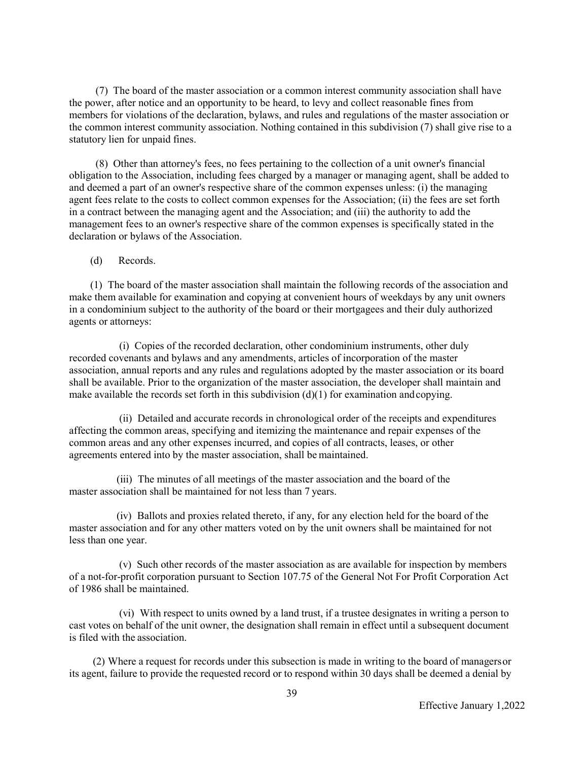(7) The board of the master association or a common interest community association shall have the power, after notice and an opportunity to be heard, to levy and collect reasonable fines from members for violations of the declaration, bylaws, and rules and regulations of the master association or the common interest community association. Nothing contained in this subdivision (7) shall give rise to a statutory lien for unpaid fines.

(8) Other than attorney's fees, no fees pertaining to the collection of a unit owner's financial obligation to the Association, including fees charged by a manager or managing agent, shall be added to and deemed a part of an owner's respective share of the common expenses unless: (i) the managing agent fees relate to the costs to collect common expenses for the Association; (ii) the fees are set forth in a contract between the managing agent and the Association; and (iii) the authority to add the management fees to an owner's respective share of the common expenses is specifically stated in the declaration or bylaws of the Association.

(d) Records.

(1) The board of the master association shall maintain the following records of the association and make them available for examination and copying at convenient hours of weekdays by any unit owners in a condominium subject to the authority of the board or their mortgagees and their duly authorized agents or attorneys:

(i) Copies of the recorded declaration, other condominium instruments, other duly recorded covenants and bylaws and any amendments, articles of incorporation of the master association, annual reports and any rules and regulations adopted by the master association or its board shall be available. Prior to the organization of the master association, the developer shall maintain and make available the records set forth in this subdivision (d)(1) for examination and copying.

(ii) Detailed and accurate records in chronological order of the receipts and expenditures affecting the common areas, specifying and itemizing the maintenance and repair expenses of the common areas and any other expenses incurred, and copies of all contracts, leases, or other agreements entered into by the master association, shall be maintained.

(iii) The minutes of all meetings of the master association and the board of the master association shall be maintained for not less than 7 years.

(iv) Ballots and proxies related thereto, if any, for any election held for the board of the master association and for any other matters voted on by the unit owners shall be maintained for not less than one year.

(v) Such other records of the master association as are available for inspection by members of a not-for-profit corporation pursuant to Section 107.75 of the General Not For Profit Corporation Act of 1986 shall be maintained.

(vi) With respect to units owned by a land trust, if a trustee designates in writing a person to cast votes on behalf of the unit owner, the designation shall remain in effect until a subsequent document is filed with the association.

(2) Where a request for records under this subsection is made in writing to the board of managers or its agent, failure to provide the requested record or to respond within 30 days shall be deemed a denial by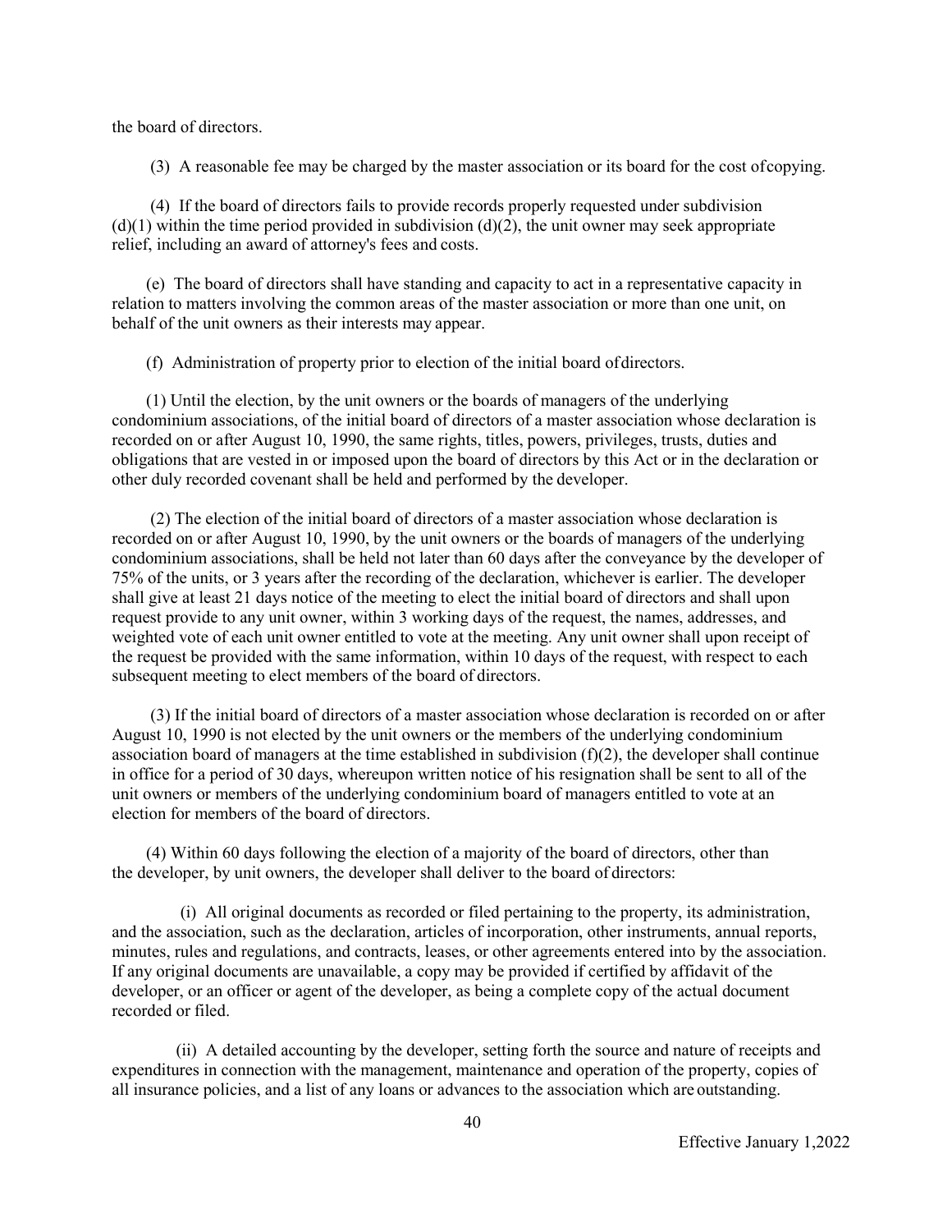the board of directors.

(3) A reasonable fee may be charged by the master association or its board for the cost of copying.

(4) If the board of directors fails to provide records properly requested under subdivision (d)(1) within the time period provided in subdivision (d)(2), the unit owner may seek appropriate relief, including an award of attorney's fees and costs.

(e) The board of directors shall have standing and capacity to act in a representative capacity in relation to matters involving the common areas of the master association or more than one unit, on behalf of the unit owners as their interests may appear.

(f) Administration of property prior to election of the initial board of directors.

(1) Until the election, by the unit owners or the boards of managers of the underlying condominium associations, of the initial board of directors of a master association whose declaration is recorded on or after August 10, 1990, the same rights, titles, powers, privileges, trusts, duties and obligations that are vested in or imposed upon the board of directors by this Act or in the declaration or other duly recorded covenant shall be held and performed by the developer.

(2) The election of the initial board of directors of a master association whose declaration is recorded on or after August 10, 1990, by the unit owners or the boards of managers of the underlying condominium associations, shall be held not later than 60 days after the conveyance by the developer of 75% of the units, or 3 years after the recording of the declaration, whichever is earlier. The developer shall give at least 21 days notice of the meeting to elect the initial board of directors and shall upon request provide to any unit owner, within 3 working days of the request, the names, addresses, and weighted vote of each unit owner entitled to vote at the meeting. Any unit owner shall upon receipt of the request be provided with the same information, within 10 days of the request, with respect to each subsequent meeting to elect members of the board of directors.

(3) If the initial board of directors of a master association whose declaration is recorded on or after August 10, 1990 is not elected by the unit owners or the members of the underlying condominium association board of managers at the time established in subdivision (f)(2), the developer shall continue in office for a period of 30 days, whereupon written notice of his resignation shall be sent to all of the unit owners or members of the underlying condominium board of managers entitled to vote at an election for members of the board of directors.

(4) Within 60 days following the election of a majority of the board of directors, other than the developer, by unit owners, the developer shall deliver to the board of directors:

(i) All original documents as recorded or filed pertaining to the property, its administration, and the association, such as the declaration, articles of incorporation, other instruments, annual reports, minutes, rules and regulations, and contracts, leases, or other agreements entered into by the association. If any original documents are unavailable, a copy may be provided if certified by affidavit of the developer, or an officer or agent of the developer, as being a complete copy of the actual document recorded or filed.

(ii) A detailed accounting by the developer, setting forth the source and nature of receipts and expenditures in connection with the management, maintenance and operation of the property, copies of all insurance policies, and a list of any loans or advances to the association which are outstanding.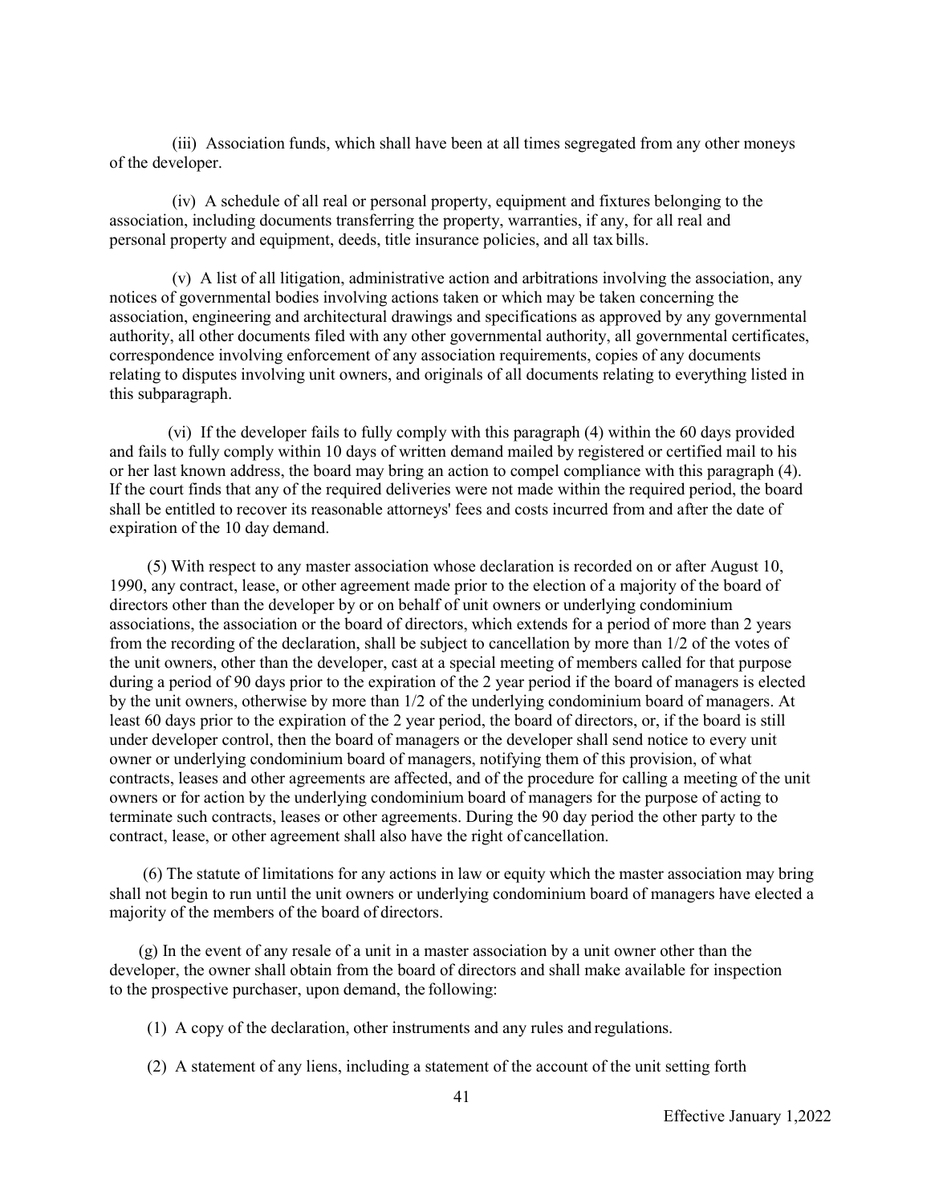(iii) Association funds, which shall have been at all times segregated from any other moneys of the developer.

(iv) A schedule of all real or personal property, equipment and fixtures belonging to the association, including documents transferring the property, warranties, if any, for all real and personal property and equipment, deeds, title insurance policies, and all tax bills.

(v) A list of all litigation, administrative action and arbitrations involving the association, any notices of governmental bodies involving actions taken or which may be taken concerning the association, engineering and architectural drawings and specifications as approved by any governmental authority, all other documents filed with any other governmental authority, all governmental certificates, correspondence involving enforcement of any association requirements, copies of any documents relating to disputes involving unit owners, and originals of all documents relating to everything listed in this subparagraph.

(vi) If the developer fails to fully comply with this paragraph (4) within the 60 days provided and fails to fully comply within 10 days of written demand mailed by registered or certified mail to his or her last known address, the board may bring an action to compel compliance with this paragraph (4). If the court finds that any of the required deliveries were not made within the required period, the board shall be entitled to recover its reasonable attorneys' fees and costs incurred from and after the date of expiration of the 10 day demand.

(5) With respect to any master association whose declaration is recorded on or after August 10, 1990, any contract, lease, or other agreement made prior to the election of a majority of the board of directors other than the developer by or on behalf of unit owners or underlying condominium associations, the association or the board of directors, which extends for a period of more than 2 years from the recording of the declaration, shall be subject to cancellation by more than 1/2 of the votes of the unit owners, other than the developer, cast at a special meeting of members called for that purpose during a period of 90 days prior to the expiration of the 2 year period if the board of managers is elected by the unit owners, otherwise by more than 1/2 of the underlying condominium board of managers. At least 60 days prior to the expiration of the 2 year period, the board of directors, or, if the board is still under developer control, then the board of managers or the developer shall send notice to every unit owner or underlying condominium board of managers, notifying them of this provision, of what contracts, leases and other agreements are affected, and of the procedure for calling a meeting of the unit owners or for action by the underlying condominium board of managers for the purpose of acting to terminate such contracts, leases or other agreements. During the 90 day period the other party to the contract, lease, or other agreement shall also have the right of cancellation.

(6) The statute of limitations for any actions in law or equity which the master association may bring shall not begin to run until the unit owners or underlying condominium board of managers have elected a majority of the members of the board of directors.

(g) In the event of any resale of a unit in a master association by a unit owner other than the developer, the owner shall obtain from the board of directors and shall make available for inspection to the prospective purchaser, upon demand, the following:

(1) A copy of the declaration, other instruments and any rules and regulations.

(2) A statement of any liens, including a statement of the account of the unit setting forth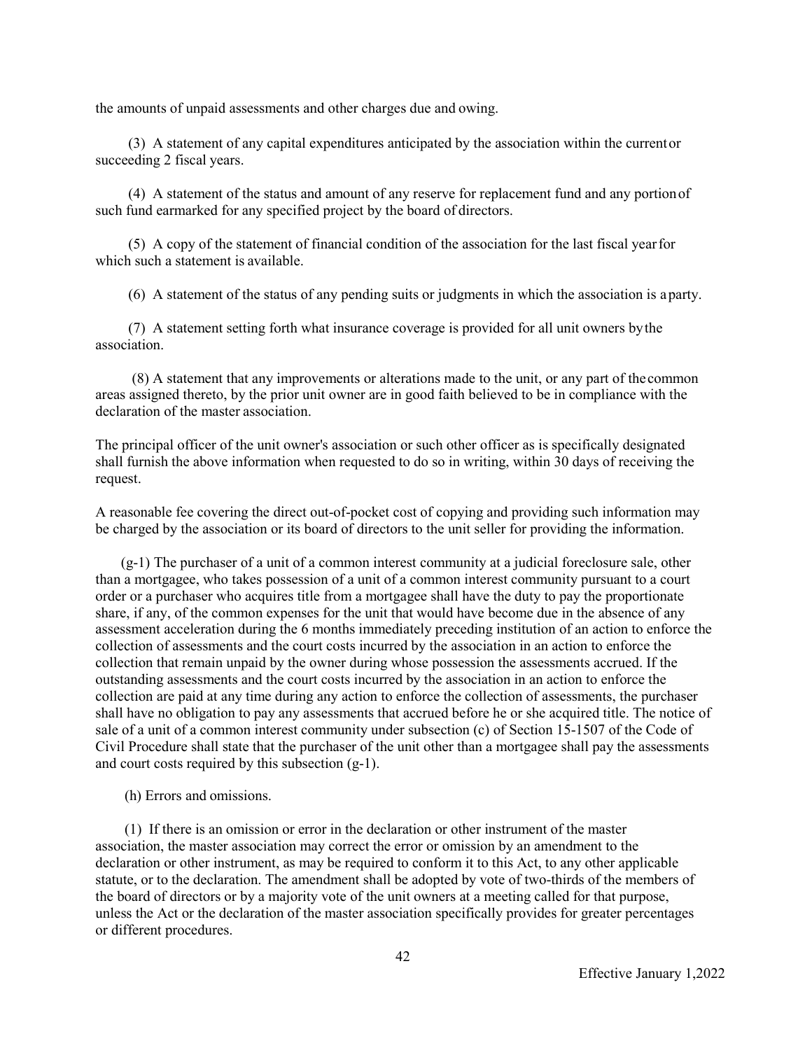the amounts of unpaid assessments and other charges due and owing.

(3) A statement of any capital expenditures anticipated by the association within the current or succeeding 2 fiscal years.

(4) A statement of the status and amount of any reserve for replacement fund and any portion of such fund earmarked for any specified project by the board of directors.

(5) A copy of the statement of financial condition of the association for the last fiscal year for which such a statement is available.

(6) A statement of the status of any pending suits or judgments in which the association is a party.

(7) A statement setting forth what insurance coverage is provided for all unit owners by the association.

(8) A statement that any improvements or alterations made to the unit, or any part of the common areas assigned thereto, by the prior unit owner are in good faith believed to be in compliance with the declaration of the master association.

The principal officer of the unit owner's association or such other officer as is specifically designated shall furnish the above information when requested to do so in writing, within 30 days of receiving the request.

A reasonable fee covering the direct out-of-pocket cost of copying and providing such information may be charged by the association or its board of directors to the unit seller for providing the information.

(g-1) The purchaser of a unit of a common interest community at a judicial foreclosure sale, other than a mortgagee, who takes possession of a unit of a common interest community pursuant to a court order or a purchaser who acquires title from a mortgagee shall have the duty to pay the proportionate share, if any, of the common expenses for the unit that would have become due in the absence of any assessment acceleration during the 6 months immediately preceding institution of an action to enforce the collection of assessments and the court costs incurred by the association in an action to enforce the collection that remain unpaid by the owner during whose possession the assessments accrued. If the outstanding assessments and the court costs incurred by the association in an action to enforce the collection are paid at any time during any action to enforce the collection of assessments, the purchaser shall have no obligation to pay any assessments that accrued before he or she acquired title. The notice of sale of a unit of a common interest community under subsection (c) of Section 15-1507 of the Code of Civil Procedure shall state that the purchaser of the unit other than a mortgagee shall pay the assessments and court costs required by this subsection (g-1).

(h) Errors and omissions.

(1) If there is an omission or error in the declaration or other instrument of the master association, the master association may correct the error or omission by an amendment to the declaration or other instrument, as may be required to conform it to this Act, to any other applicable statute, or to the declaration. The amendment shall be adopted by vote of two-thirds of the members of the board of directors or by a majority vote of the unit owners at a meeting called for that purpose, unless the Act or the declaration of the master association specifically provides for greater percentages or different procedures.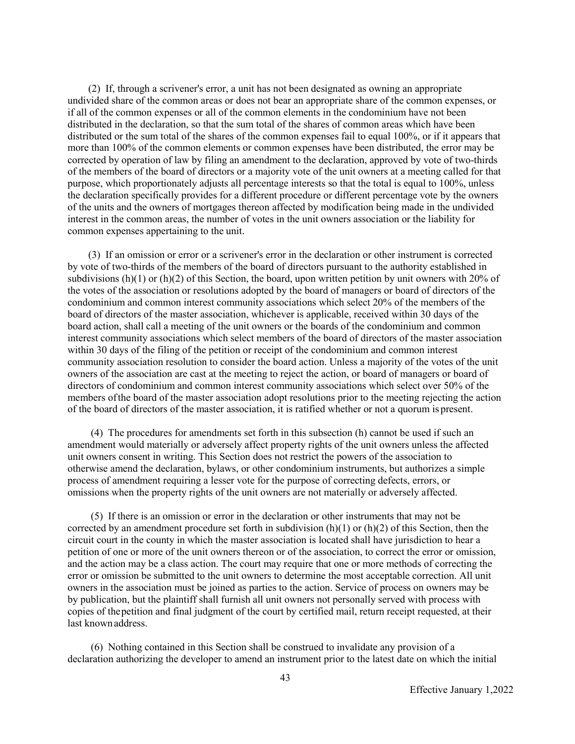(2) If, through a scrivener's error, a unit has not been designated as owning an appropriate undivided share of the common areas or does not bear an appropriate share of the common expenses, or if all of the common expenses or all of the common elements in the condominium have not been distributed in the declaration, so that the sum total of the shares of common areas which have been distributed or the sum total of the shares of the common expenses fail to equal 100%, or if it appears that more than 100% of the common elements or common expenses have been distributed, the error may be corrected by operation of law by filing an amendment to the declaration, approved by vote of two-thirds of the members of the board of directors or a majority vote of the unit owners at a meeting called for that purpose, which proportionately adjusts all percentage interests so that the total is equal to 100%, unless the declaration specifically provides for a different procedure or different percentage vote by the owners of the units and the owners of mortgages thereon affected by modification being made in the undivided interest in the common areas, the number of votes in the unit owners association or the liability for common expenses appertaining to the unit.

(3) If an omission or error or a scrivener's error in the declaration or other instrument is corrected by vote of two-thirds of the members of the board of directors pursuant to the authority established in subdivisions (h)(1) or (h)(2) of this Section, the board, upon written petition by unit owners with 20% of the votes of the association or resolutions adopted by the board of managers or board of directors of the condominium and common interest community associations which select 20% of the members of the board of directors of the master association, whichever is applicable, received within 30 days of the board action, shall call a meeting of the unit owners or the boards of the condominium and common interest community associations which select members of the board of directors of the master association within 30 days of the filing of the petition or receipt of the condominium and common interest community association resolution to consider the board action. Unless a majority of the votes of the unit owners of the association are cast at the meeting to reject the action, or board of managers or board of directors of condominium and common interest community associations which select over 50% of the members of the board of the master association adopt resolutions prior to the meeting rejecting the action of the board of directors of the master association, it is ratified whether or not a quorum is present.

(4) The procedures for amendments set forth in this subsection (h) cannot be used if such an amendment would materially or adversely affect property rights of the unit owners unless the affected unit owners consent in writing. This Section does not restrict the powers of the association to otherwise amend the declaration, bylaws, or other condominium instruments, but authorizes a simple process of amendment requiring a lesser vote for the purpose of correcting defects, errors, or omissions when the property rights of the unit owners are not materially or adversely affected.

(5) If there is an omission or error in the declaration or other instruments that may not be corrected by an amendment procedure set forth in subdivision (h)(1) or (h)(2) of this Section, then the circuit court in the county in which the master association is located shall have jurisdiction to hear a petition of one or more of the unit owners thereon or of the association, to correct the error or omission, and the action may be a class action. The court may require that one or more methods of correcting the error or omission be submitted to the unit owners to determine the most acceptable correction. All unit owners in the association must be joined as parties to the action. Service of process on owners may be by publication, but the plaintiff shall furnish all unit owners not personally served with process with copies of the petition and final judgment of the court by certified mail, return receipt requested, at their last known address.

(6) Nothing contained in this Section shall be construed to invalidate any provision of a declaration authorizing the developer to amend an instrument prior to the latest date on which the initial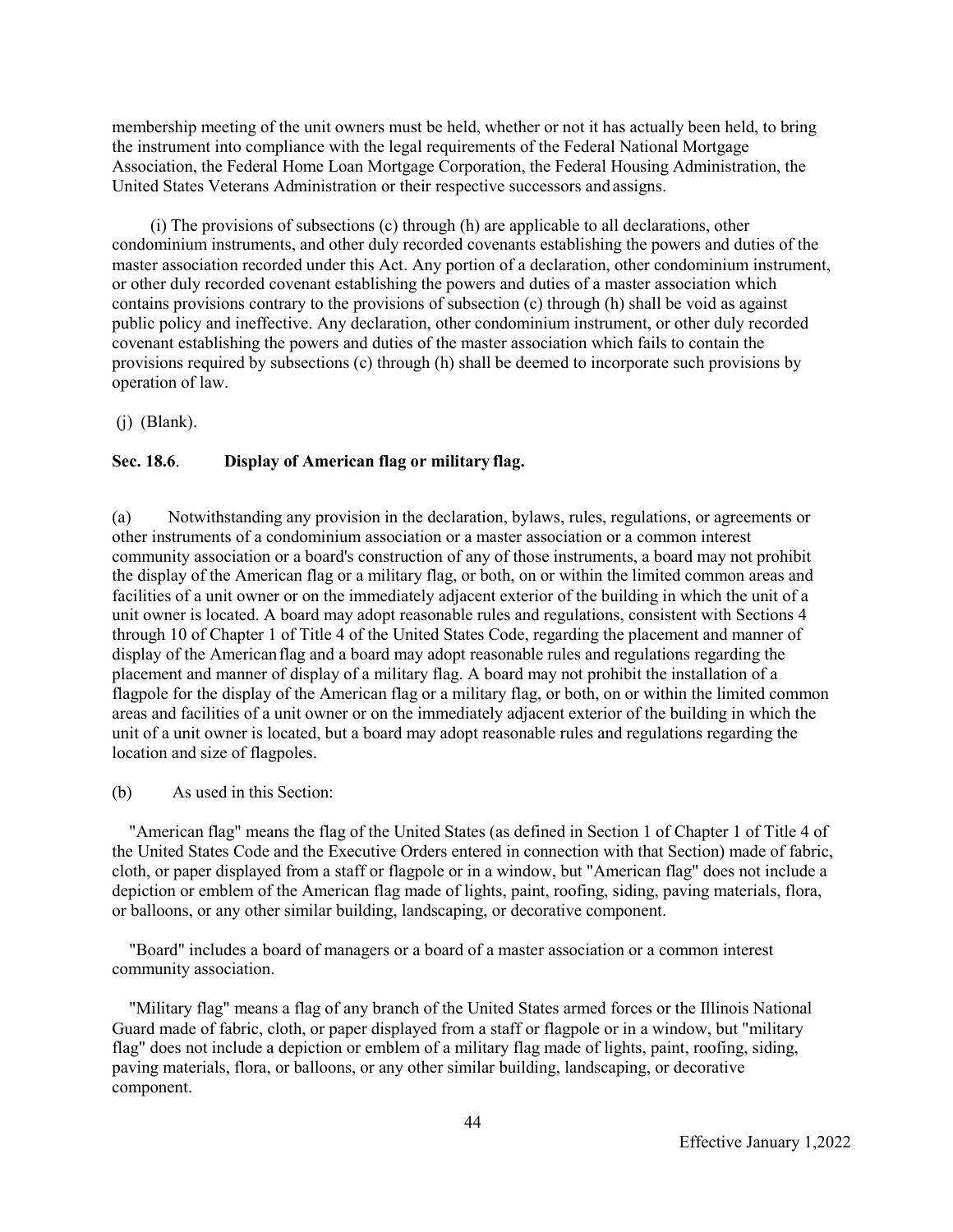membership meeting of the unit owners must be held, whether or not it has actually been held, to bring the instrument into compliance with the legal requirements of the Federal National Mortgage Association, the Federal Home Loan Mortgage Corporation, the Federal Housing Administration, the United States Veterans Administration or their respective successors and assigns.

(i) The provisions of subsections (c) through (h) are applicable to all declarations, other condominium instruments, and other duly recorded covenants establishing the powers and duties of the master association recorded under this Act. Any portion of a declaration, other condominium instrument, or other duly recorded covenant establishing the powers and duties of a master association which contains provisions contrary to the provisions of subsection (c) through (h) shall be void as against public policy and ineffective. Any declaration, other condominium instrument, or other duly recorded covenant establishing the powers and duties of the master association which fails to contain the provisions required by subsections (c) through (h) shall be deemed to incorporate such provisions by operation of law.

(j) (Blank).

**Sec. 18.6**. **Display of American flag or military flag.**

(a) Notwithstanding any provision in the declaration, bylaws, rules, regulations, or agreements or other instruments of a condominium association or a master association or a common interest community association or a board's construction of any of those instruments, a board may not prohibit the display of the American flag or a military flag, or both, on or within the limited common areas and facilities of a unit owner or on the immediately adjacent exterior of the building in which the unit of a unit owner is located. A board may adopt reasonable rules and regulations, consistent with Sections 4 through 10 of Chapter 1 of Title 4 of the United States Code, regarding the placement and manner of display of the American flag and a board may adopt reasonable rules and regulations regarding the placement and manner of display of a military flag. A board may not prohibit the installation of a flagpole for the display of the American flag or a military flag, or both, on or within the limited common areas and facilities of a unit owner or on the immediately adjacent exterior of the building in which the unit of a unit owner is located, but a board may adopt reasonable rules and regulations regarding the location and size of flagpoles.

(b) As used in this Section:

"American flag" means the flag of the United States (as defined in Section 1 of Chapter 1 of Title 4 of the United States Code and the Executive Orders entered in connection with that Section) made of fabric, cloth, or paper displayed from a staff or flagpole or in a window, but "American flag" does not include a depiction or emblem of the American flag made of lights, paint, roofing, siding, paving materials, flora, or balloons, or any other similar building, landscaping, or decorative component.

"Board" includes a board of managers or a board of a master association or a common interest community association.

"Military flag" means a flag of any branch of the United States armed forces or the Illinois National Guard made of fabric, cloth, or paper displayed from a staff or flagpole or in a window, but "military flag" does not include a depiction or emblem of a military flag made of lights, paint, roofing, siding, paving materials, flora, or balloons, or any other similar building, landscaping, or decorative component.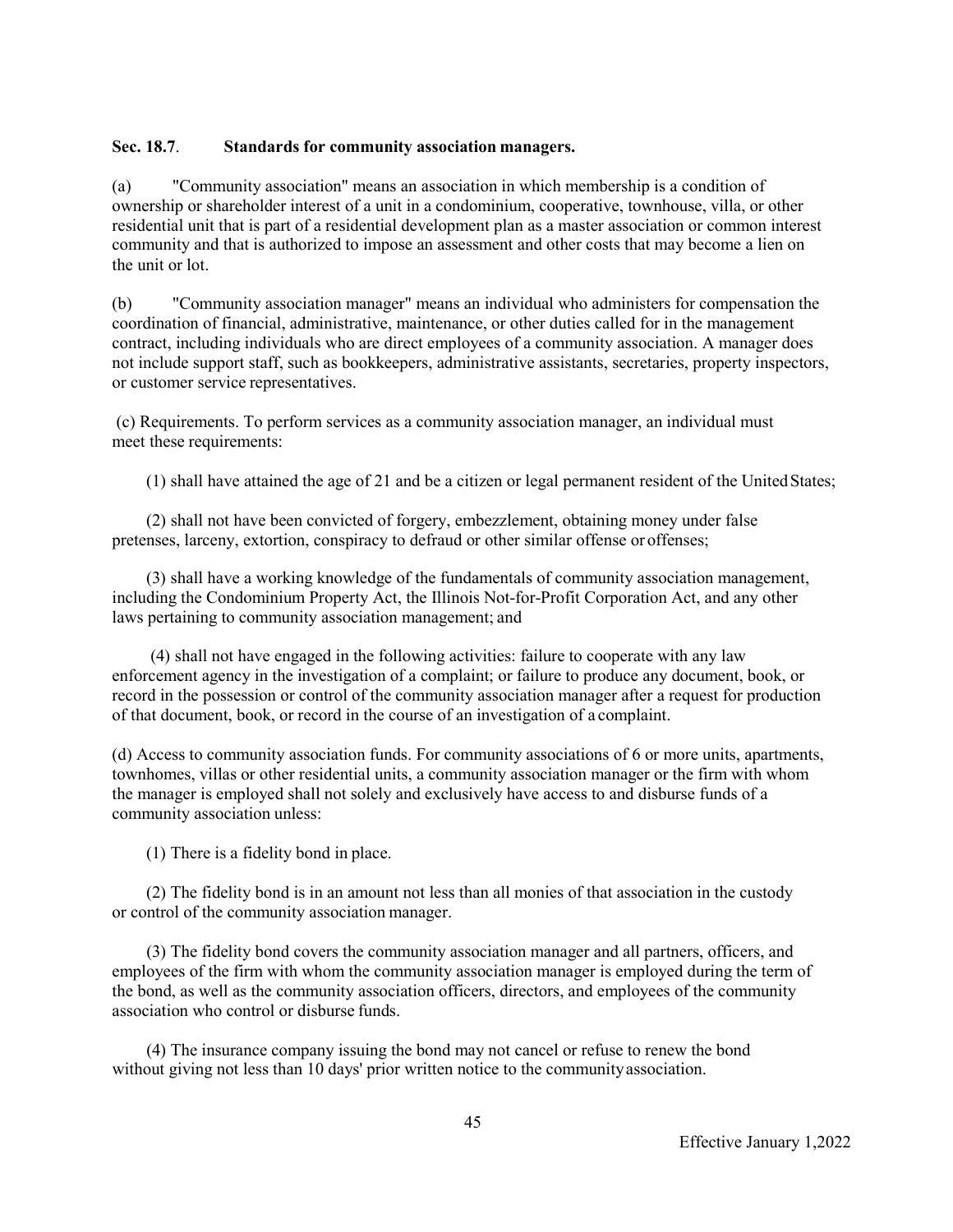**Sec. 18.7**. **Standards for community association managers.**

(a) "Community association" means an association in which membership is a condition of ownership or shareholder interest of a unit in a condominium, cooperative, townhouse, villa, or other residential unit that is part of a residential development plan as a master association or common interest community and that is authorized to impose an assessment and other costs that may become a lien on the unit or lot.

(b) "Community association manager" means an individual who administers for compensation the coordination of financial, administrative, maintenance, or other duties called for in the management contract, including individuals who are direct employees of a community association. A manager does not include support staff, such as bookkeepers, administrative assistants, secretaries, property inspectors, or customer service representatives.

(c) Requirements. To perform services as a community association manager, an individual must meet these requirements:

(1) shall have attained the age of 21 and be a citizen or legal permanent resident of the United States;

(2) shall not have been convicted of forgery, embezzlement, obtaining money under false pretenses, larceny, extortion, conspiracy to defraud or other similar offense or offenses;

(3) shall have a working knowledge of the fundamentals of community association management, including the Condominium Property Act, the Illinois Not-for-Profit Corporation Act, and any other laws pertaining to community association management; and

(4) shall not have engaged in the following activities: failure to cooperate with any law enforcement agency in the investigation of a complaint; or failure to produce any document, book, or record in the possession or control of the community association manager after a request for production of that document, book, or record in the course of an investigation of a complaint.

(d) Access to community association funds. For community associations of 6 or more units, apartments, townhomes, villas or other residential units, a community association manager or the firm with whom the manager is employed shall not solely and exclusively have access to and disburse funds of a community association unless:

(1) There is a fidelity bond in place.

(2) The fidelity bond is in an amount not less than all monies of that association in the custody or control of the community association manager.

(3) The fidelity bond covers the community association manager and all partners, officers, and employees of the firm with whom the community association manager is employed during the term of the bond, as well as the community association officers, directors, and employees of the community association who control or disburse funds.

(4) The insurance company issuing the bond may not cancel or refuse to renew the bond without giving not less than 10 days' prior written notice to the community association.

Effective January 1,2022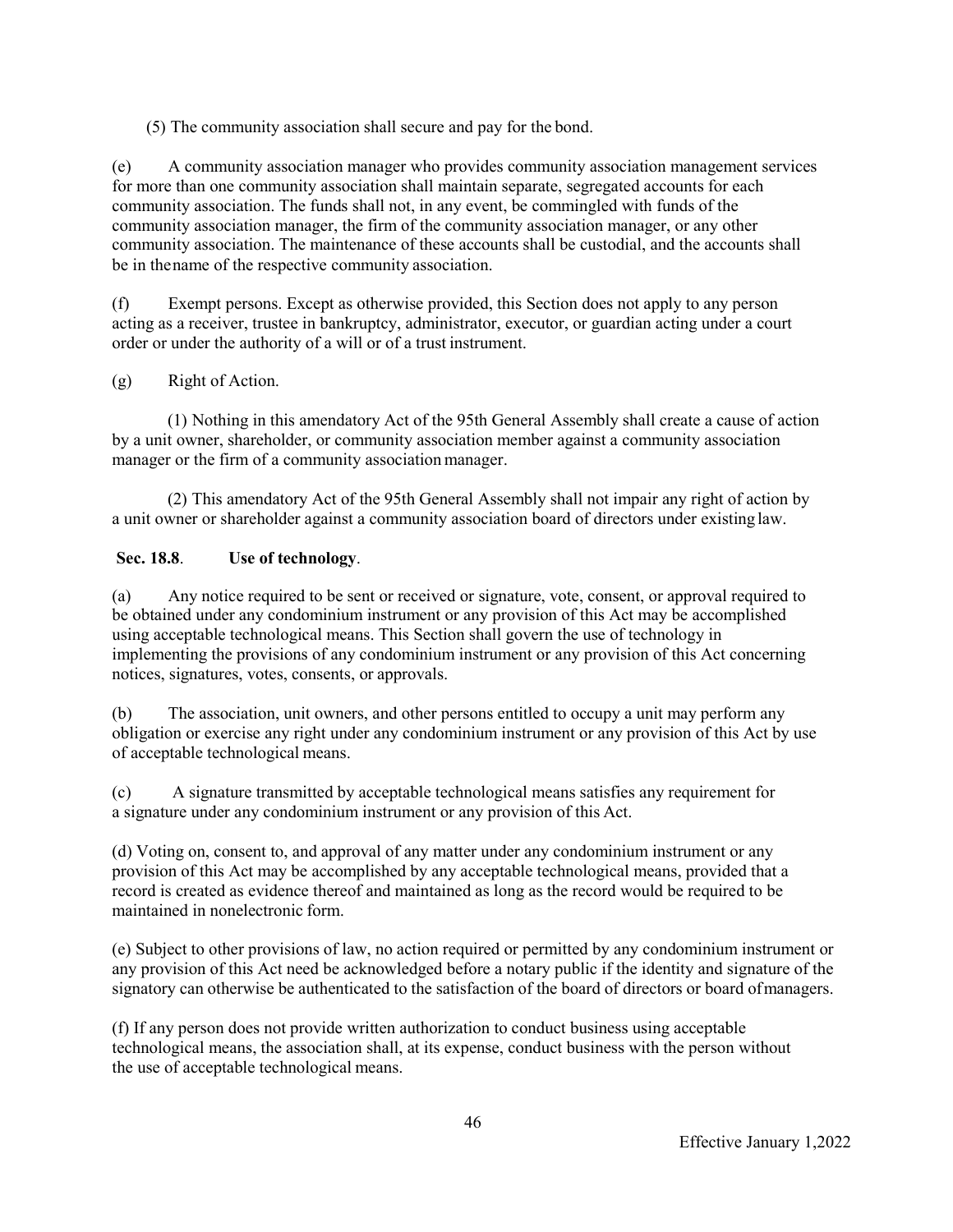(5) The community association shall secure and pay for the bond.

(e) A community association manager who provides community association management services for more than one community association shall maintain separate, segregated accounts for each community association. The funds shall not, in any event, be commingled with funds of the community association manager, the firm of the community association manager, or any other community association. The maintenance of these accounts shall be custodial, and the accounts shall be in the name of the respective community association.

(f) Exempt persons. Except as otherwise provided, this Section does not apply to any person acting as a receiver, trustee in bankruptcy, administrator, executor, or guardian acting under a court order or under the authority of a will or of a trust instrument.

(g) Right of Action.

(1) Nothing in this amendatory Act of the 95th General Assembly shall create a cause of action by a unit owner, shareholder, or community association member against a community association manager or the firm of a community association manager.

(2) This amendatory Act of the 95th General Assembly shall not impair any right of action by a unit owner or shareholder against a community association board of directors under existing law.

**Sec. 18.8. Use of technology.**

(a) Any notice required to be sent or received or signature, vote, consent, or approval required to be obtained under any condominium instrument or any provision of this Act may be accomplished using acceptable technological means. This Section shall govern the use of technology in implementing the provisions of any condominium instrument or any provision of this Act concerning notices, signatures, votes, consents, or approvals.

(b) The association, unit owners, and other persons entitled to occupy a unit may perform any obligation or exercise any right under any condominium instrument or any provision of this Act by use of acceptable technological means.

(c) A signature transmitted by acceptable technological means satisfies any requirement for a signature under any condominium instrument or any provision of this Act.

(d) Voting on, consent to, and approval of any matter under any condominium instrument or any provision of this Act may be accomplished by any acceptable technological means, provided that a record is created as evidence thereof and maintained as long as the record would be required to be maintained in nonelectronic form.

(e) Subject to other provisions of law, no action required or permitted by any condominium instrument or any provision of this Act need be acknowledged before a notary public if the identity and signature of the signatory can otherwise be authenticated to the satisfaction of the board of directors or board of managers.

(f) If any person does not provide written authorization to conduct business using acceptable technological means, the association shall, at its expense, conduct business with the person without the use of acceptable technological means.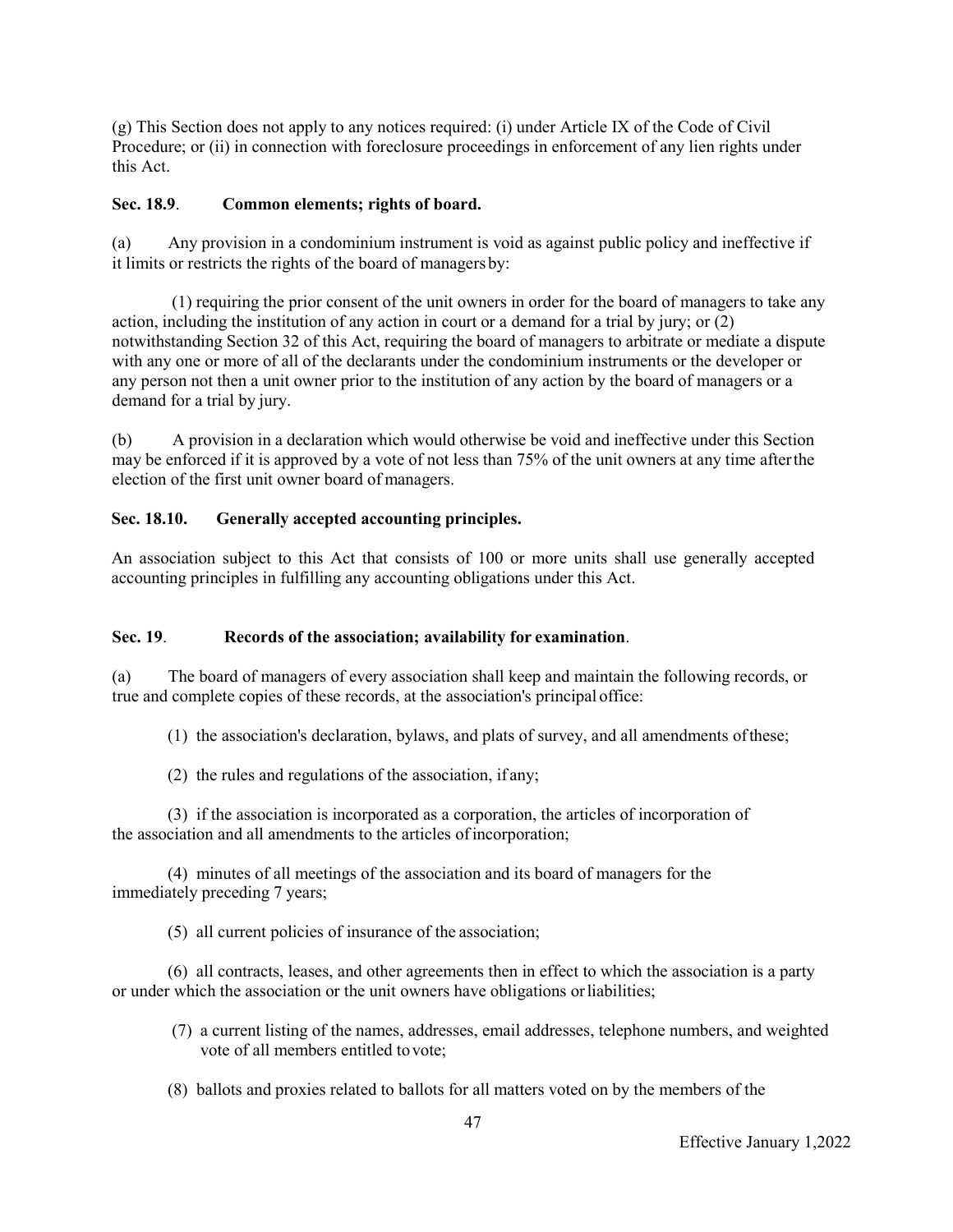(g) This Section does not apply to any notices required: (i) under Article IX of the Code of Civil Procedure; or (ii) in connection with foreclosure proceedings in enforcement of any lien rights under this Act.

**Sec. 18.9**. **Common elements; rights of board.**

(a) Any provision in a condominium instrument is void as against public policy and ineffective if it limits or restricts the rights of the board of managers by:

(1) requiring the prior consent of the unit owners in order for the board of managers to take any action, including the institution of any action in court or a demand for a trial by jury; or (2) notwithstanding Section 32 of this Act, requiring the board of managers to arbitrate or mediate a dispute with any one or more of all of the declarants under the condominium instruments or the developer or any person not then a unit owner prior to the institution of any action by the board of managers or a demand for a trial by jury.

(b) A provision in a declaration which would otherwise be void and ineffective under this Section may be enforced if it is approved by a vote of not less than 75% of the unit owners at any time after the election of the first unit owner board of managers.

**Sec. 18.10. Generally accepted accounting principles.**

An association subject to this Act that consists of 100 or more units shall use generally accepted accounting principles in fulfilling any accounting obligations under this Act.

**Sec. 19**. **Records of the association; availability for examination**.

(a) The board of managers of every association shall keep and maintain the following records, or true and complete copies of these records, at the association's principal office:

(1) the association's declaration, bylaws, and plats of survey, and all amendments of these;

(2) the rules and regulations of the association, if any;

(3) if the association is incorporated as a corporation, the articles of incorporation of the association and all amendments to the articles of incorporation;

(4) minutes of all meetings of the association and its board of managers for the immediately preceding 7 years;

(5) all current policies of insurance of the association;

(6) all contracts, leases, and other agreements then in effect to which the association is a party or under which the association or the unit owners have obligations or liabilities;

(7) a current listing of the names, addresses, email addresses, telephone numbers, and weighted vote of all members entitled to vote;

(8) ballots and proxies related to ballots for all matters voted on by the members of the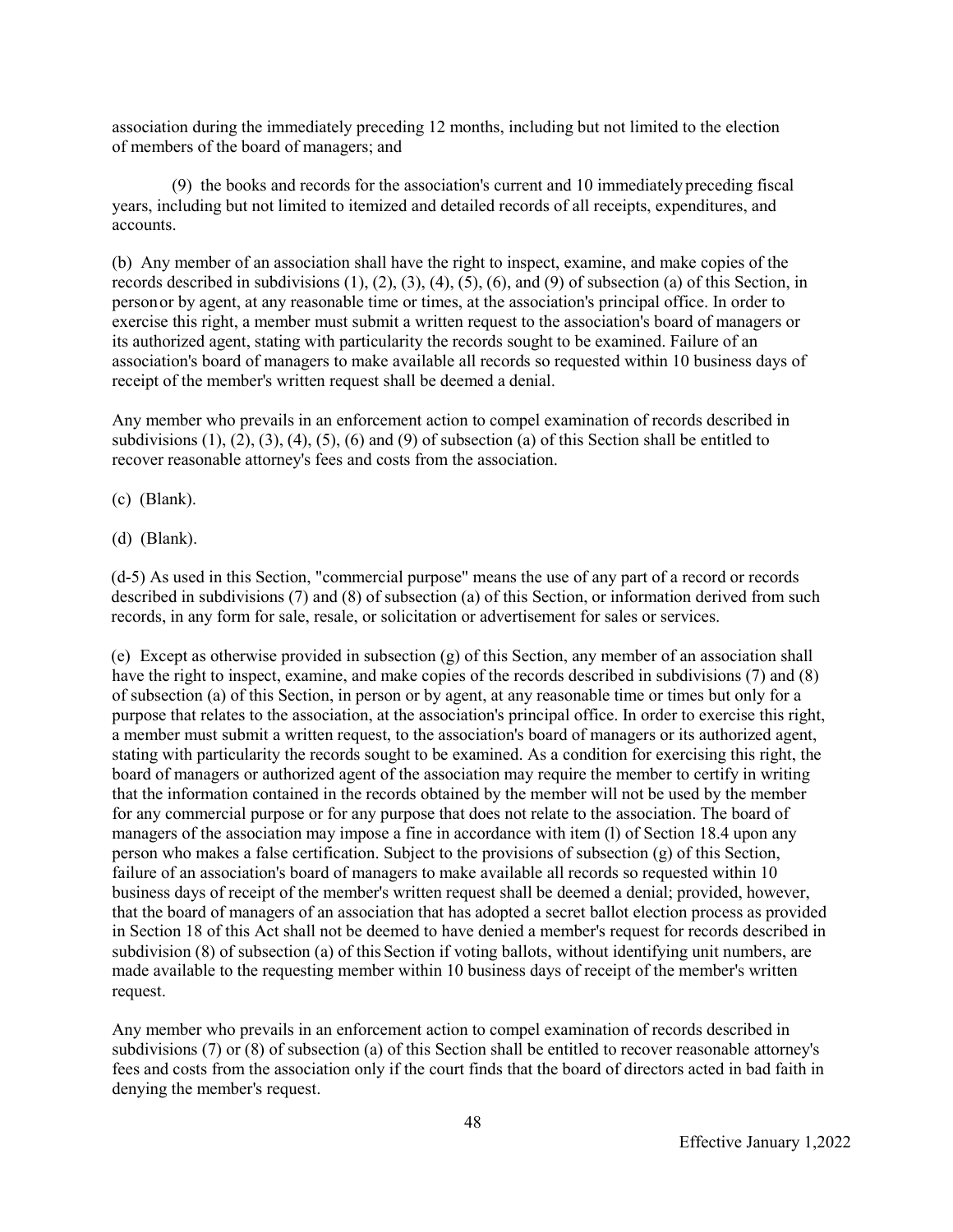association during the immediately preceding 12 months, including but not limited to the election of members of the board of managers; and

(9) the books and records for the association's current and 10 immediately preceding fiscal years, including but not limited to itemized and detailed records of all receipts, expenditures, and accounts.

(b) Any member of an association shall have the right to inspect, examine, and make copies of the records described in subdivisions (1), (2), (3), (4), (5), (6), and (9) of subsection (a) of this Section, in person or by agent, at any reasonable time or times, at the association's principal office. In order to exercise this right, a member must submit a written request to the association's board of managers or its authorized agent, stating with particularity the records sought to be examined. Failure of an association's board of managers to make available all records so requested within 10 business days of receipt of the member's written request shall be deemed a denial.

Any member who prevails in an enforcement action to compel examination of records described in subdivisions (1), (2), (3), (4), (5), (6) and (9) of subsection (a) of this Section shall be entitled to recover reasonable attorney's fees and costs from the association.

(c) (Blank).

(d) (Blank).

(d-5) As used in this Section, "commercial purpose" means the use of any part of a record or records described in subdivisions (7) and (8) of subsection (a) of this Section, or information derived from such records, in any form for sale, resale, or solicitation or advertisement for sales or services.

(e) Except as otherwise provided in subsection (g) of this Section, any member of an association shall have the right to inspect, examine, and make copies of the records described in subdivisions (7) and (8) of subsection (a) of this Section, in person or by agent, at any reasonable time or times but only for a purpose that relates to the association, at the association's principal office. In order to exercise this right, a member must submit a written request, to the association's board of managers or its authorized agent, stating with particularity the records sought to be examined. As a condition for exercising this right, the board of managers or authorized agent of the association may require the member to certify in writing that the information contained in the records obtained by the member will not be used by the member for any commercial purpose or for any purpose that does not relate to the association. The board of managers of the association may impose a fine in accordance with item (l) of Section 18.4 upon any person who makes a false certification. Subject to the provisions of subsection (g) of this Section, failure of an association's board of managers to make available all records so requested within 10 business days of receipt of the member's written request shall be deemed a denial; provided, however, that the board of managers of an association that has adopted a secret ballot election process as provided in Section 18 of this Act shall not be deemed to have denied a member's request for records described in subdivision (8) of subsection (a) of this Section if voting ballots, without identifying unit numbers, are made available to the requesting member within 10 business days of receipt of the member's written request.

Any member who prevails in an enforcement action to compel examination of records described in subdivisions (7) or (8) of subsection (a) of this Section shall be entitled to recover reasonable attorney's fees and costs from the association only if the court finds that the board of directors acted in bad faith in denying the member's request.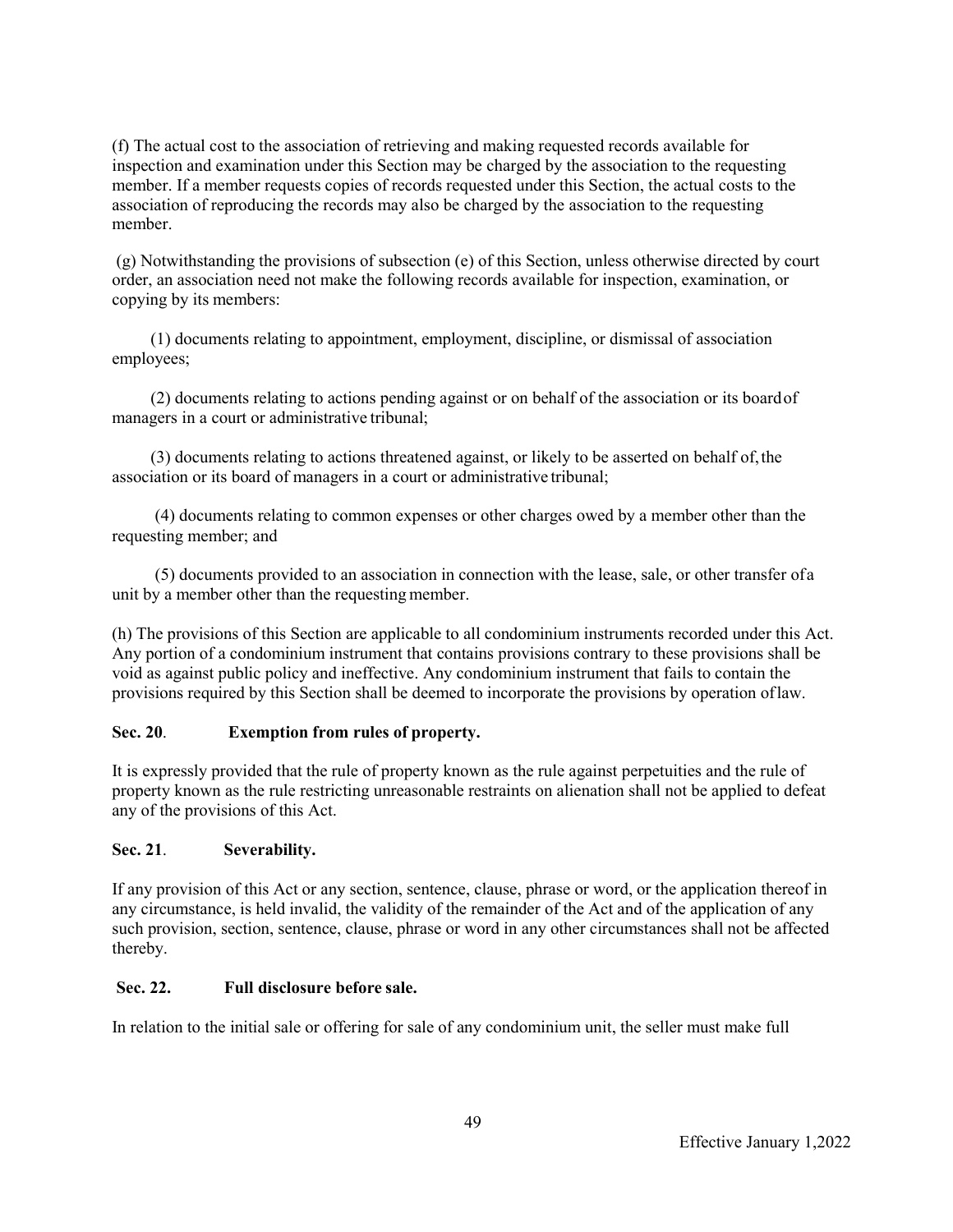(f) The actual cost to the association of retrieving and making requested records available for inspection and examination under this Section may be charged by the association to the requesting member. If a member requests copies of records requested under this Section, the actual costs to the association of reproducing the records may also be charged by the association to the requesting member.

(g) Notwithstanding the provisions of subsection (e) of this Section, unless otherwise directed by court order, an association need not make the following records available for inspection, examination, or copying by its members:

(1) documents relating to appointment, employment, discipline, or dismissal of association employees;

(2) documents relating to actions pending against or on behalf of the association or its board of managers in a court or administrative tribunal;

(3) documents relating to actions threatened against, or likely to be asserted on behalf of, the association or its board of managers in a court or administrative tribunal;

(4) documents relating to common expenses or other charges owed by a member other than the requesting member; and

(5) documents provided to an association in connection with the lease, sale, or other transfer of a unit by a member other than the requesting member.

(h) The provisions of this Section are applicable to all condominium instruments recorded under this Act. Any portion of a condominium instrument that contains provisions contrary to these provisions shall be void as against public policy and ineffective. Any condominium instrument that fails to contain the provisions required by this Section shall be deemed to incorporate the provisions by operation of law.

**Sec. 20. Exemption from rules of property.**

It is expressly provided that the rule of property known as the rule against perpetuities and the rule of property known as the rule restricting unreasonable restraints on alienation shall not be applied to defeat any of the provisions of this Act.

**Sec. 21. Severability.**

If any provision of this Act or any section, sentence, clause, phrase or word, or the application thereof in any circumstance, is held invalid, the validity of the remainder of the Act and of the application of any such provision, section, sentence, clause, phrase or word in any other circumstances shall not be affected thereby.

**Sec. 22. Full disclosure before sale.**

In relation to the initial sale or offering for sale of any condominium unit, the seller must make full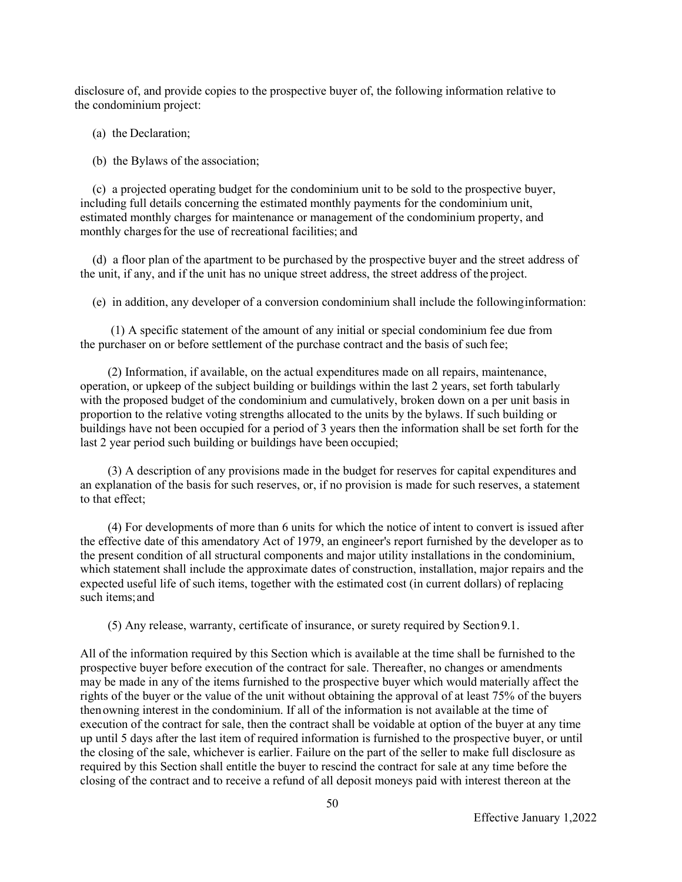disclosure of, and provide copies to the prospective buyer of, the following information relative to the condominium project:

(a) the Declaration;

(b) the Bylaws of the association;

(c) a projected operating budget for the condominium unit to be sold to the prospective buyer, including full details concerning the estimated monthly payments for the condominium unit, estimated monthly charges for maintenance or management of the condominium property, and monthly charges for the use of recreational facilities; and

(d) a floor plan of the apartment to be purchased by the prospective buyer and the street address of the unit, if any, and if the unit has no unique street address, the street address of the project.

(e) in addition, any developer of a conversion condominium shall include the following information:

(1) A specific statement of the amount of any initial or special condominium fee due from the purchaser on or before settlement of the purchase contract and the basis of such fee;

(2) Information, if available, on the actual expenditures made on all repairs, maintenance, operation, or upkeep of the subject building or buildings within the last 2 years, set forth tabularly with the proposed budget of the condominium and cumulatively, broken down on a per unit basis in proportion to the relative voting strengths allocated to the units by the bylaws. If such building or buildings have not been occupied for a period of 3 years then the information shall be set forth for the last 2 year period such building or buildings have been occupied;

(3) A description of any provisions made in the budget for reserves for capital expenditures and an explanation of the basis for such reserves, or, if no provision is made for such reserves, a statement to that effect;

(4) For developments of more than 6 units for which the notice of intent to convert is issued after the effective date of this amendatory Act of 1979, an engineer's report furnished by the developer as to the present condition of all structural components and major utility installations in the condominium, which statement shall include the approximate dates of construction, installation, major repairs and the expected useful life of such items, together with the estimated cost (in current dollars) of replacing such items; and

(5) Any release, warranty, certificate of insurance, or surety required by Section 9.1.

All of the information required by this Section which is available at the time shall be furnished to the prospective buyer before execution of the contract for sale. Thereafter, no changes or amendments may be made in any of the items furnished to the prospective buyer which would materially affect the rights of the buyer or the value of the unit without obtaining the approval of at least 75% of the buyers then owning interest in the condominium. If all of the information is not available at the time of execution of the contract for sale, then the contract shall be voidable at option of the buyer at any time up until 5 days after the last item of required information is furnished to the prospective buyer, or until the closing of the sale, whichever is earlier. Failure on the part of the seller to make full disclosure as required by this Section shall entitle the buyer to rescind the contract for sale at any time before the closing of the contract and to receive a refund of all deposit moneys paid with interest thereon at the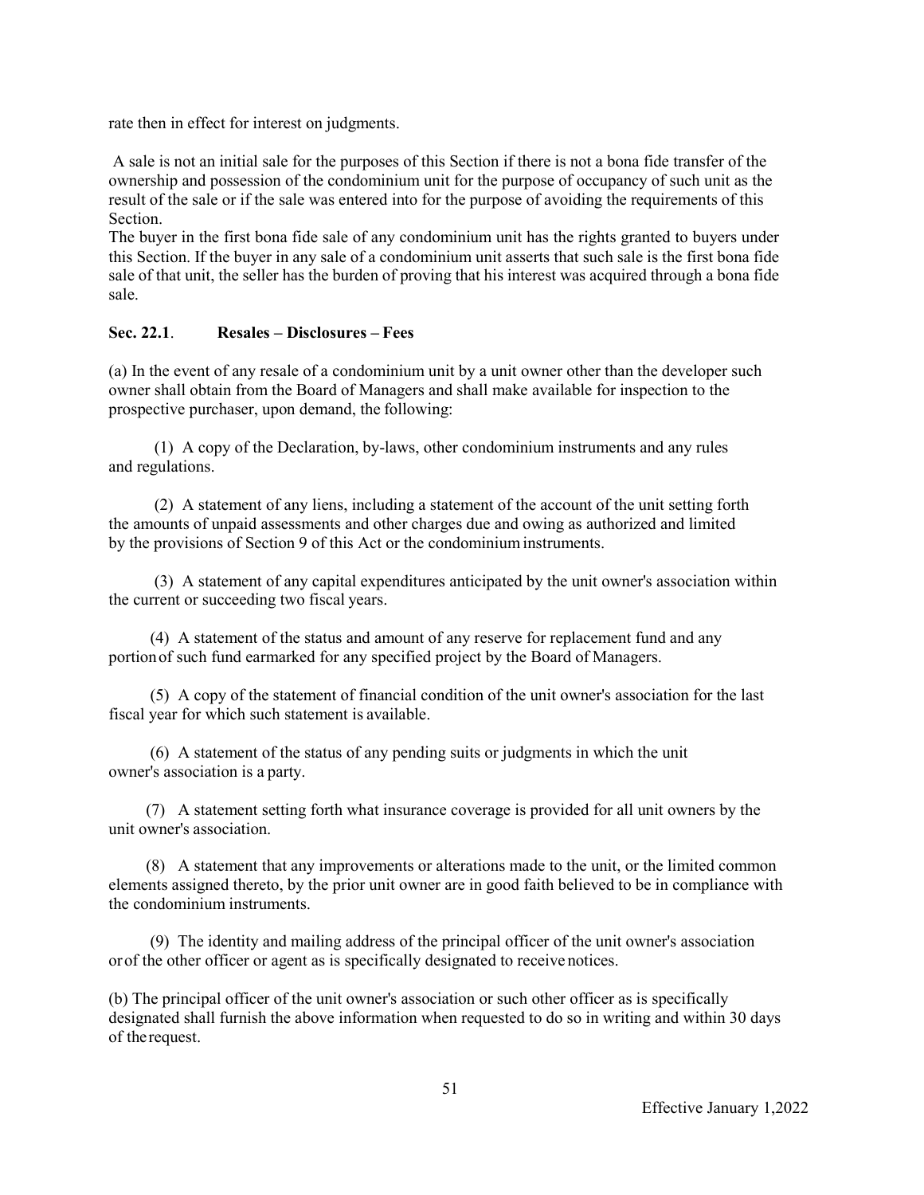rate then in effect for interest on judgments.

A sale is not an initial sale for the purposes of this Section if there is not a bona fide transfer of the ownership and possession of the condominium unit for the purpose of occupancy of such unit as the result of the sale or if the sale was entered into for the purpose of avoiding the requirements of this Section.

The buyer in the first bona fide sale of any condominium unit has the rights granted to buyers under this Section. If the buyer in any sale of a condominium unit asserts that such sale is the first bona fide sale of that unit, the seller has the burden of proving that his interest was acquired through a bona fide sale.

**Sec. 22.1**. **Resales – Disclosures – Fees**

(a) In the event of any resale of a condominium unit by a unit owner other than the developer such owner shall obtain from the Board of Managers and shall make available for inspection to the prospective purchaser, upon demand, the following:

(1) A copy of the Declaration, by-laws, other condominium instruments and any rules and regulations.

(2) A statement of any liens, including a statement of the account of the unit setting forth the amounts of unpaid assessments and other charges due and owing as authorized and limited by the provisions of Section 9 of this Act or the condominium instruments.

(3) A statement of any capital expenditures anticipated by the unit owner's association within the current or succeeding two fiscal years.

(4) A statement of the status and amount of any reserve for replacement fund and any portion of such fund earmarked for any specified project by the Board of Managers.

(5) A copy of the statement of financial condition of the unit owner's association for the last fiscal year for which such statement is available.

(6) A statement of the status of any pending suits or judgments in which the unit owner's association is a party.

(7) A statement setting forth what insurance coverage is provided for all unit owners by the unit owner's association.

(8) A statement that any improvements or alterations made to the unit, or the limited common elements assigned thereto, by the prior unit owner are in good faith believed to be in compliance with the condominium instruments.

(9) The identity and mailing address of the principal officer of the unit owner's association or of the other officer or agent as is specifically designated to receive notices.

(b) The principal officer of the unit owner's association or such other officer as is specifically designated shall furnish the above information when requested to do so in writing and within 30 days of the request.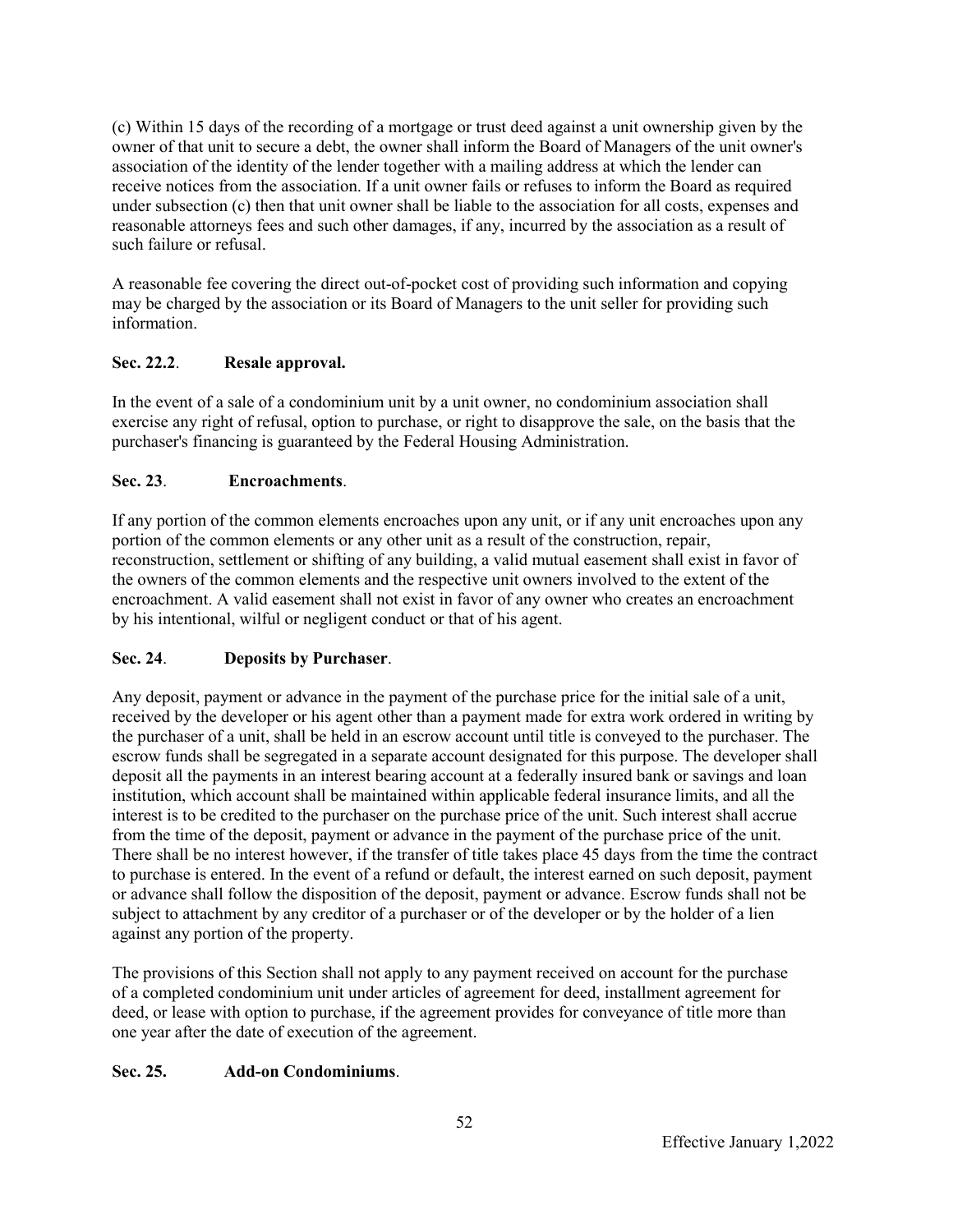(c) Within 15 days of the recording of a mortgage or trust deed against a unit ownership given by the owner of that unit to secure a debt, the owner shall inform the Board of Managers of the unit owner's association of the identity of the lender together with a mailing address at which the lender can receive notices from the association. If a unit owner fails or refuses to inform the Board as required under subsection (c) then that unit owner shall be liable to the association for all costs, expenses and reasonable attorneys fees and such other damages, if any, incurred by the association as a result of such failure or refusal.

A reasonable fee covering the direct out-of-pocket cost of providing such information and copying may be charged by the association or its Board of Managers to the unit seller for providing such information.

**Sec. 22.2**. **Resale approval.**

In the event of a sale of a condominium unit by a unit owner, no condominium association shall exercise any right of refusal, option to purchase, or right to disapprove the sale, on the basis that the purchaser's financing is guaranteed by the Federal Housing Administration.

**Sec. 23**. **Encroachments**.

If any portion of the common elements encroaches upon any unit, or if any unit encroaches upon any portion of the common elements or any other unit as a result of the construction, repair, reconstruction, settlement or shifting of any building, a valid mutual easement shall exist in favor of the owners of the common elements and the respective unit owners involved to the extent of the encroachment. A valid easement shall not exist in favor of any owner who creates an encroachment by his intentional, wilful or negligent conduct or that of his agent.

**Sec. 24**. **Deposits by Purchaser**.

Any deposit, payment or advance in the payment of the purchase price for the initial sale of a unit, received by the developer or his agent other than a payment made for extra work ordered in writing by the purchaser of a unit, shall be held in an escrow account until title is conveyed to the purchaser. The escrow funds shall be segregated in a separate account designated for this purpose. The developer shall deposit all the payments in an interest bearing account at a federally insured bank or savings and loan institution, which account shall be maintained within applicable federal insurance limits, and all the interest is to be credited to the purchaser on the purchase price of the unit. Such interest shall accrue from the time of the deposit, payment or advance in the payment of the purchase price of the unit. There shall be no interest however, if the transfer of title takes place 45 days from the time the contract to purchase is entered. In the event of a refund or default, the interest earned on such deposit, payment or advance shall follow the disposition of the deposit, payment or advance. Escrow funds shall not be subject to attachment by any creditor of a purchaser or of the developer or by the holder of a lien against any portion of the property.

The provisions of this Section shall not apply to any payment received on account for the purchase of a completed condominium unit under articles of agreement for deed, installment agreement for deed, or lease with option to purchase, if the agreement provides for conveyance of title more than one year after the date of execution of the agreement.

**Sec. 25.** **Add-on Condominiums**.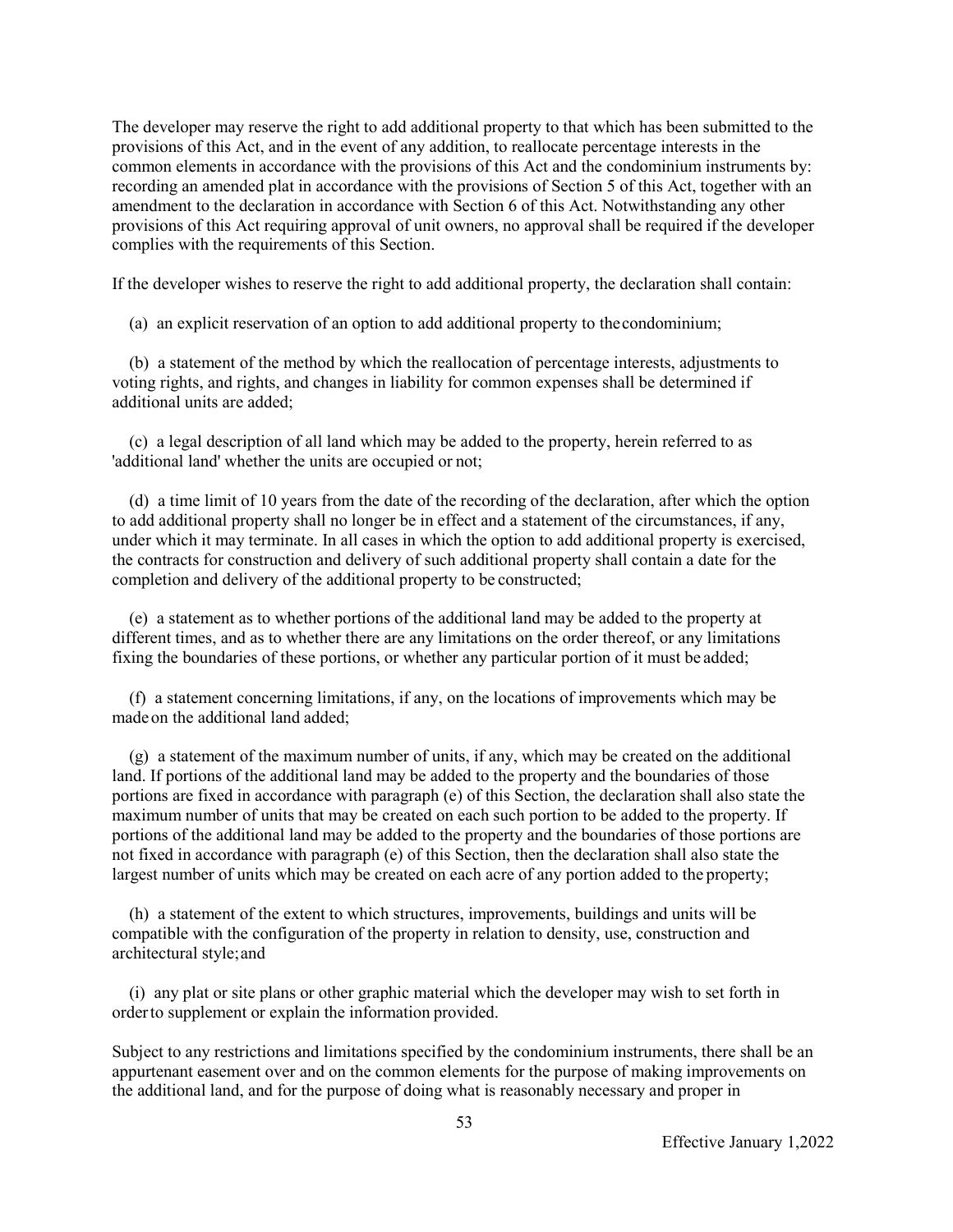The developer may reserve the right to add additional property to that which has been submitted to the provisions of this Act, and in the event of any addition, to reallocate percentage interests in the common elements in accordance with the provisions of this Act and the condominium instruments by: recording an amended plat in accordance with the provisions of Section 5 of this Act, together with an amendment to the declaration in accordance with Section 6 of this Act. Notwithstanding any other provisions of this Act requiring approval of unit owners, no approval shall be required if the developer complies with the requirements of this Section.

If the developer wishes to reserve the right to add additional property, the declaration shall contain:

(a) an explicit reservation of an option to add additional property to the condominium;

(b) a statement of the method by which the reallocation of percentage interests, adjustments to voting rights, and rights, and changes in liability for common expenses shall be determined if additional units are added;

(c) a legal description of all land which may be added to the property, herein referred to as 'additional land' whether the units are occupied or not;

(d) a time limit of 10 years from the date of the recording of the declaration, after which the option to add additional property shall no longer be in effect and a statement of the circumstances, if any, under which it may terminate. In all cases in which the option to add additional property is exercised, the contracts for construction and delivery of such additional property shall contain a date for the completion and delivery of the additional property to be constructed;

(e) a statement as to whether portions of the additional land may be added to the property at different times, and as to whether there are any limitations on the order thereof, or any limitations fixing the boundaries of these portions, or whether any particular portion of it must be added;

(f) a statement concerning limitations, if any, on the locations of improvements which may be made on the additional land added;

(g) a statement of the maximum number of units, if any, which may be created on the additional land. If portions of the additional land may be added to the property and the boundaries of those portions are fixed in accordance with paragraph (e) of this Section, the declaration shall also state the maximum number of units that may be created on each such portion to be added to the property. If portions of the additional land may be added to the property and the boundaries of those portions are not fixed in accordance with paragraph (e) of this Section, then the declaration shall also state the largest number of units which may be created on each acre of any portion added to the property;

(h) a statement of the extent to which structures, improvements, buildings and units will be compatible with the configuration of the property in relation to density, use, construction and architectural style; and

(i) any plat or site plans or other graphic material which the developer may wish to set forth in order to supplement or explain the information provided.

Subject to any restrictions and limitations specified by the condominium instruments, there shall be an appurtenant easement over and on the common elements for the purpose of making improvements on the additional land, and for the purpose of doing what is reasonably necessary and proper in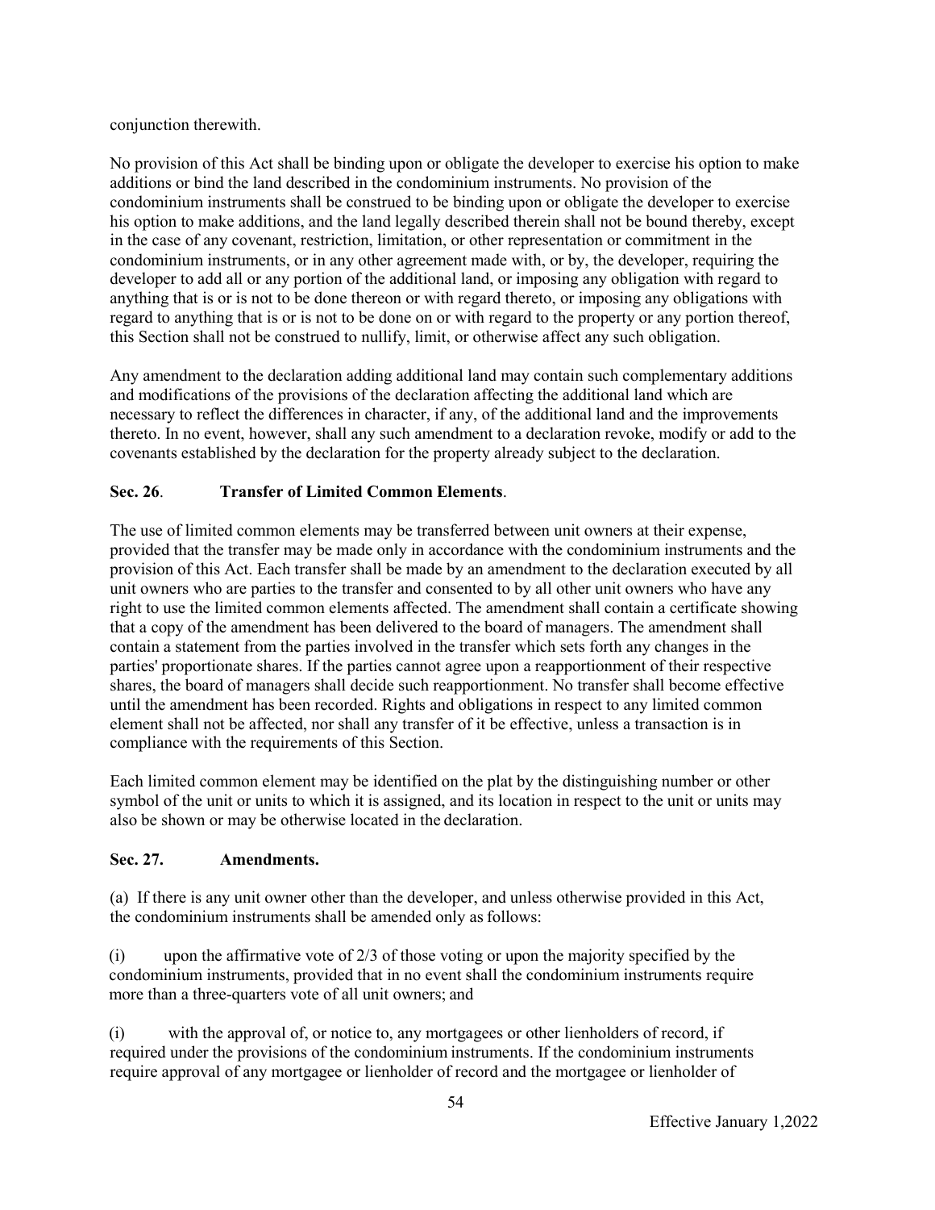conjunction therewith.

No provision of this Act shall be binding upon or obligate the developer to exercise his option to make additions or bind the land described in the condominium instruments. No provision of the condominium instruments shall be construed to be binding upon or obligate the developer to exercise his option to make additions, and the land legally described therein shall not be bound thereby, except in the case of any covenant, restriction, limitation, or other representation or commitment in the condominium instruments, or in any other agreement made with, or by, the developer, requiring the developer to add all or any portion of the additional land, or imposing any obligation with regard to anything that is or is not to be done thereon or with regard thereto, or imposing any obligations with regard to anything that is or is not to be done on or with regard to the property or any portion thereof, this Section shall not be construed to nullify, limit, or otherwise affect any such obligation.

Any amendment to the declaration adding additional land may contain such complementary additions and modifications of the provisions of the declaration affecting the additional land which are necessary to reflect the differences in character, if any, of the additional land and the improvements thereto. In no event, however, shall any such amendment to a declaration revoke, modify or add to the covenants established by the declaration for the property already subject to the declaration.

### Sec. 26. Transfer of Limited Common Elements.

The use of limited common elements may be transferred between unit owners at their expense, provided that the transfer may be made only in accordance with the condominium instruments and the provision of this Act. Each transfer shall be made by an amendment to the declaration executed by all unit owners who are parties to the transfer and consented to by all other unit owners who have any right to use the limited common elements affected. The amendment shall contain a certificate showing that a copy of the amendment has been delivered to the board of managers. The amendment shall contain a statement from the parties involved in the transfer which sets forth any changes in the parties' proportionate shares. If the parties cannot agree upon a reapportionment of their respective shares, the board of managers shall decide such reapportionment. No transfer shall become effective until the amendment has been recorded. Rights and obligations in respect to any limited common element shall not be affected, nor shall any transfer of it be effective, unless a transaction is in compliance with the requirements of this Section.

Each limited common element may be identified on the plat by the distinguishing number or other symbol of the unit or units to which it is assigned, and its location in respect to the unit or units may also be shown or may be otherwise located in the declaration.

### Sec. 27. Amendments.

(a) If there is any unit owner other than the developer, and unless otherwise provided in this Act, the condominium instruments shall be amended only as follows:

(i) upon the affirmative vote of 2/3 of those voting or upon the majority specified by the condominium instruments, provided that in no event shall the condominium instruments require more than a three-quarters vote of all unit owners; and

(i) with the approval of, or notice to, any mortgagees or other lienholders of record, if required under the provisions of the condominium instruments. If the condominium instruments require approval of any mortgagee or lienholder of record and the mortgagee or lienholder of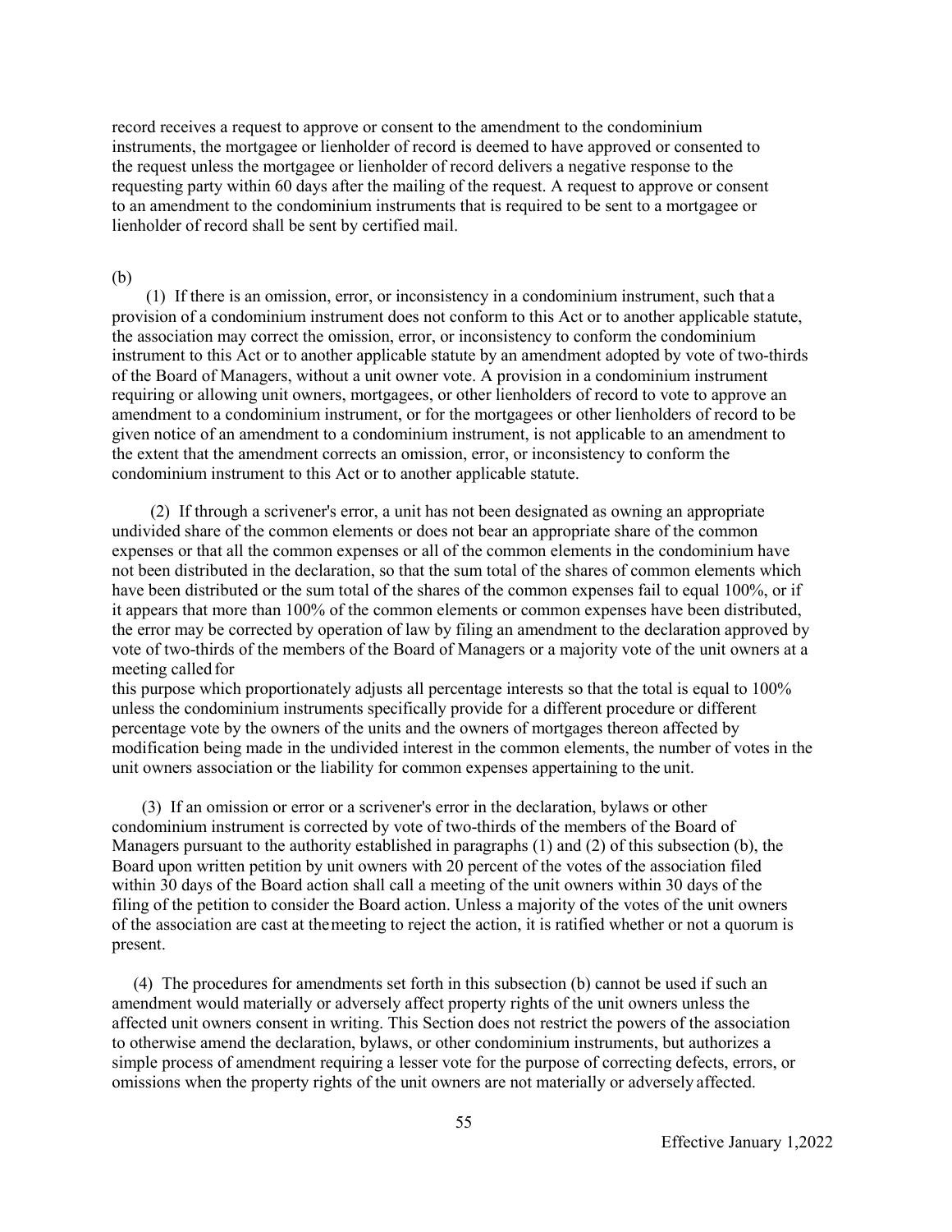record receives a request to approve or consent to the amendment to the condominium instruments, the mortgagee or lienholder of record is deemed to have approved or consented to the request unless the mortgagee or lienholder of record delivers a negative response to the requesting party within 60 days after the mailing of the request. A request to approve or consent to an amendment to the condominium instruments that is required to be sent to a mortgagee or lienholder of record shall be sent by certified mail.

(b)

(1) If there is an omission, error, or inconsistency in a condominium instrument, such that a provision of a condominium instrument does not conform to this Act or to another applicable statute, the association may correct the omission, error, or inconsistency to conform the condominium instrument to this Act or to another applicable statute by an amendment adopted by vote of two-thirds of the Board of Managers, without a unit owner vote. A provision in a condominium instrument requiring or allowing unit owners, mortgagees, or other lienholders of record to vote to approve an amendment to a condominium instrument, or for the mortgagees or other lienholders of record to be given notice of an amendment to a condominium instrument, is not applicable to an amendment to the extent that the amendment corrects an omission, error, or inconsistency to conform the condominium instrument to this Act or to another applicable statute.

(2) If through a scrivener's error, a unit has not been designated as owning an appropriate undivided share of the common elements or does not bear an appropriate share of the common expenses or that all the common expenses or all of the common elements in the condominium have not been distributed in the declaration, so that the sum total of the shares of common elements which have been distributed or the sum total of the shares of the common expenses fail to equal 100%, or if it appears that more than 100% of the common elements or common expenses have been distributed, the error may be corrected by operation of law by filing an amendment to the declaration approved by vote of two-thirds of the members of the Board of Managers or a majority vote of the unit owners at a meeting called for this purpose which proportionately adjusts all percentage interests so that the total is equal to 100% unless the condominium instruments specifically provide for a different procedure or different percentage vote by the owners of the units and the owners of mortgages thereon affected by modification being made in the undivided interest in the common elements, the number of votes in the unit owners association or the liability for common expenses appertaining to the unit.

(3) If an omission or error or a scrivener's error in the declaration, bylaws or other condominium instrument is corrected by vote of two-thirds of the members of the Board of Managers pursuant to the authority established in paragraphs (1) and (2) of this subsection (b), the Board upon written petition by unit owners with 20 percent of the votes of the association filed within 30 days of the Board action shall call a meeting of the unit owners within 30 days of the filing of the petition to consider the Board action. Unless a majority of the votes of the unit owners of the association are cast at the meeting to reject the action, it is ratified whether or not a quorum is present.

(4) The procedures for amendments set forth in this subsection (b) cannot be used if such an amendment would materially or adversely affect property rights of the unit owners unless the affected unit owners consent in writing. This Section does not restrict the powers of the association to otherwise amend the declaration, bylaws, or other condominium instruments, but authorizes a simple process of amendment requiring a lesser vote for the purpose of correcting defects, errors, or omissions when the property rights of the unit owners are not materially or adversely affected.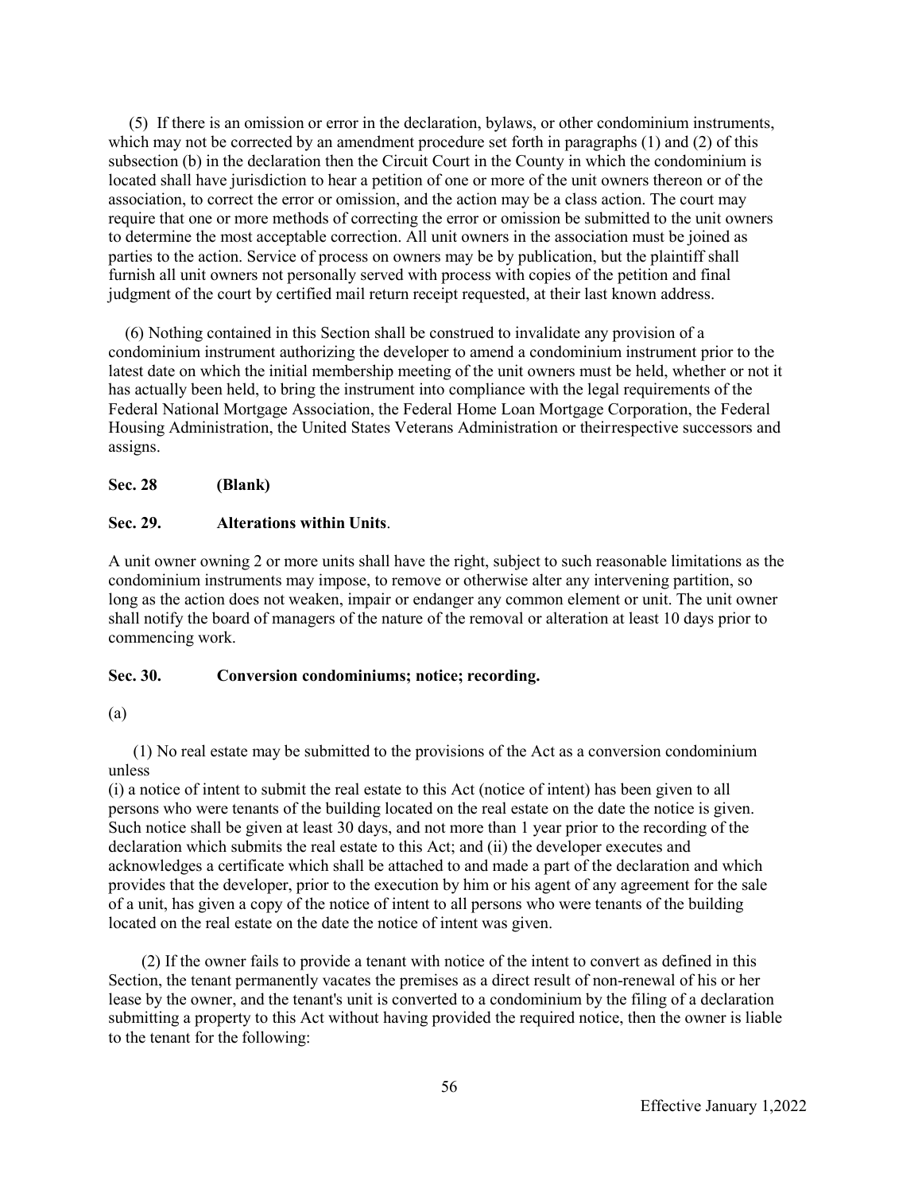(5) If there is an omission or error in the declaration, bylaws, or other condominium instruments, which may not be corrected by an amendment procedure set forth in paragraphs (1) and (2) of this subsection (b) in the declaration then the Circuit Court in the County in which the condominium is located shall have jurisdiction to hear a petition of one or more of the unit owners thereon or of the association, to correct the error or omission, and the action may be a class action. The court may require that one or more methods of correcting the error or omission be submitted to the unit owners to determine the most acceptable correction. All unit owners in the association must be joined as parties to the action. Service of process on owners may be by publication, but the plaintiff shall furnish all unit owners not personally served with process with copies of the petition and final judgment of the court by certified mail return receipt requested, at their last known address.

(6) Nothing contained in this Section shall be construed to invalidate any provision of a condominium instrument authorizing the developer to amend a condominium instrument prior to the latest date on which the initial membership meeting of the unit owners must be held, whether or not it has actually been held, to bring the instrument into compliance with the legal requirements of the Federal National Mortgage Association, the Federal Home Loan Mortgage Corporation, the Federal Housing Administration, the United States Veterans Administration or theirrespective successors and assigns.

**Sec. 28 (Blank)**

**Sec. 29. Alterations within Units**.

A unit owner owning 2 or more units shall have the right, subject to such reasonable limitations as the condominium instruments may impose, to remove or otherwise alter any intervening partition, so long as the action does not weaken, impair or endanger any common element or unit. The unit owner shall notify the board of managers of the nature of the removal or alteration at least 10 days prior to commencing work.

**Sec. 30. Conversion condominiums; notice; recording.**

(a)

(1) No real estate may be submitted to the provisions of the Act as a conversion condominium unless
(i) a notice of intent to submit the real estate to this Act (notice of intent) has been given to all persons who were tenants of the building located on the real estate on the date the notice is given. Such notice shall be given at least 30 days, and not more than 1 year prior to the recording of the declaration which submits the real estate to this Act; and (ii) the developer executes and acknowledges a certificate which shall be attached to and made a part of the declaration and which provides that the developer, prior to the execution by him or his agent of any agreement for the sale of a unit, has given a copy of the notice of intent to all persons who were tenants of the building located on the real estate on the date the notice of intent was given.

(2) If the owner fails to provide a tenant with notice of the intent to convert as defined in this Section, the tenant permanently vacates the premises as a direct result of non-renewal of his or her lease by the owner, and the tenant's unit is converted to a condominium by the filing of a declaration submitting a property to this Act without having provided the required notice, then the owner is liable to the tenant for the following: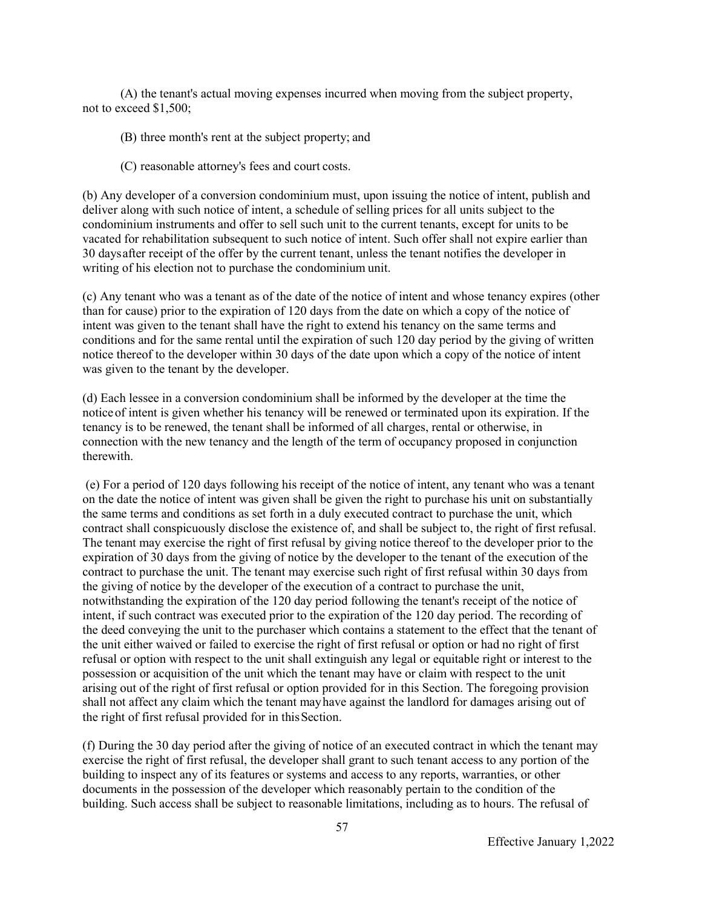(A) the tenant's actual moving expenses incurred when moving from the subject property, not to exceed $1,500;

(B) three month's rent at the subject property; and

(C) reasonable attorney's fees and court costs.

(b) Any developer of a conversion condominium must, upon issuing the notice of intent, publish and deliver along with such notice of intent, a schedule of selling prices for all units subject to the condominium instruments and offer to sell such unit to the current tenants, except for units to be vacated for rehabilitation subsequent to such notice of intent. Such offer shall not expire earlier than 30 days after receipt of the offer by the current tenant, unless the tenant notifies the developer in writing of his election not to purchase the condominium unit.

(c) Any tenant who was a tenant as of the date of the notice of intent and whose tenancy expires (other than for cause) prior to the expiration of 120 days from the date on which a copy of the notice of intent was given to the tenant shall have the right to extend his tenancy on the same terms and conditions and for the same rental until the expiration of such 120 day period by the giving of written notice thereof to the developer within 30 days of the date upon which a copy of the notice of intent was given to the tenant by the developer.

(d) Each lessee in a conversion condominium shall be informed by the developer at the time the notice of intent is given whether his tenancy will be renewed or terminated upon its expiration. If the tenancy is to be renewed, the tenant shall be informed of all charges, rental or otherwise, in connection with the new tenancy and the length of the term of occupancy proposed in conjunction therewith.

(e) For a period of 120 days following his receipt of the notice of intent, any tenant who was a tenant on the date the notice of intent was given shall be given the right to purchase his unit on substantially the same terms and conditions as set forth in a duly executed contract to purchase the unit, which contract shall conspicuously disclose the existence of, and shall be subject to, the right of first refusal. The tenant may exercise the right of first refusal by giving notice thereof to the developer prior to the expiration of 30 days from the giving of notice by the developer to the tenant of the execution of the contract to purchase the unit. The tenant may exercise such right of first refusal within 30 days from the giving of notice by the developer of the execution of a contract to purchase the unit, notwithstanding the expiration of the 120 day period following the tenant's receipt of the notice of intent, if such contract was executed prior to the expiration of the 120 day period. The recording of the deed conveying the unit to the purchaser which contains a statement to the effect that the tenant of the unit either waived or failed to exercise the right of first refusal or option or had no right of first refusal or option with respect to the unit shall extinguish any legal or equitable right or interest to the possession or acquisition of the unit which the tenant may have or claim with respect to the unit arising out of the right of first refusal or option provided for in this Section. The foregoing provision shall not affect any claim which the tenant may have against the landlord for damages arising out of the right of first refusal provided for in this Section.

(f) During the 30 day period after the giving of notice of an executed contract in which the tenant may exercise the right of first refusal, the developer shall grant to such tenant access to any portion of the building to inspect any of its features or systems and access to any reports, warranties, or other documents in the possession of the developer which reasonably pertain to the condition of the building. Such access shall be subject to reasonable limitations, including as to hours. The refusal of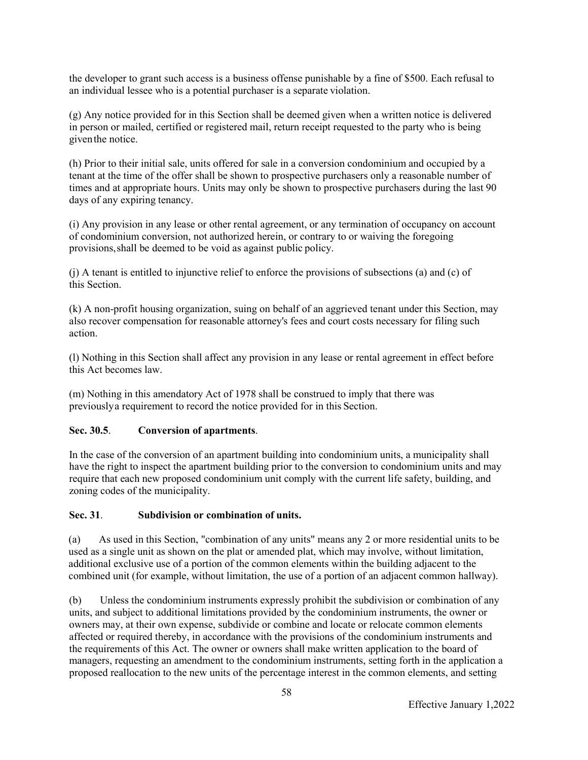the developer to grant such access is a business offense punishable by a fine of $500. Each refusal to an individual lessee who is a potential purchaser is a separate violation.

(g) Any notice provided for in this Section shall be deemed given when a written notice is delivered in person or mailed, certified or registered mail, return receipt requested to the party who is being given the notice.

(h) Prior to their initial sale, units offered for sale in a conversion condominium and occupied by a tenant at the time of the offer shall be shown to prospective purchasers only a reasonable number of times and at appropriate hours. Units may only be shown to prospective purchasers during the last 90 days of any expiring tenancy.

(i) Any provision in any lease or other rental agreement, or any termination of occupancy on account of condominium conversion, not authorized herein, or contrary to or waiving the foregoing provisions, shall be deemed to be void as against public policy.

(j) A tenant is entitled to injunctive relief to enforce the provisions of subsections (a) and (c) of this Section.

(k) A non-profit housing organization, suing on behalf of an aggrieved tenant under this Section, may also recover compensation for reasonable attorney's fees and court costs necessary for filing such action.

(l) Nothing in this Section shall affect any provision in any lease or rental agreement in effect before this Act becomes law.

(m) Nothing in this amendatory Act of 1978 shall be construed to imply that there was previously a requirement to record the notice provided for in this Section.

**Sec. 30.5**. **Conversion of apartments**.

In the case of the conversion of an apartment building into condominium units, a municipality shall have the right to inspect the apartment building prior to the conversion to condominium units and may require that each new proposed condominium unit comply with the current life safety, building, and zoning codes of the municipality.

**Sec. 31**. **Subdivision or combination of units.**

(a) As used in this Section, "combination of any units" means any 2 or more residential units to be used as a single unit as shown on the plat or amended plat, which may involve, without limitation, additional exclusive use of a portion of the common elements within the building adjacent to the combined unit (for example, without limitation, the use of a portion of an adjacent common hallway).

(b) Unless the condominium instruments expressly prohibit the subdivision or combination of any units, and subject to additional limitations provided by the condominium instruments, the owner or owners may, at their own expense, subdivide or combine and locate or relocate common elements affected or required thereby, in accordance with the provisions of the condominium instruments and the requirements of this Act. The owner or owners shall make written application to the board of managers, requesting an amendment to the condominium instruments, setting forth in the application a proposed reallocation to the new units of the percentage interest in the common elements, and setting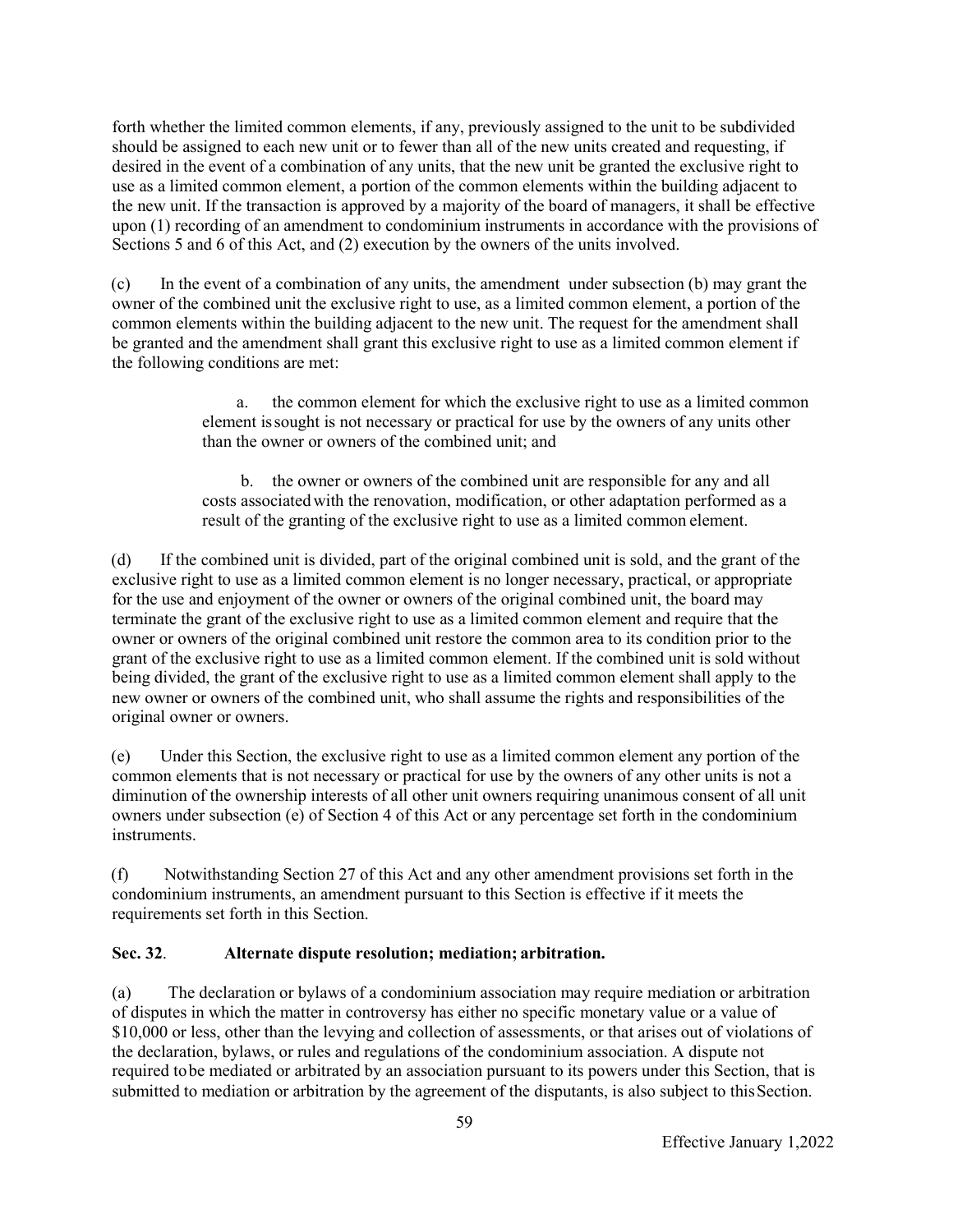forth whether the limited common elements, if any, previously assigned to the unit to be subdivided should be assigned to each new unit or to fewer than all of the new units created and requesting, if desired in the event of a combination of any units, that the new unit be granted the exclusive right to use as a limited common element, a portion of the common elements within the building adjacent to the new unit. If the transaction is approved by a majority of the board of managers, it shall be effective upon (1) recording of an amendment to condominium instruments in accordance with the provisions of Sections 5 and 6 of this Act, and (2) execution by the owners of the units involved.

(c) In the event of a combination of any units, the amendment under subsection (b) may grant the owner of the combined unit the exclusive right to use, as a limited common element, a portion of the common elements within the building adjacent to the new unit. The request for the amendment shall be granted and the amendment shall grant this exclusive right to use as a limited common element if the following conditions are met:

> a. the common element for which the exclusive right to use as a limited common element is sought is not necessary or practical for use by the owners of any units other than the owner or owners of the combined unit; and
>
> b. the owner or owners of the combined unit are responsible for any and all costs associated with the renovation, modification, or other adaptation performed as a result of the granting of the exclusive right to use as a limited common element.

(d) If the combined unit is divided, part of the original combined unit is sold, and the grant of the exclusive right to use as a limited common element is no longer necessary, practical, or appropriate for the use and enjoyment of the owner or owners of the original combined unit, the board may terminate the grant of the exclusive right to use as a limited common element and require that the owner or owners of the original combined unit restore the common area to its condition prior to the grant of the exclusive right to use as a limited common element. If the combined unit is sold without being divided, the grant of the exclusive right to use as a limited common element shall apply to the new owner or owners of the combined unit, who shall assume the rights and responsibilities of the original owner or owners.

(e) Under this Section, the exclusive right to use as a limited common element any portion of the common elements that is not necessary or practical for use by the owners of any other units is not a diminution of the ownership interests of all other unit owners requiring unanimous consent of all unit owners under subsection (e) of Section 4 of this Act or any percentage set forth in the condominium instruments.

(f) Notwithstanding Section 27 of this Act and any other amendment provisions set forth in the condominium instruments, an amendment pursuant to this Section is effective if it meets the requirements set forth in this Section.

**Sec. 32**. **Alternate dispute resolution; mediation; arbitration.**

(a) The declaration or bylaws of a condominium association may require mediation or arbitration of disputes in which the matter in controversy has either no specific monetary value or a value of $10,000 or less, other than the levying and collection of assessments, or that arises out of violations of the declaration, bylaws, or rules and regulations of the condominium association. A dispute not required to be mediated or arbitrated by an association pursuant to its powers under this Section, that is submitted to mediation or arbitration by the agreement of the disputants, is also subject to this Section.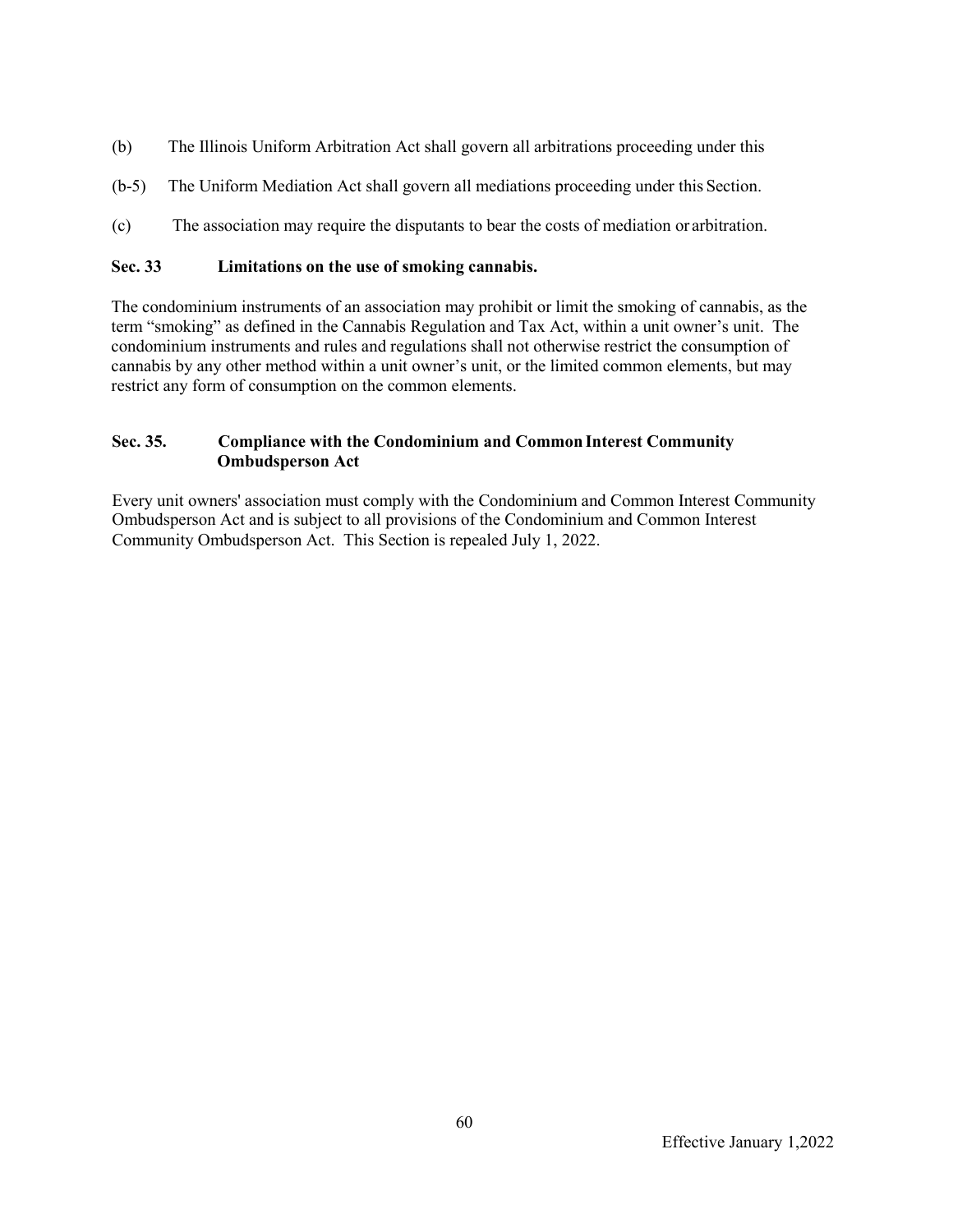(b) The Illinois Uniform Arbitration Act shall govern all arbitrations proceeding under this

(b-5) The Uniform Mediation Act shall govern all mediations proceeding under this Section.

(c) The association may require the disputants to bear the costs of mediation or arbitration.

**Sec. 33 Limitations on the use of smoking cannabis.**

The condominium instruments of an association may prohibit or limit the smoking of cannabis, as the term "smoking" as defined in the Cannabis Regulation and Tax Act, within a unit owner's unit. The condominium instruments and rules and regulations shall not otherwise restrict the consumption of cannabis by any other method within a unit owner's unit, or the limited common elements, but may restrict any form of consumption on the common elements.

**Sec. 35. Compliance with the Condominium and Common Interest Community Ombudsperson Act**

Every unit owners' association must comply with the Condominium and Common Interest Community Ombudsperson Act and is subject to all provisions of the Condominium and Common Interest Community Ombudsperson Act. This Section is repealed July 1, 2022.